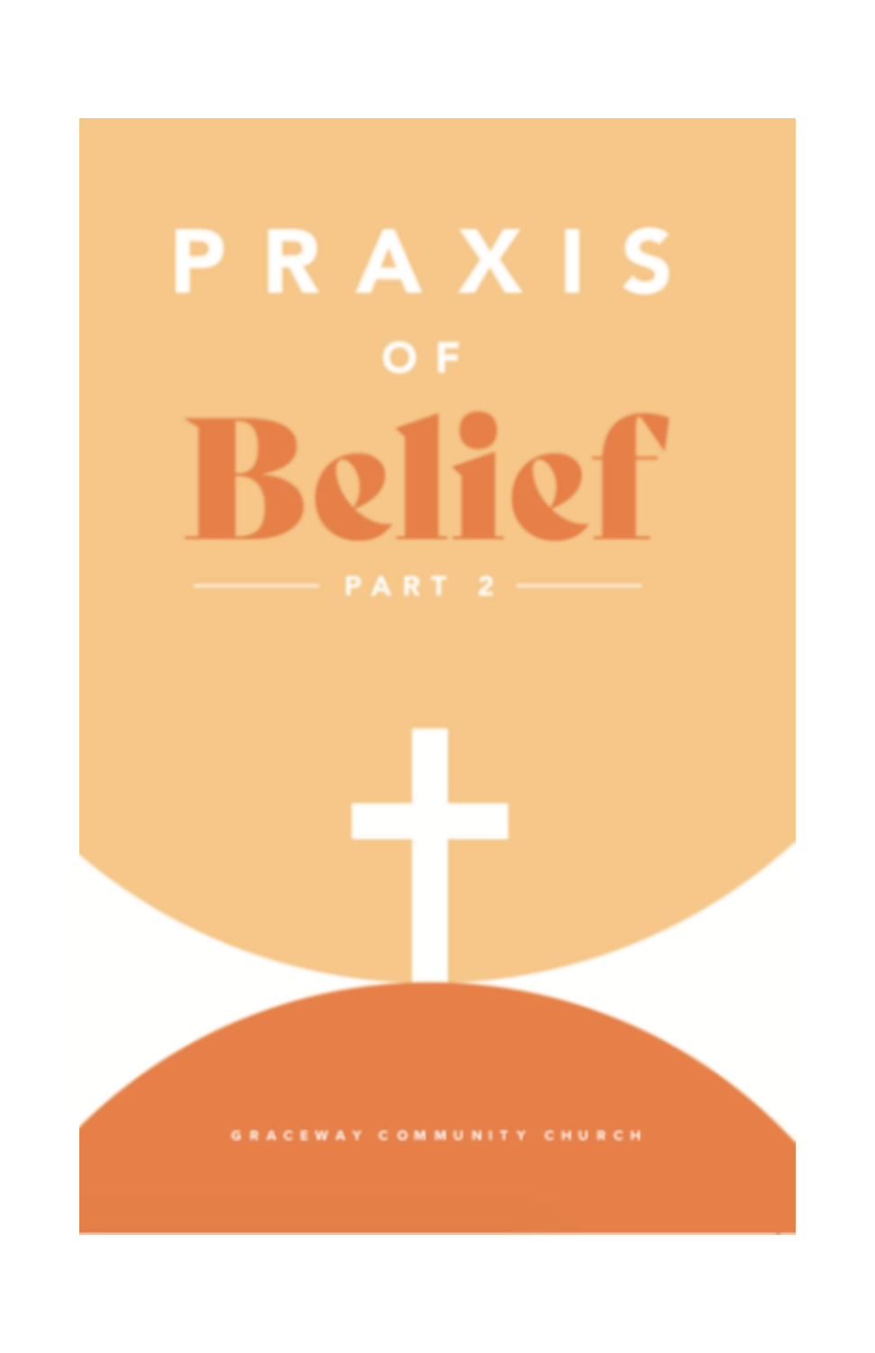# PRAXIS OF Belief

## PART 2

GRACEWAY COMMUNITY CHURCH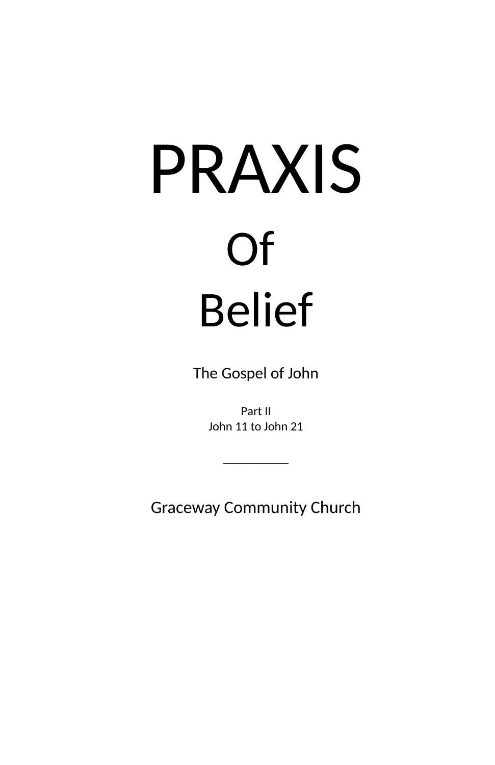# PRAXIS

# Of

# Belief

## The Gospel of John

Part II
John 11 to John 21

__________

Graceway Community Church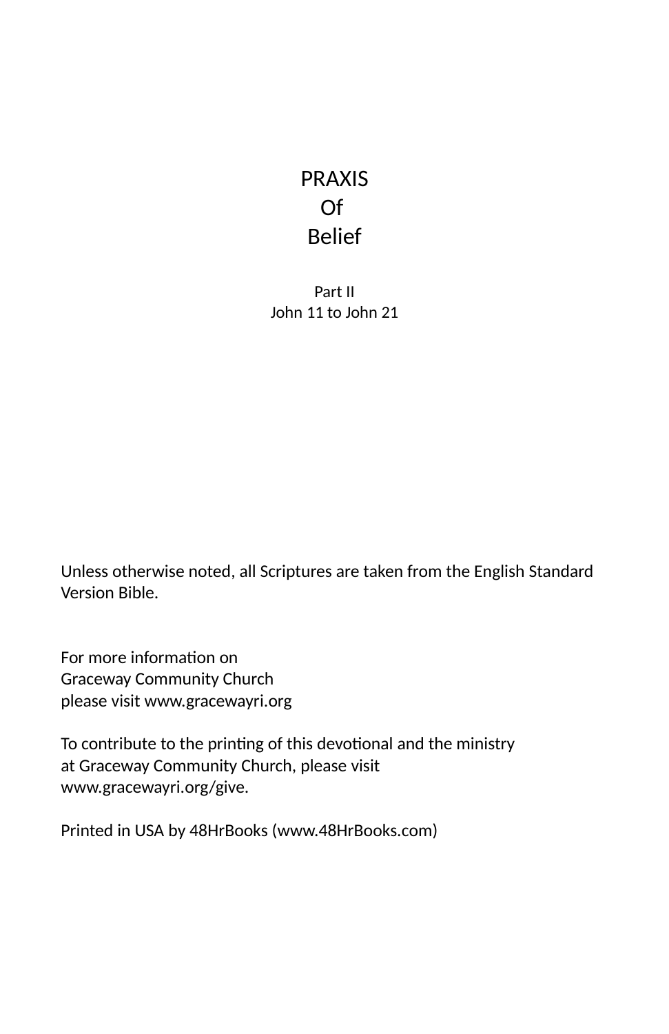# PRAXIS
# Of
# Belief

Part II
John 11 to John 21

Unless otherwise noted, all Scriptures are taken from the English Standard Version Bible.

For more information on
Graceway Community Church
please visit www.gracewayri.org

To contribute to the printing of this devotional and the ministry at Graceway Community Church, please visit www.gracewayri.org/give.

Printed in USA by 48HrBooks (www.48HrBooks.com)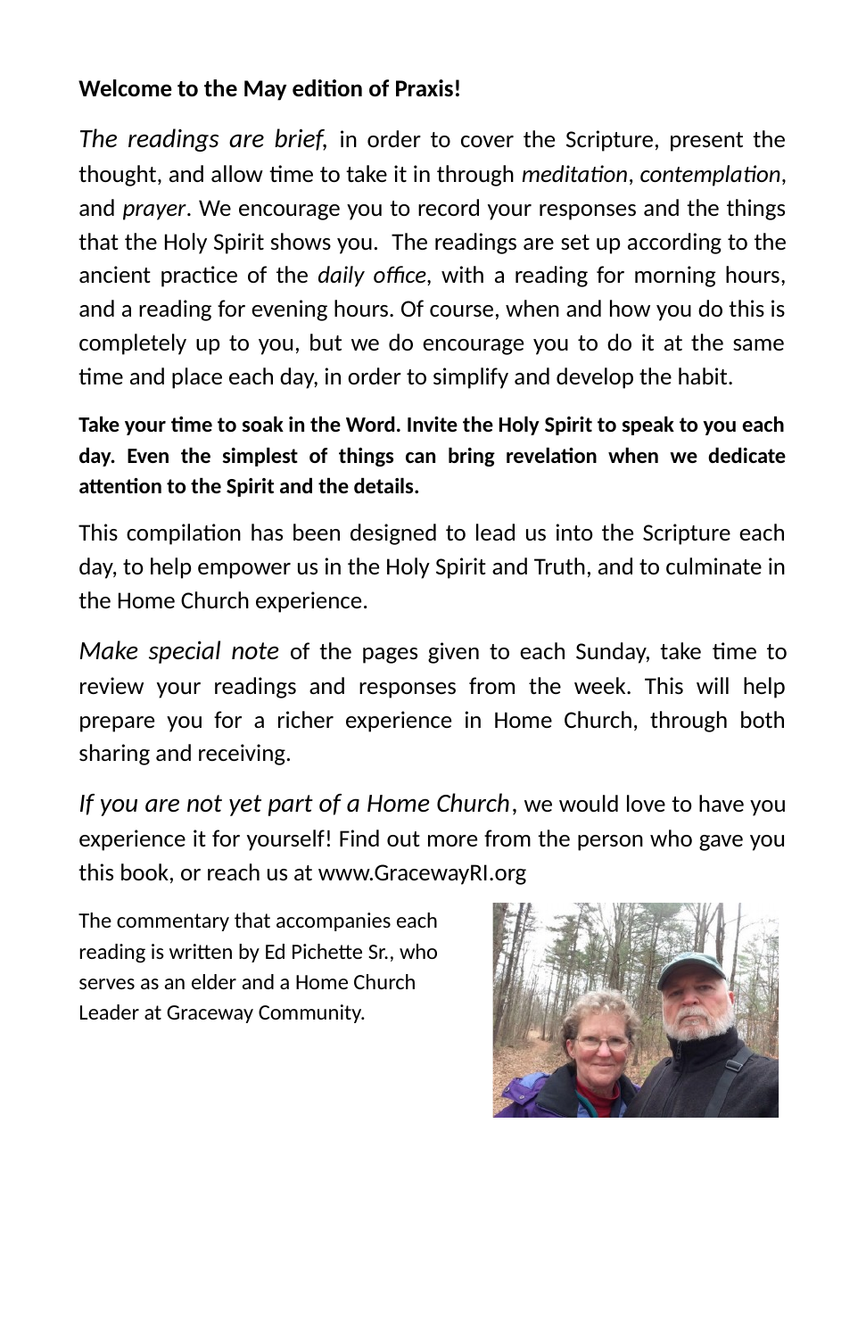**Welcome to the May edition of Praxis!**

*The readings are brief*, in order to cover the Scripture, present the thought, and allow time to take it in through *meditation*, *contemplation*, and *prayer*. We encourage you to record your responses and the things that the Holy Spirit shows you. The readings are set up according to the ancient practice of the *daily office*, with a reading for morning hours, and a reading for evening hours. Of course, when and how you do this is completely up to you, but we do encourage you to do it at the same time and place each day, in order to simplify and develop the habit.

**Take your time to soak in the Word. Invite the Holy Spirit to speak to you each day. Even the simplest of things can bring revelation when we dedicate attention to the Spirit and the details.**

This compilation has been designed to lead us into the Scripture each day, to help empower us in the Holy Spirit and Truth, and to culminate in the Home Church experience.

*Make special note* of the pages given to each Sunday, take time to review your readings and responses from the week. This will help prepare you for a richer experience in Home Church, through both sharing and receiving.

*If you are not yet part of a Home Church*, we would love to have you experience it for yourself! Find out more from the person who gave you this book, or reach us at www.GracewayRI.org

The commentary that accompanies each reading is written by Ed Pichette Sr., who serves as an elder and a Home Church Leader at Graceway Community.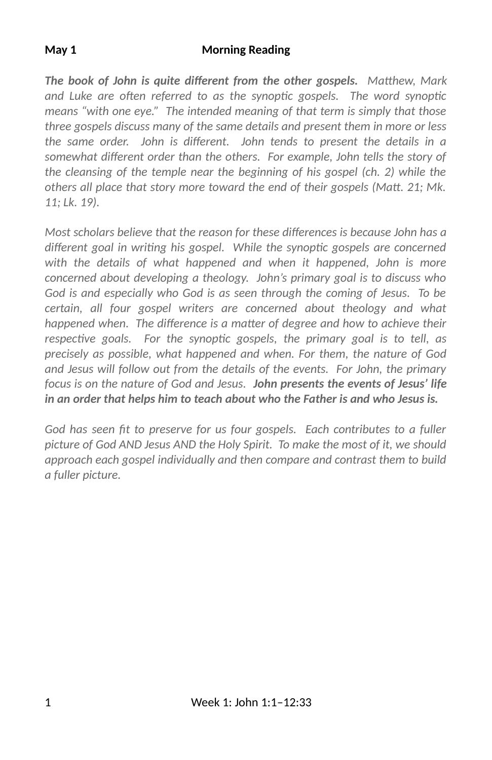**May 1** **Morning Reading**

***The book of John is quite different from the other gospels.*** *Matthew, Mark and Luke are often referred to as the synoptic gospels. The word synoptic means "with one eye." The intended meaning of that term is simply that those three gospels discuss many of the same details and present them in more or less the same order. John is different. John tends to present the details in a somewhat different order than the others. For example, John tells the story of the cleansing of the temple near the beginning of his gospel (ch. 2) while the others all place that story more toward the end of their gospels (Matt. 21; Mk. 11; Lk. 19).*

*Most scholars believe that the reason for these differences is because John has a different goal in writing his gospel. While the synoptic gospels are concerned with the details of what happened and when it happened, John is more concerned about developing a theology. John's primary goal is to discuss who God is and especially who God is as seen through the coming of Jesus. To be certain, all four gospel writers are concerned about theology and what happened when. The difference is a matter of degree and how to achieve their respective goals. For the synoptic gospels, the primary goal is to tell, as precisely as possible, what happened and when. For them, the nature of God and Jesus will follow out from the details of the events. For John, the primary focus is on the nature of God and Jesus.* ***John presents the events of Jesus' life in an order that helps him to teach about who the Father is and who Jesus is.***

*God has seen fit to preserve for us four gospels. Each contributes to a fuller picture of God AND Jesus AND the Holy Spirit. To make the most of it, we should approach each gospel individually and then compare and contrast them to build a fuller picture.*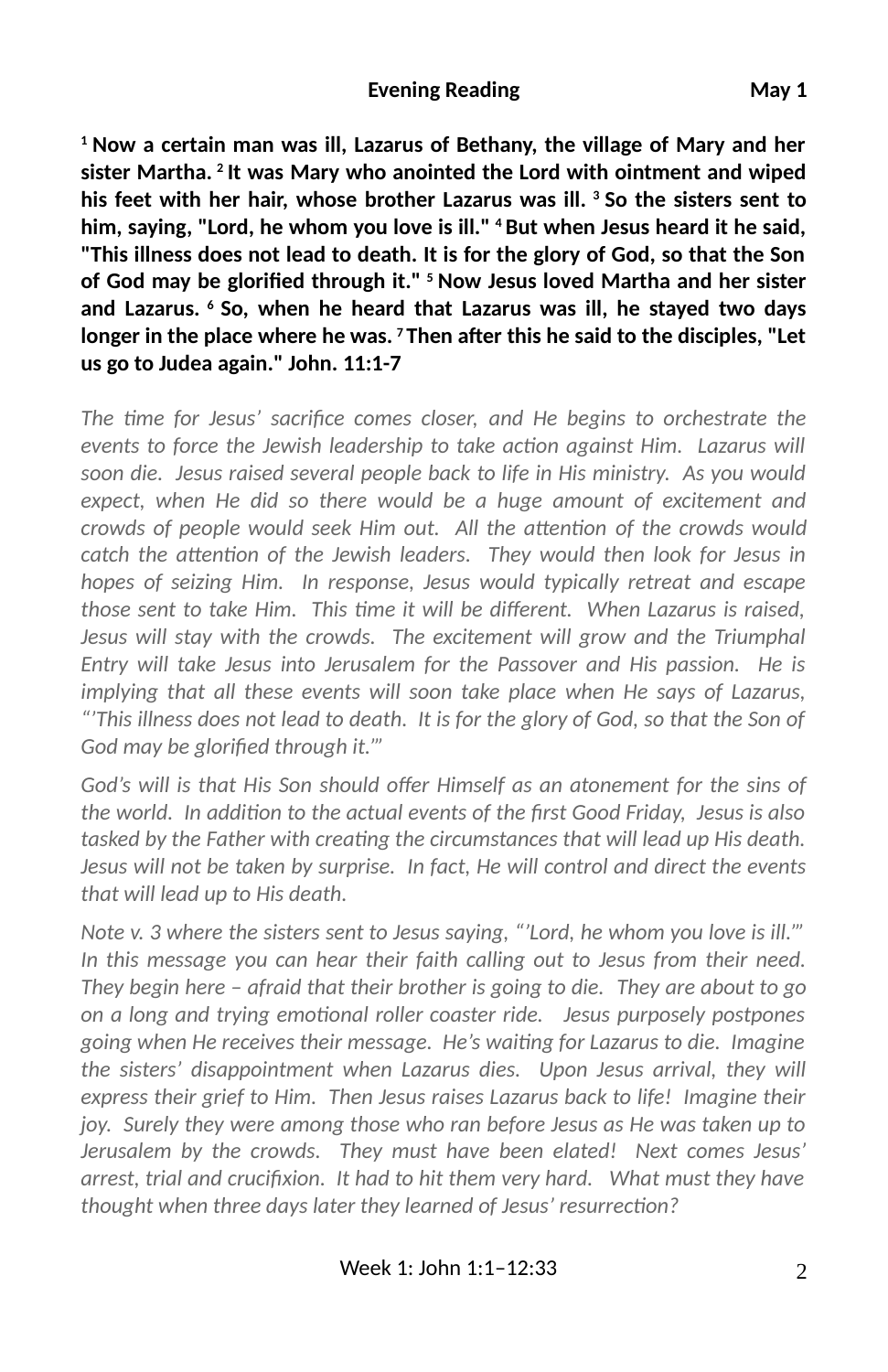**Evening Reading May 1**

**[1] Now a certain man was ill, Lazarus of Bethany, the village of Mary and her sister Martha. [2] It was Mary who anointed the Lord with ointment and wiped his feet with her hair, whose brother Lazarus was ill. [3] So the sisters sent to him, saying, "Lord, he whom you love is ill." [4] But when Jesus heard it he said, "This illness does not lead to death. It is for the glory of God, so that the Son of God may be glorified through it." [5] Now Jesus loved Martha and her sister and Lazarus. [6] So, when he heard that Lazarus was ill, he stayed two days longer in the place where he was. [7] Then after this he said to the disciples, "Let us go to Judea again." John. 11:1-7**

*The time for Jesus' sacrifice comes closer, and He begins to orchestrate the events to force the Jewish leadership to take action against Him. Lazarus will soon die. Jesus raised several people back to life in His ministry. As you would expect, when He did so there would be a huge amount of excitement and crowds of people would seek Him out. All the attention of the crowds would catch the attention of the Jewish leaders. They would then look for Jesus in hopes of seizing Him. In response, Jesus would typically retreat and escape those sent to take Him. This time it will be different. When Lazarus is raised, Jesus will stay with the crowds. The excitement will grow and the Triumphal Entry will take Jesus into Jerusalem for the Passover and His passion. He is implying that all these events will soon take place when He says of Lazarus, "'This illness does not lead to death. It is for the glory of God, so that the Son of God may be glorified through it.'"*

*God's will is that His Son should offer Himself as an atonement for the sins of the world. In addition to the actual events of the first Good Friday, Jesus is also tasked by the Father with creating the circumstances that will lead up His death. Jesus will not be taken by surprise. In fact, He will control and direct the events that will lead up to His death.*

*Note v. 3 where the sisters sent to Jesus saying, "'Lord, he whom you love is ill.'" In this message you can hear their faith calling out to Jesus from their need. They begin here – afraid that their brother is going to die. They are about to go on a long and trying emotional roller coaster ride. Jesus purposely postpones going when He receives their message. He's waiting for Lazarus to die. Imagine the sisters' disappointment when Lazarus dies. Upon Jesus arrival, they will express their grief to Him. Then Jesus raises Lazarus back to life! Imagine their joy. Surely they were among those who ran before Jesus as He was taken up to Jerusalem by the crowds. They must have been elated! Next comes Jesus' arrest, trial and crucifixion. It had to hit them very hard. What must they have thought when three days later they learned of Jesus' resurrection?*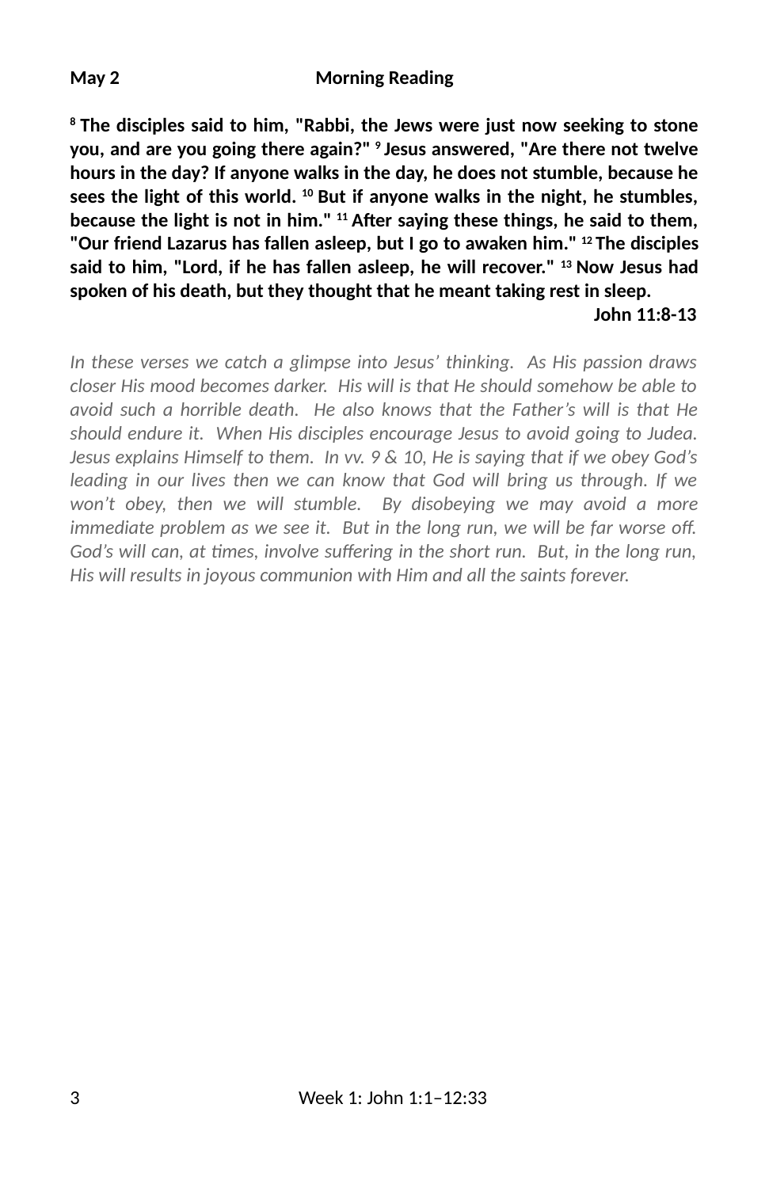**May 2 Morning Reading**

**[8] The disciples said to him, "Rabbi, the Jews were just now seeking to stone you, and are you going there again?" [9] Jesus answered, "Are there not twelve hours in the day? If anyone walks in the day, he does not stumble, because he sees the light of this world. [10] But if anyone walks in the night, he stumbles, because the light is not in him." [11] After saying these things, he said to them, "Our friend Lazarus has fallen asleep, but I go to awaken him." [12] The disciples said to him, "Lord, if he has fallen asleep, he will recover." [13] Now Jesus had spoken of his death, but they thought that he meant taking rest in sleep.**

**John 11:8-13**

*In these verses we catch a glimpse into Jesus' thinking. As His passion draws closer His mood becomes darker. His will is that He should somehow be able to avoid such a horrible death. He also knows that the Father's will is that He should endure it. When His disciples encourage Jesus to avoid going to Judea. Jesus explains Himself to them. In vv. 9 & 10, He is saying that if we obey God's leading in our lives then we can know that God will bring us through. If we won't obey, then we will stumble. By disobeying we may avoid a more immediate problem as we see it. But in the long run, we will be far worse off. God's will can, at times, involve suffering in the short run. But, in the long run, His will results in joyous communion with Him and all the saints forever.*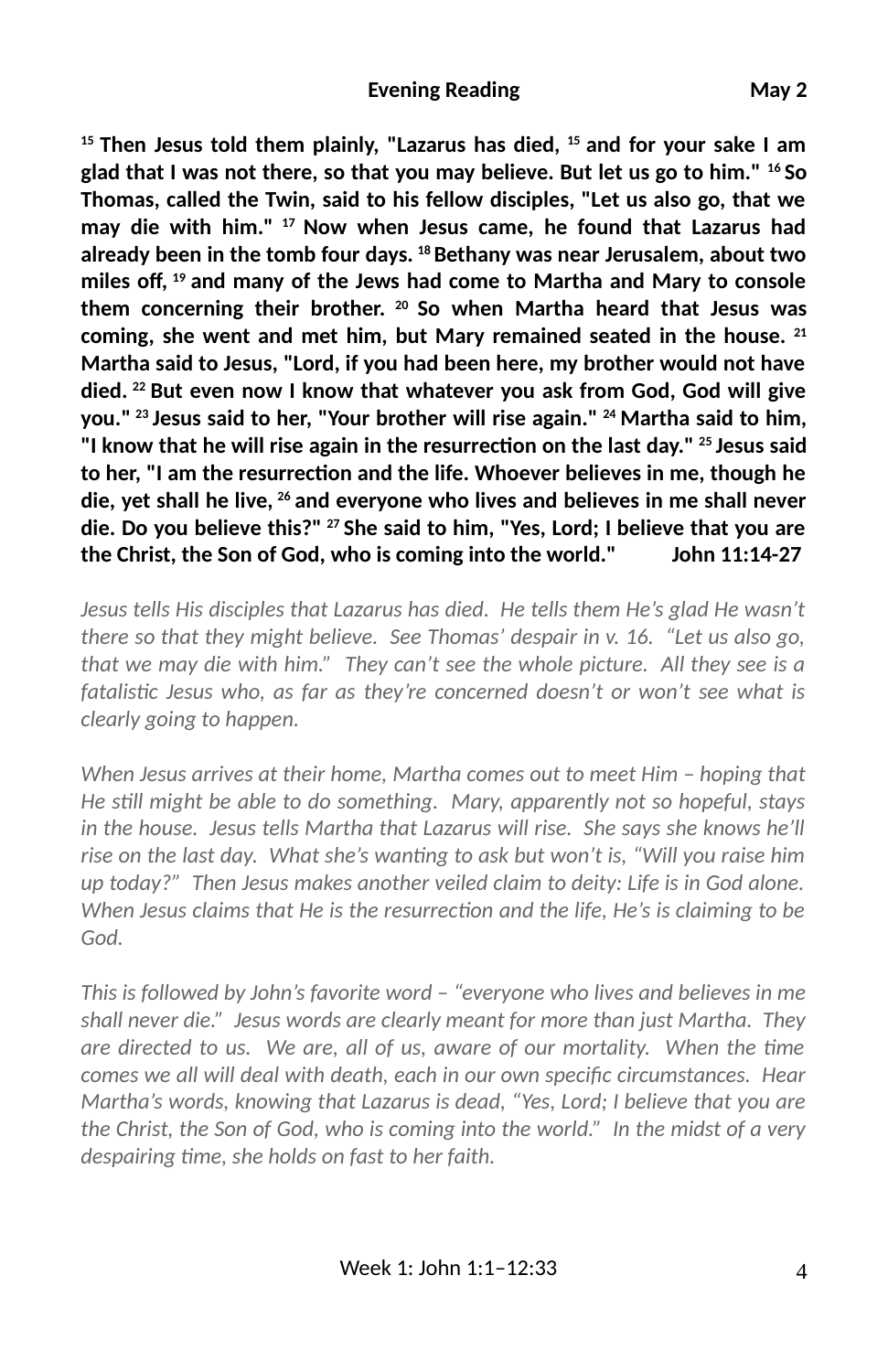**Evening Reading May 2**

**[15] Then Jesus told them plainly, "Lazarus has died, [15] and for your sake I am glad that I was not there, so that you may believe. But let us go to him." [16] So Thomas, called the Twin, said to his fellow disciples, "Let us also go, that we may die with him." [17] Now when Jesus came, he found that Lazarus had already been in the tomb four days. [18] Bethany was near Jerusalem, about two miles off, [19] and many of the Jews had come to Martha and Mary to console them concerning their brother. [20] So when Martha heard that Jesus was coming, she went and met him, but Mary remained seated in the house. [21] Martha said to Jesus, "Lord, if you had been here, my brother would not have died. [22] But even now I know that whatever you ask from God, God will give you." [23] Jesus said to her, "Your brother will rise again." [24] Martha said to him, "I know that he will rise again in the resurrection on the last day." [25] Jesus said to her, "I am the resurrection and the life. Whoever believes in me, though he die, yet shall he live, [26] and everyone who lives and believes in me shall never die. Do you believe this?" [27] She said to him, "Yes, Lord; I believe that you are the Christ, the Son of God, who is coming into the world." John 11:14-27**

*Jesus tells His disciples that Lazarus has died. He tells them He's glad He wasn't there so that they might believe. See Thomas' despair in v. 16. "Let us also go, that we may die with him." They can't see the whole picture. All they see is a fatalistic Jesus who, as far as they're concerned doesn't or won't see what is clearly going to happen.*

*When Jesus arrives at their home, Martha comes out to meet Him – hoping that He still might be able to do something. Mary, apparently not so hopeful, stays in the house. Jesus tells Martha that Lazarus will rise. She says she knows he'll rise on the last day. What she's wanting to ask but won't is, "Will you raise him up today?" Then Jesus makes another veiled claim to deity: Life is in God alone. When Jesus claims that He is the resurrection and the life, He's is claiming to be God.*

*This is followed by John's favorite word – "everyone who lives and believes in me shall never die." Jesus words are clearly meant for more than just Martha. They are directed to us. We are, all of us, aware of our mortality. When the time comes we all will deal with death, each in our own specific circumstances. Hear Martha's words, knowing that Lazarus is dead, "Yes, Lord; I believe that you are the Christ, the Son of God, who is coming into the world." In the midst of a very despairing time, she holds on fast to her faith.*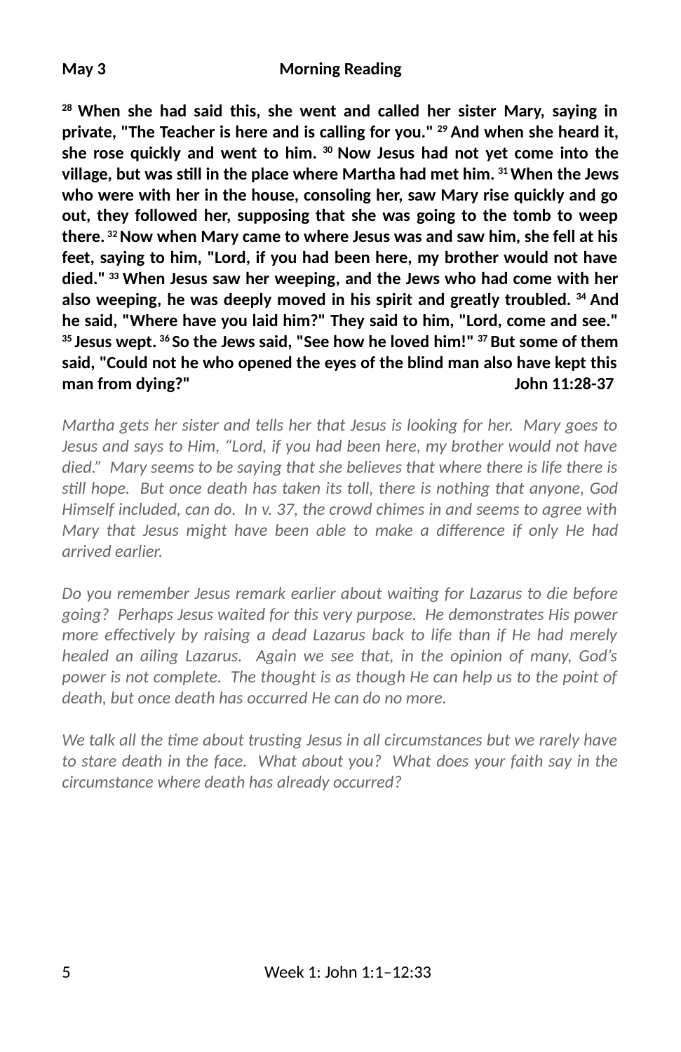**May 3 Morning Reading**

**[28] When she had said this, she went and called her sister Mary, saying in private, "The Teacher is here and is calling for you." [29] And when she heard it, she rose quickly and went to him. [30] Now Jesus had not yet come into the village, but was still in the place where Martha had met him. [31] When the Jews who were with her in the house, consoling her, saw Mary rise quickly and go out, they followed her, supposing that she was going to the tomb to weep there. [32] Now when Mary came to where Jesus was and saw him, she fell at his feet, saying to him, "Lord, if you had been here, my brother would not have died." [33] When Jesus saw her weeping, and the Jews who had come with her also weeping, he was deeply moved in his spirit and greatly troubled. [34] And he said, "Where have you laid him?" They said to him, "Lord, come and see." [35] Jesus wept. [36] So the Jews said, "See how he loved him!" [37] But some of them said, "Could not he who opened the eyes of the blind man also have kept this man from dying?" John 11:28-37**

*Martha gets her sister and tells her that Jesus is looking for her. Mary goes to Jesus and says to Him, "Lord, if you had been here, my brother would not have died." Mary seems to be saying that she believes that where there is life there is still hope. But once death has taken its toll, there is nothing that anyone, God Himself included, can do. In v. 37, the crowd chimes in and seems to agree with Mary that Jesus might have been able to make a difference if only He had arrived earlier.*

*Do you remember Jesus remark earlier about waiting for Lazarus to die before going? Perhaps Jesus waited for this very purpose. He demonstrates His power more effectively by raising a dead Lazarus back to life than if He had merely healed an ailing Lazarus. Again we see that, in the opinion of many, God's power is not complete. The thought is as though He can help us to the point of death, but once death has occurred He can do no more.*

*We talk all the time about trusting Jesus in all circumstances but we rarely have to stare death in the face. What about you? What does your faith say in the circumstance where death has already occurred?*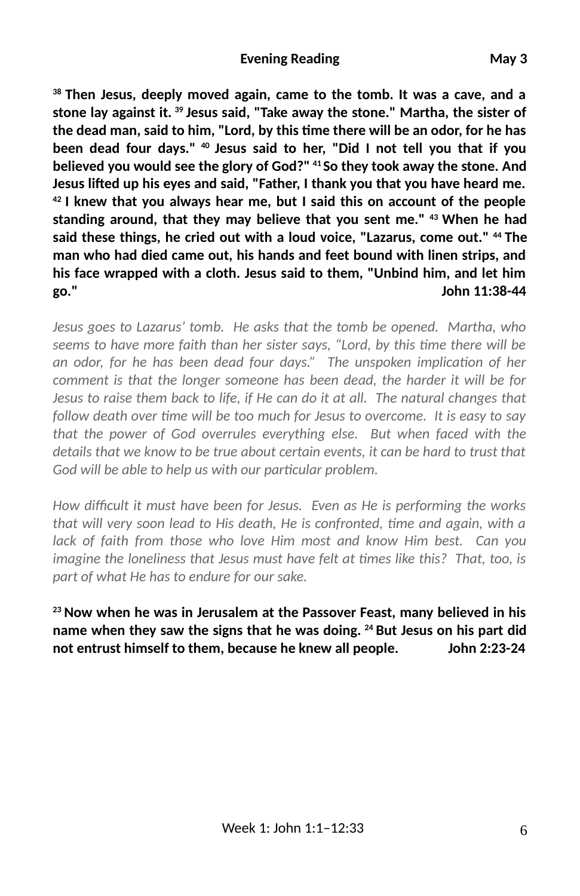**Evening Reading May 3**

**[38] Then Jesus, deeply moved again, came to the tomb. It was a cave, and a stone lay against it. [39] Jesus said, "Take away the stone." Martha, the sister of the dead man, said to him, "Lord, by this time there will be an odor, for he has been dead four days." [40] Jesus said to her, "Did I not tell you that if you believed you would see the glory of God?" [41] So they took away the stone. And Jesus lifted up his eyes and said, "Father, I thank you that you have heard me. [42] I knew that you always hear me, but I said this on account of the people standing around, that they may believe that you sent me." [43] When he had said these things, he cried out with a loud voice, "Lazarus, come out." [44] The man who had died came out, his hands and feet bound with linen strips, and his face wrapped with a cloth. Jesus said to them, "Unbind him, and let him go." John 11:38-44**

*Jesus goes to Lazarus' tomb. He asks that the tomb be opened. Martha, who seems to have more faith than her sister says, "Lord, by this time there will be an odor, for he has been dead four days." The unspoken implication of her comment is that the longer someone has been dead, the harder it will be for Jesus to raise them back to life, if He can do it at all. The natural changes that follow death over time will be too much for Jesus to overcome. It is easy to say that the power of God overrules everything else. But when faced with the details that we know to be true about certain events, it can be hard to trust that God will be able to help us with our particular problem.*

*How difficult it must have been for Jesus. Even as He is performing the works that will very soon lead to His death, He is confronted, time and again, with a lack of faith from those who love Him most and know Him best. Can you imagine the loneliness that Jesus must have felt at times like this? That, too, is part of what He has to endure for our sake.*

**[23] Now when he was in Jerusalem at the Passover Feast, many believed in his name when they saw the signs that he was doing. [24] But Jesus on his part did not entrust himself to them, because he knew all people. John 2:23-24**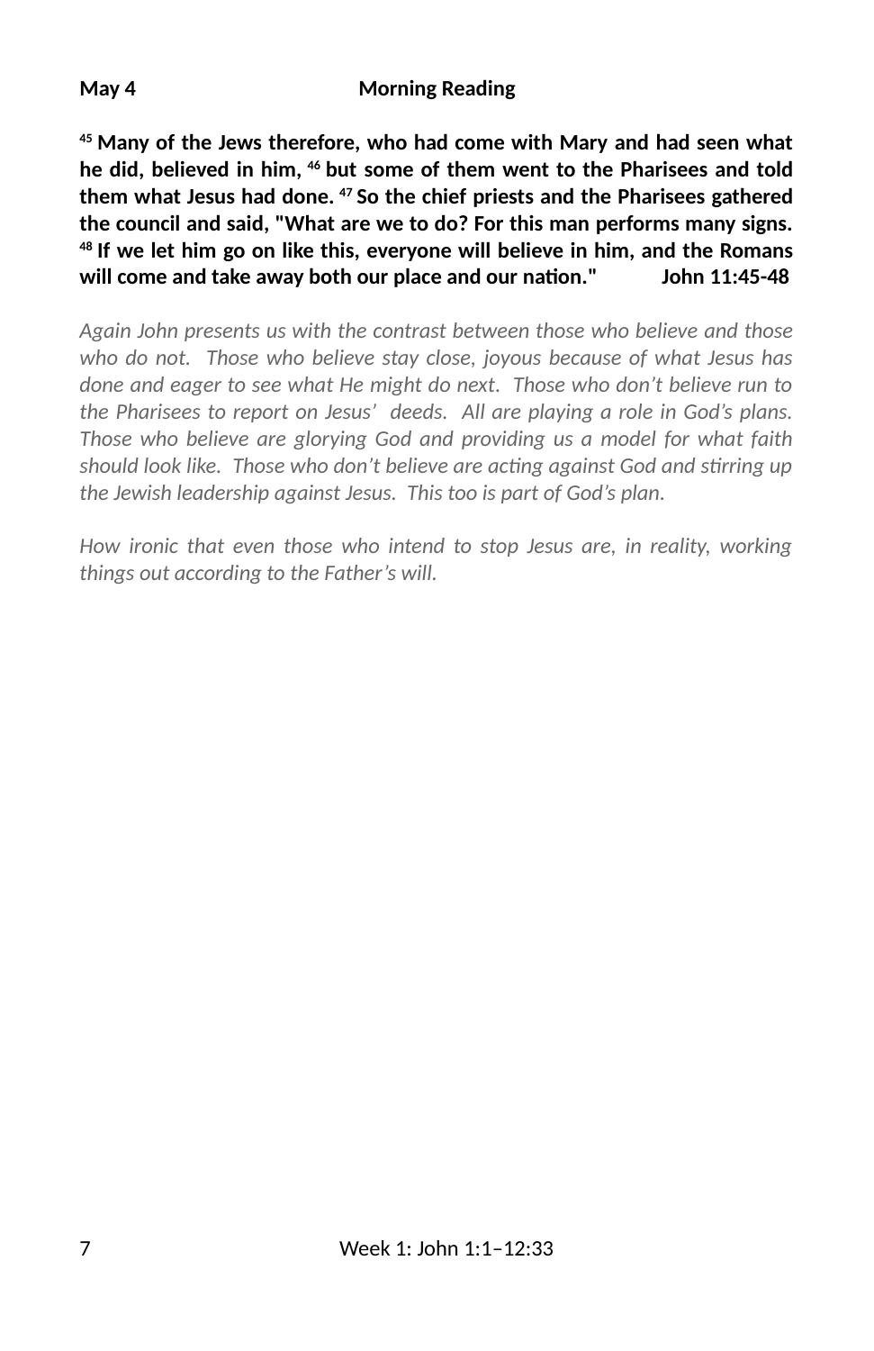**May 4 Morning Reading**

**[45] Many of the Jews therefore, who had come with Mary and had seen what he did, believed in him, [46] but some of them went to the Pharisees and told them what Jesus had done. [47] So the chief priests and the Pharisees gathered the council and said, "What are we to do? For this man performs many signs. [48] If we let him go on like this, everyone will believe in him, and the Romans will come and take away both our place and our nation." John 11:45-48**

*Again John presents us with the contrast between those who believe and those who do not. Those who believe stay close, joyous because of what Jesus has done and eager to see what He might do next. Those who don't believe run to the Pharisees to report on Jesus' deeds. All are playing a role in God's plans. Those who believe are glorying God and providing us a model for what faith should look like. Those who don't believe are acting against God and stirring up the Jewish leadership against Jesus. This too is part of God's plan.*

*How ironic that even those who intend to stop Jesus are, in reality, working things out according to the Father's will.*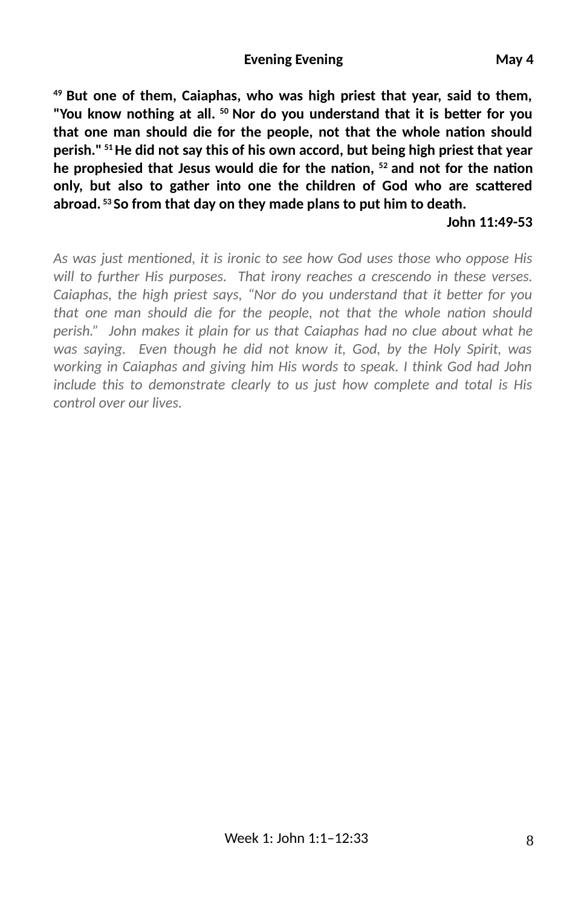**Evening Evening May 4**

**[49] But one of them, Caiaphas, who was high priest that year, said to them, "You know nothing at all. [50] Nor do you understand that it is better for you that one man should die for the people, not that the whole nation should perish." [51] He did not say this of his own accord, but being high priest that year he prophesied that Jesus would die for the nation, [52] and not for the nation only, but also to gather into one the children of God who are scattered abroad. [53] So from that day on they made plans to put him to death.**

**John 11:49-53**

*As was just mentioned, it is ironic to see how God uses those who oppose His will to further His purposes. That irony reaches a crescendo in these verses. Caiaphas, the high priest says, "Nor do you understand that it better for you that one man should die for the people, not that the whole nation should perish." John makes it plain for us that Caiaphas had no clue about what he was saying. Even though he did not know it, God, by the Holy Spirit, was working in Caiaphas and giving him His words to speak. I think God had John include this to demonstrate clearly to us just how complete and total is His control over our lives.*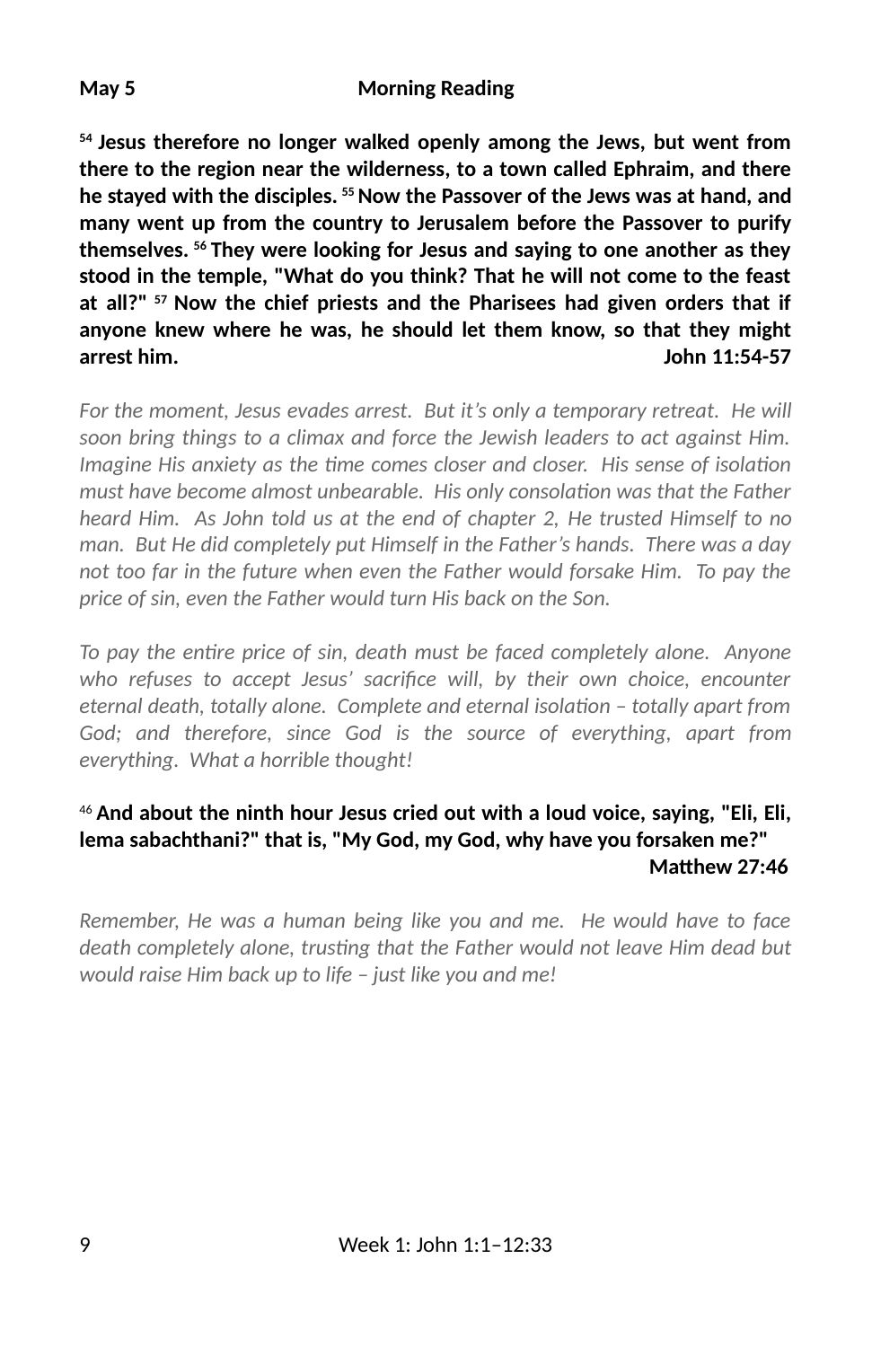**May 5 Morning Reading**

**[54] Jesus therefore no longer walked openly among the Jews, but went from there to the region near the wilderness, to a town called Ephraim, and there he stayed with the disciples. [55] Now the Passover of the Jews was at hand, and many went up from the country to Jerusalem before the Passover to purify themselves. [56] They were looking for Jesus and saying to one another as they stood in the temple, "What do you think? That he will not come to the feast at all?" [57] Now the chief priests and the Pharisees had given orders that if anyone knew where he was, he should let them know, so that they might arrest him. John 11:54-57**

*For the moment, Jesus evades arrest. But it's only a temporary retreat. He will soon bring things to a climax and force the Jewish leaders to act against Him. Imagine His anxiety as the time comes closer and closer. His sense of isolation must have become almost unbearable. His only consolation was that the Father heard Him. As John told us at the end of chapter 2, He trusted Himself to no man. But He did completely put Himself in the Father's hands. There was a day not too far in the future when even the Father would forsake Him. To pay the price of sin, even the Father would turn His back on the Son.*

*To pay the entire price of sin, death must be faced completely alone. Anyone who refuses to accept Jesus' sacrifice will, by their own choice, encounter eternal death, totally alone. Complete and eternal isolation – totally apart from God; and therefore, since God is the source of everything, apart from everything. What a horrible thought!*

[46] **And about the ninth hour Jesus cried out with a loud voice, saying, "Eli, Eli, lema sabachthani?" that is, "My God, my God, why have you forsaken me?" Matthew 27:46**

*Remember, He was a human being like you and me. He would have to face death completely alone, trusting that the Father would not leave Him dead but would raise Him back up to life – just like you and me!*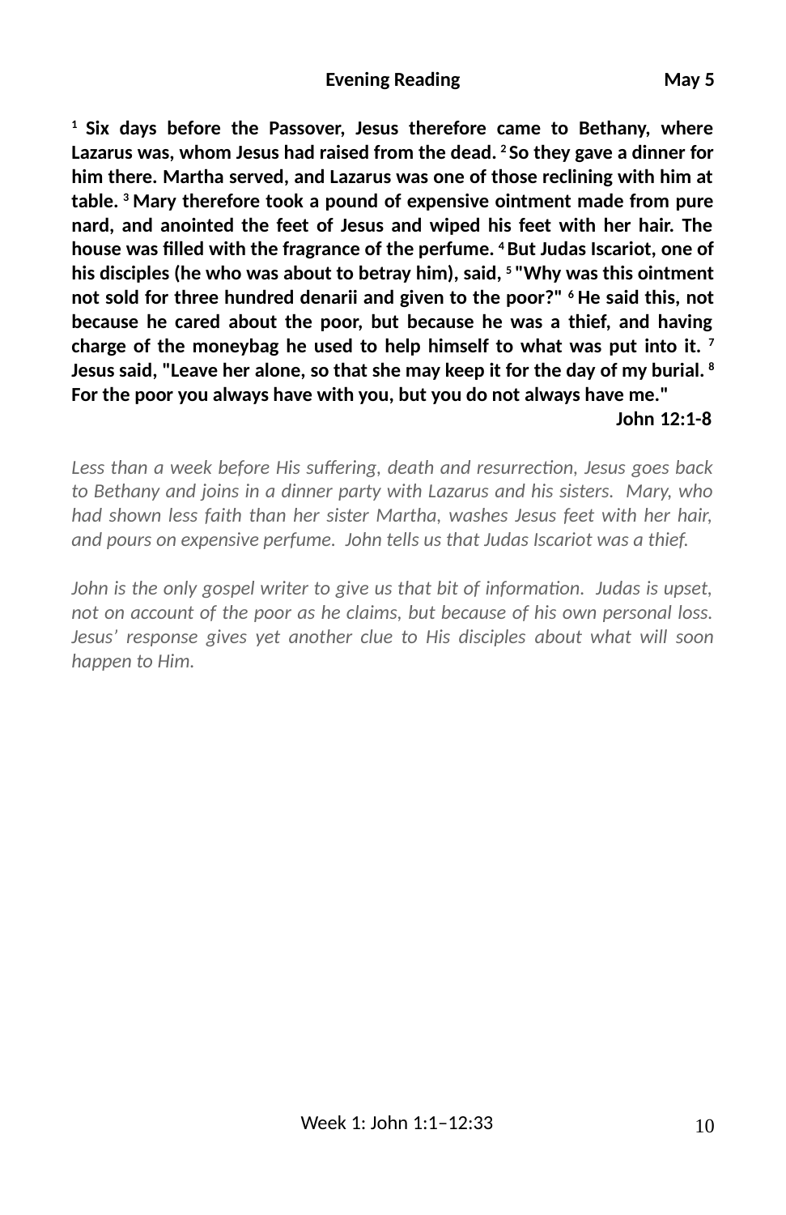**Evening Reading May 5**

**[1] Six days before the Passover, Jesus therefore came to Bethany, where Lazarus was, whom Jesus had raised from the dead. [2] So they gave a dinner for him there. Martha served, and Lazarus was one of those reclining with him at table. [3] Mary therefore took a pound of expensive ointment made from pure nard, and anointed the feet of Jesus and wiped his feet with her hair. The house was filled with the fragrance of the perfume. [4] But Judas Iscariot, one of his disciples (he who was about to betray him), said, [5] "Why was this ointment not sold for three hundred denarii and given to the poor?" [6] He said this, not because he cared about the poor, but because he was a thief, and having charge of the moneybag he used to help himself to what was put into it. [7] Jesus said, "Leave her alone, so that she may keep it for the day of my burial. [8] For the poor you always have with you, but you do not always have me."**

**John 12:1-8**

*Less than a week before His suffering, death and resurrection, Jesus goes back to Bethany and joins in a dinner party with Lazarus and his sisters. Mary, who had shown less faith than her sister Martha, washes Jesus feet with her hair, and pours on expensive perfume. John tells us that Judas Iscariot was a thief.*

*John is the only gospel writer to give us that bit of information. Judas is upset, not on account of the poor as he claims, but because of his own personal loss. Jesus' response gives yet another clue to His disciples about what will soon happen to Him.*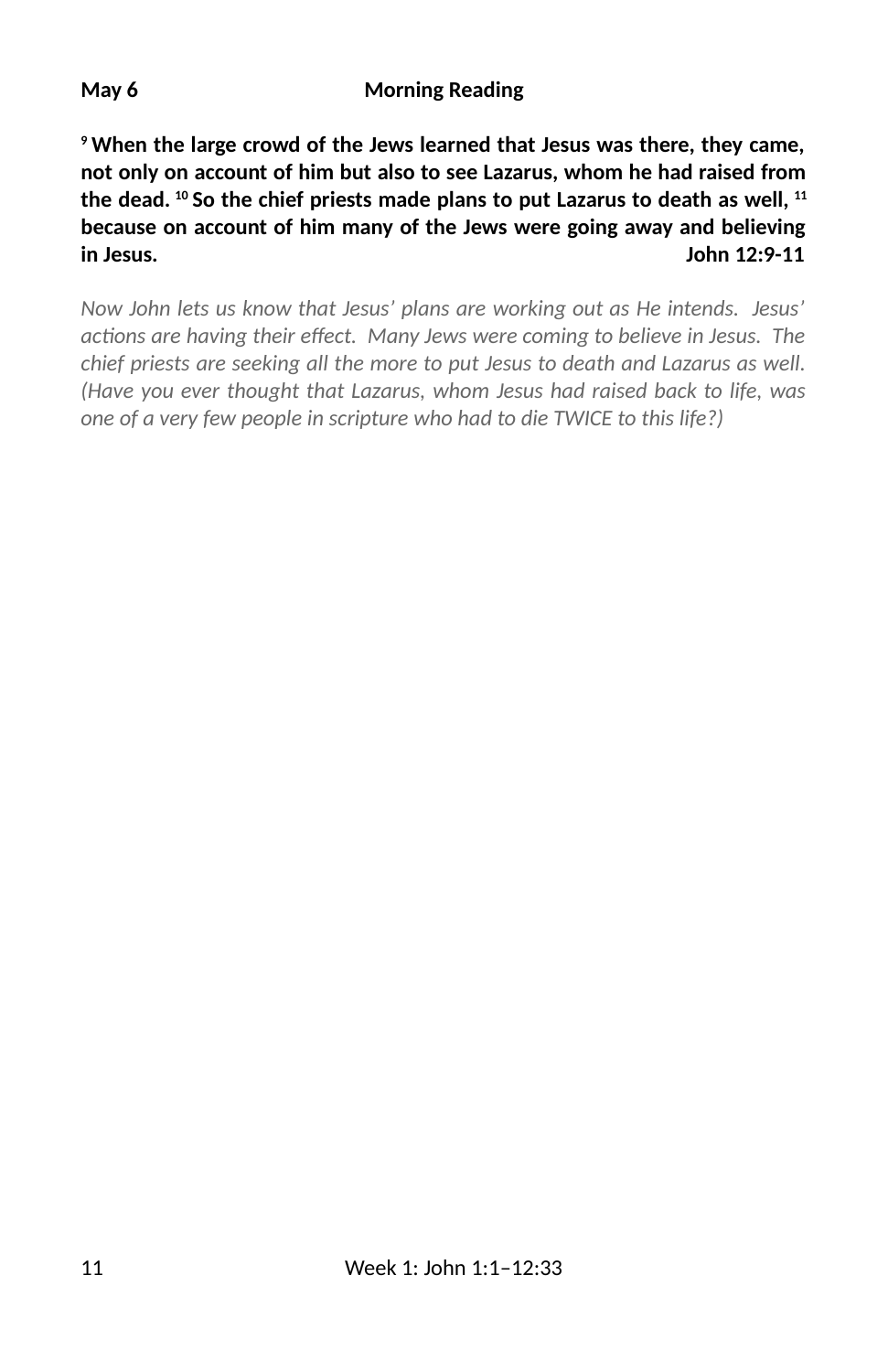**May 6 Morning Reading**

**[9] When the large crowd of the Jews learned that Jesus was there, they came, not only on account of him but also to see Lazarus, whom he had raised from the dead. [10] So the chief priests made plans to put Lazarus to death as well, [11] because on account of him many of the Jews were going away and believing in Jesus. John 12:9-11**

*Now John lets us know that Jesus' plans are working out as He intends. Jesus' actions are having their effect. Many Jews were coming to believe in Jesus. The chief priests are seeking all the more to put Jesus to death and Lazarus as well. (Have you ever thought that Lazarus, whom Jesus had raised back to life, was one of a very few people in scripture who had to die TWICE to this life?)*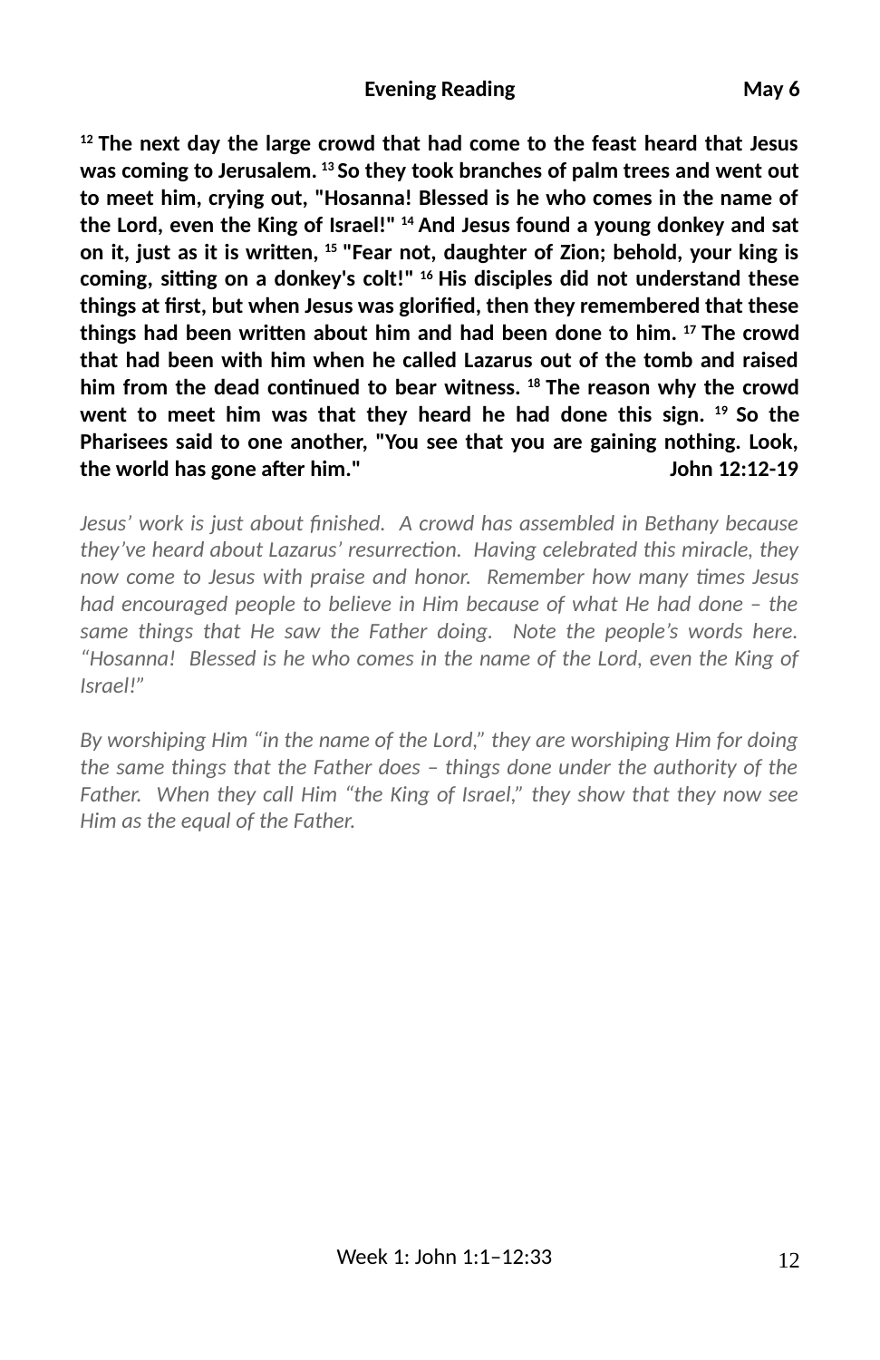**Evening Reading May 6**

**[12] The next day the large crowd that had come to the feast heard that Jesus was coming to Jerusalem. [13] So they took branches of palm trees and went out to meet him, crying out, "Hosanna! Blessed is he who comes in the name of the Lord, even the King of Israel!" [14] And Jesus found a young donkey and sat on it, just as it is written, [15] "Fear not, daughter of Zion; behold, your king is coming, sitting on a donkey's colt!" [16] His disciples did not understand these things at first, but when Jesus was glorified, then they remembered that these things had been written about him and had been done to him. [17] The crowd that had been with him when he called Lazarus out of the tomb and raised him from the dead continued to bear witness. [18] The reason why the crowd went to meet him was that they heard he had done this sign. [19] So the Pharisees said to one another, "You see that you are gaining nothing. Look, the world has gone after him." John 12:12-19**

*Jesus' work is just about finished. A crowd has assembled in Bethany because they've heard about Lazarus' resurrection. Having celebrated this miracle, they now come to Jesus with praise and honor. Remember how many times Jesus had encouraged people to believe in Him because of what He had done – the same things that He saw the Father doing. Note the people's words here. "Hosanna! Blessed is he who comes in the name of the Lord, even the King of Israel!"*

*By worshiping Him "in the name of the Lord," they are worshiping Him for doing the same things that the Father does – things done under the authority of the Father. When they call Him "the King of Israel," they show that they now see Him as the equal of the Father.*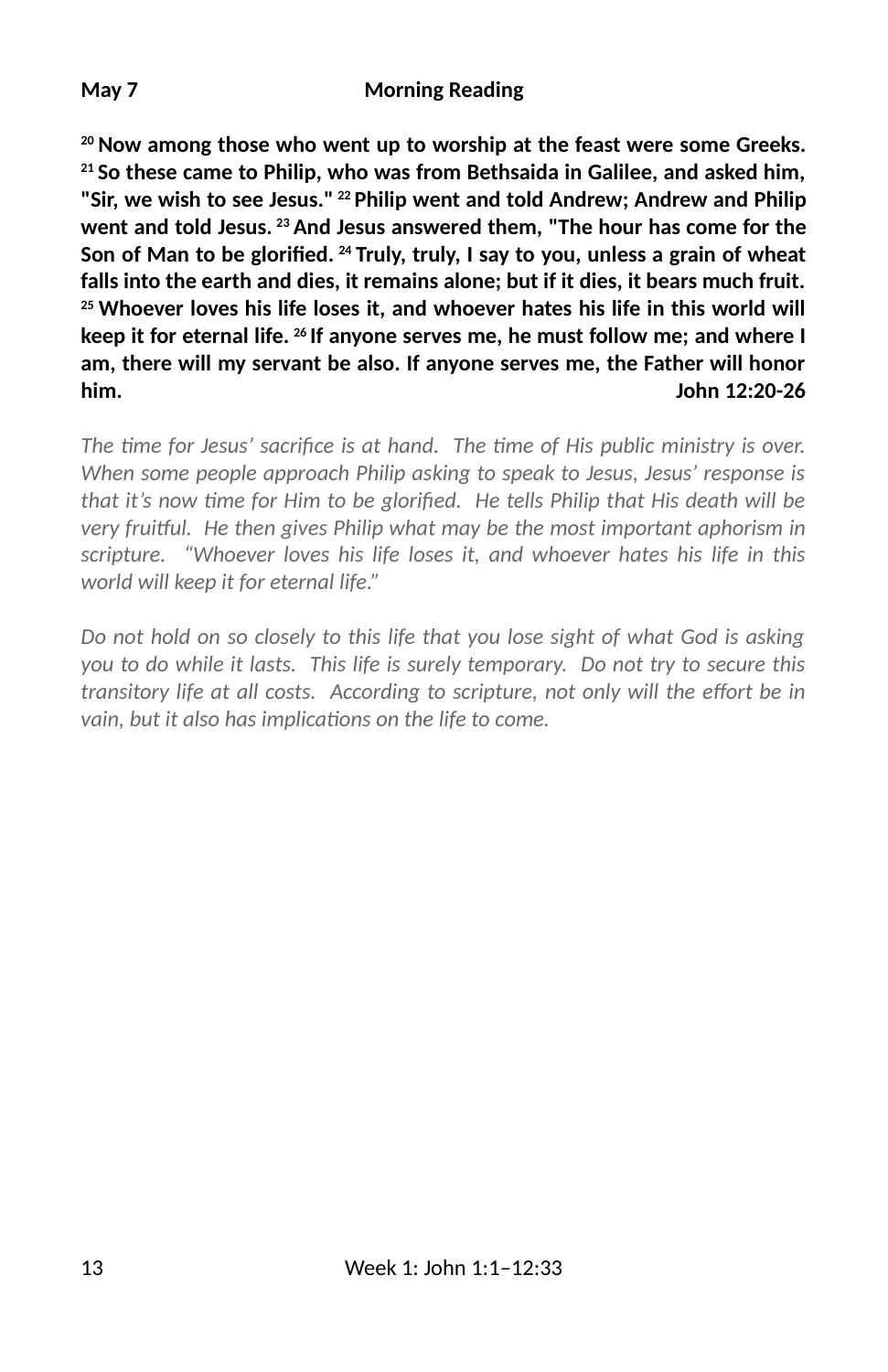**May 7** **Morning Reading**

**[20] Now among those who went up to worship at the feast were some Greeks. [21] So these came to Philip, who was from Bethsaida in Galilee, and asked him, "Sir, we wish to see Jesus." [22] Philip went and told Andrew; Andrew and Philip went and told Jesus. [23] And Jesus answered them, "The hour has come for the Son of Man to be glorified. [24] Truly, truly, I say to you, unless a grain of wheat falls into the earth and dies, it remains alone; but if it dies, it bears much fruit. [25] Whoever loves his life loses it, and whoever hates his life in this world will keep it for eternal life. [26] If anyone serves me, he must follow me; and where I am, there will my servant be also. If anyone serves me, the Father will honor him.** **John 12:20-26**

*The time for Jesus' sacrifice is at hand. The time of His public ministry is over. When some people approach Philip asking to speak to Jesus, Jesus' response is that it's now time for Him to be glorified. He tells Philip that His death will be very fruitful. He then gives Philip what may be the most important aphorism in scripture. "Whoever loves his life loses it, and whoever hates his life in this world will keep it for eternal life."*

*Do not hold on so closely to this life that you lose sight of what God is asking you to do while it lasts. This life is surely temporary. Do not try to secure this transitory life at all costs. According to scripture, not only will the effort be in vain, but it also has implications on the life to come.*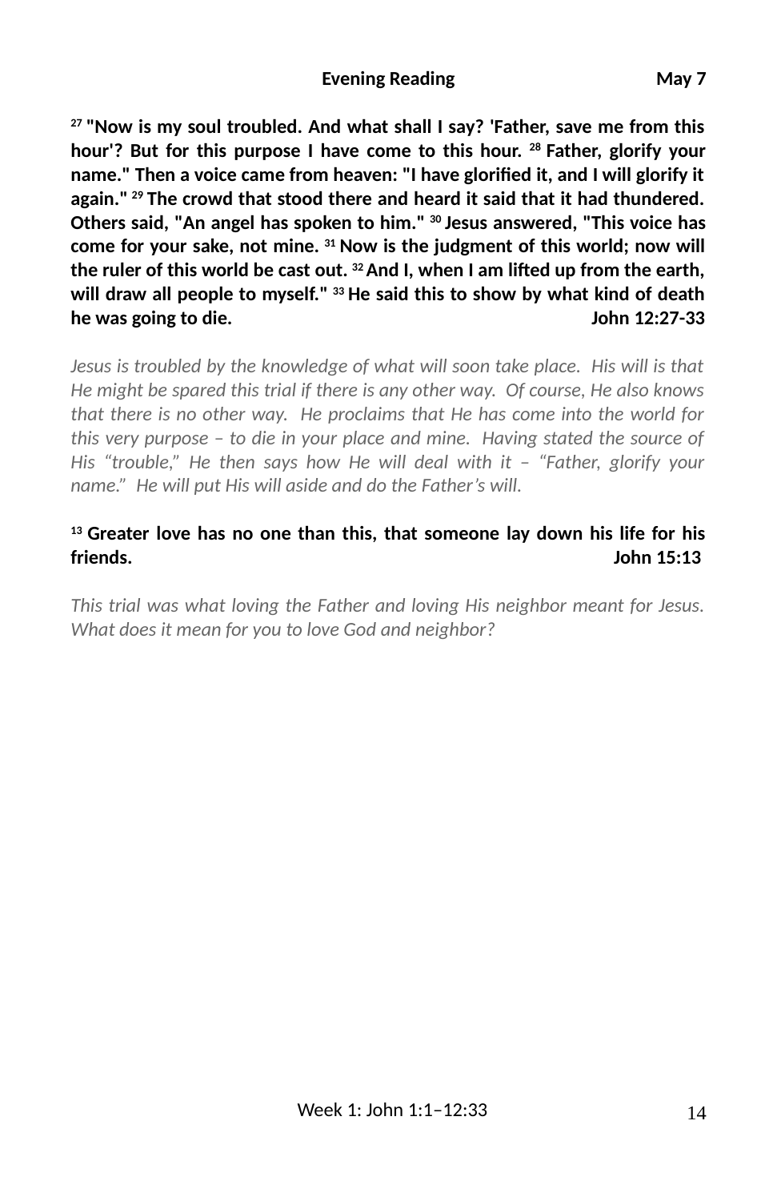**Evening Reading** **May 7**

**[27] "Now is my soul troubled. And what shall I say? 'Father, save me from this hour'? But for this purpose I have come to this hour. [28] Father, glorify your name." Then a voice came from heaven: "I have glorified it, and I will glorify it again." [29] The crowd that stood there and heard it said that it had thundered. Others said, "An angel has spoken to him." [30] Jesus answered, "This voice has come for your sake, not mine. [31] Now is the judgment of this world; now will the ruler of this world be cast out. [32] And I, when I am lifted up from the earth, will draw all people to myself." [33] He said this to show by what kind of death he was going to die.** **John 12:27-33**

*Jesus is troubled by the knowledge of what will soon take place. His will is that He might be spared this trial if there is any other way. Of course, He also knows that there is no other way. He proclaims that He has come into the world for this very purpose – to die in your place and mine. Having stated the source of His "trouble," He then says how He will deal with it – "Father, glorify your name." He will put His will aside and do the Father's will.*

**[13] Greater love has no one than this, that someone lay down his life for his friends.** **John 15:13**

*This trial was what loving the Father and loving His neighbor meant for Jesus. What does it mean for you to love God and neighbor?*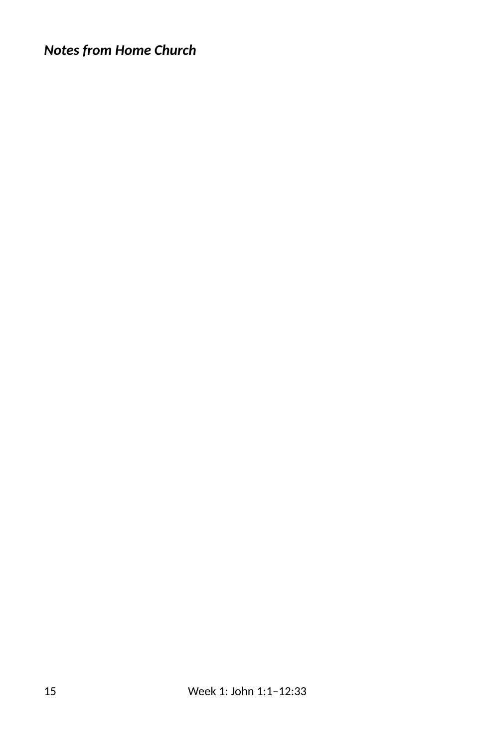***Notes from Home Church***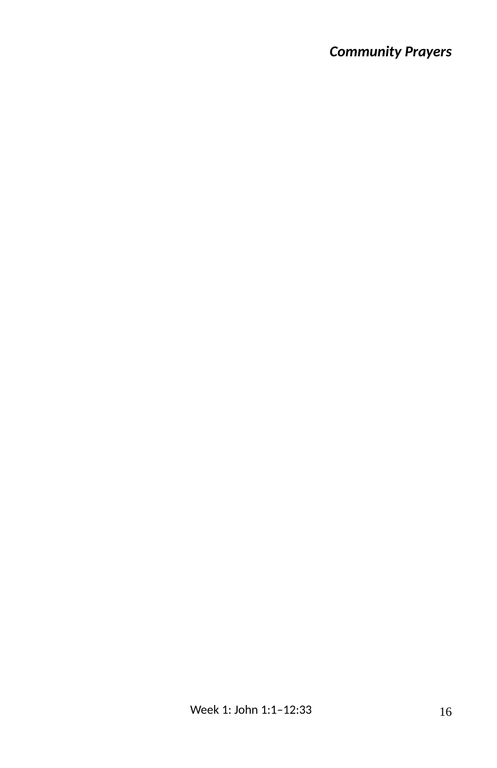***Community Prayers***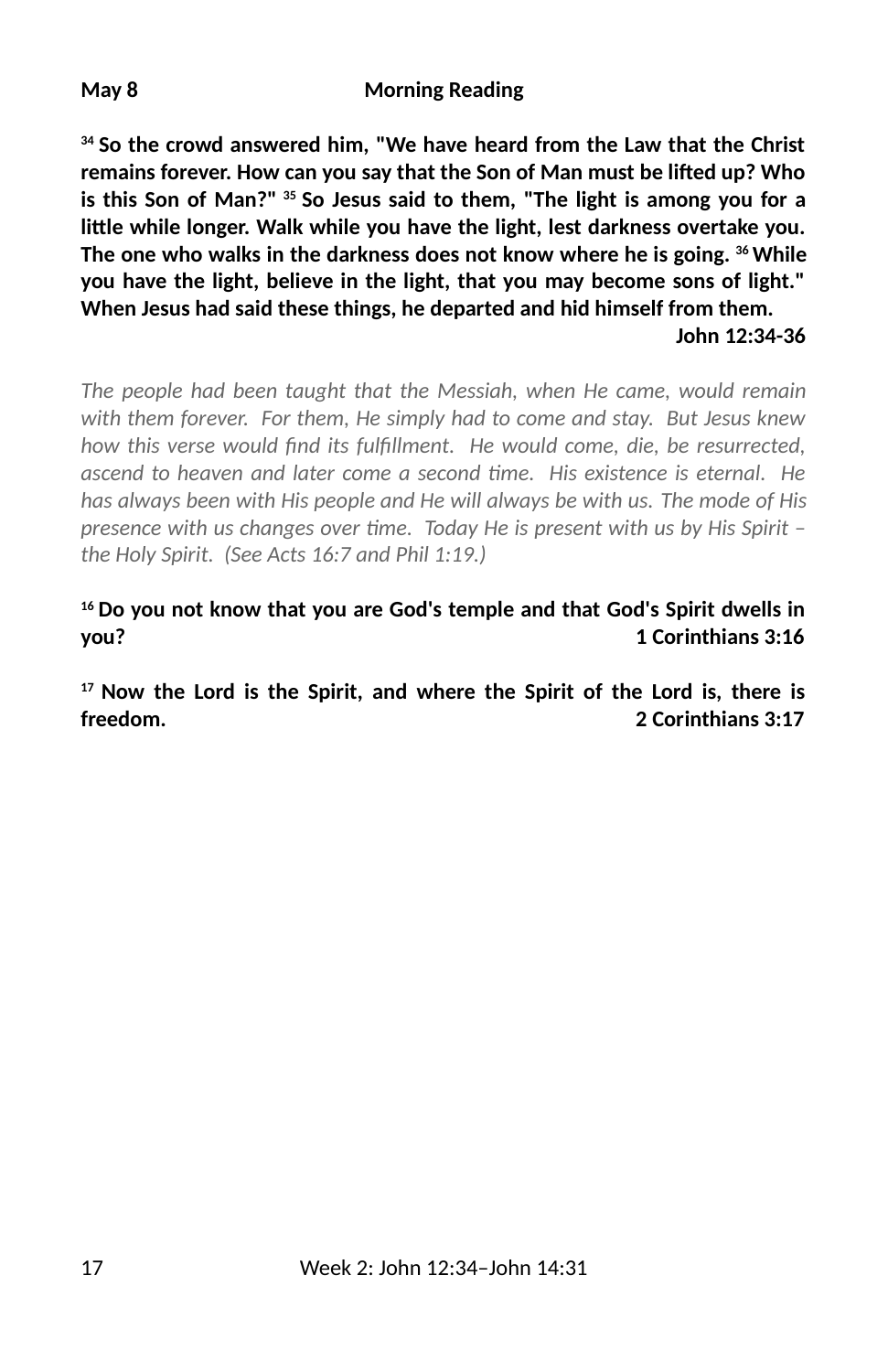**May 8** **Morning Reading**

**[34] So the crowd answered him, "We have heard from the Law that the Christ remains forever. How can you say that the Son of Man must be lifted up? Who is this Son of Man?" [35] So Jesus said to them, "The light is among you for a little while longer. Walk while you have the light, lest darkness overtake you. The one who walks in the darkness does not know where he is going. [36] While you have the light, believe in the light, that you may become sons of light." When Jesus had said these things, he departed and hid himself from them.**

**John 12:34-36**

*The people had been taught that the Messiah, when He came, would remain with them forever. For them, He simply had to come and stay. But Jesus knew how this verse would find its fulfillment. He would come, die, be resurrected, ascend to heaven and later come a second time. His existence is eternal. He has always been with His people and He will always be with us. The mode of His presence with us changes over time. Today He is present with us by His Spirit – the Holy Spirit. (See Acts 16:7 and Phil 1:19.)*

**[16] Do you not know that you are God's temple and that God's Spirit dwells in you? 1 Corinthians 3:16**

**[17] Now the Lord is the Spirit, and where the Spirit of the Lord is, there is freedom. 2 Corinthians 3:17**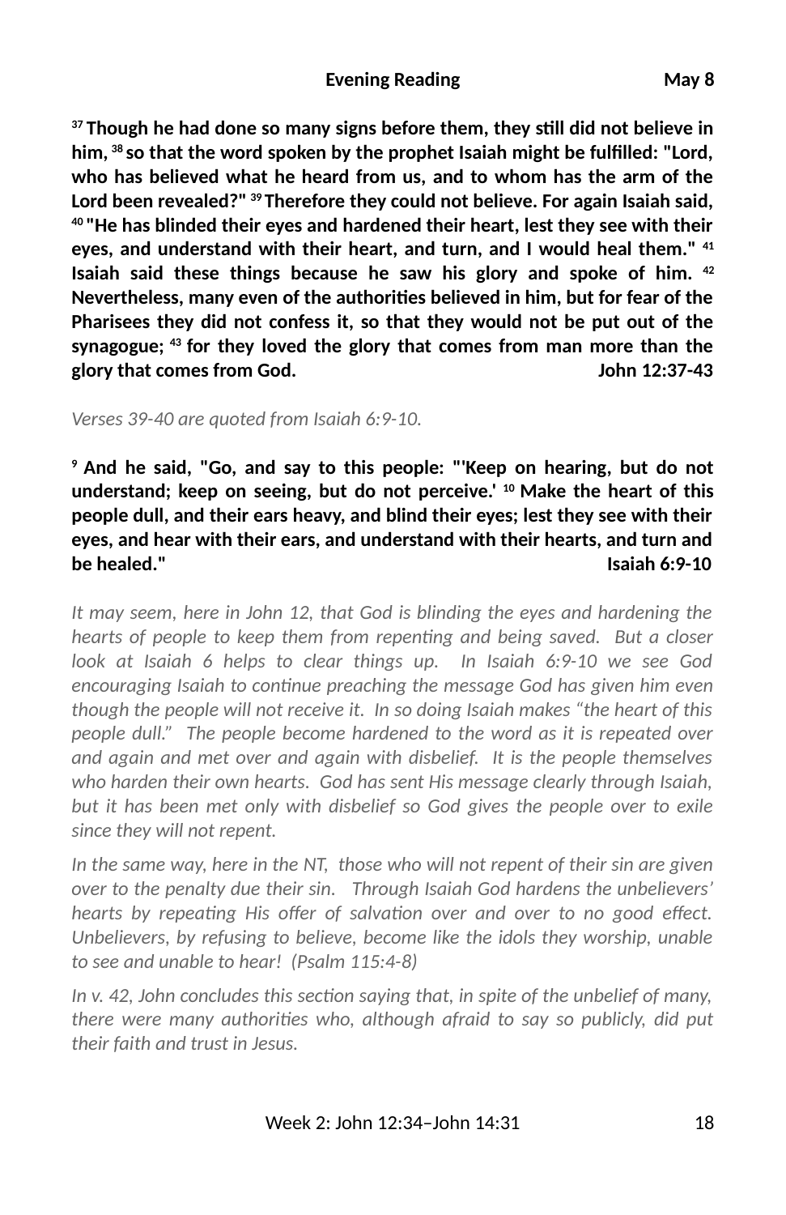**Evening Reading May 8**

**[37] Though he had done so many signs before them, they still did not believe in him, [38] so that the word spoken by the prophet Isaiah might be fulfilled: "Lord, who has believed what he heard from us, and to whom has the arm of the Lord been revealed?" [39] Therefore they could not believe. For again Isaiah said, [40] "He has blinded their eyes and hardened their heart, lest they see with their eyes, and understand with their heart, and turn, and I would heal them." [41] Isaiah said these things because he saw his glory and spoke of him. [42] Nevertheless, many even of the authorities believed in him, but for fear of the Pharisees they did not confess it, so that they would not be put out of the synagogue; [43] for they loved the glory that comes from man more than the glory that comes from God. John 12:37-43**

*Verses 39-40 are quoted from Isaiah 6:9-10.*

**[9] And he said, "Go, and say to this people: "'Keep on hearing, but do not understand; keep on seeing, but do not perceive.' [10] Make the heart of this people dull, and their ears heavy, and blind their eyes; lest they see with their eyes, and hear with their ears, and understand with their hearts, and turn and be healed." Isaiah 6:9-10**

*It may seem, here in John 12, that God is blinding the eyes and hardening the hearts of people to keep them from repenting and being saved. But a closer look at Isaiah 6 helps to clear things up. In Isaiah 6:9-10 we see God encouraging Isaiah to continue preaching the message God has given him even though the people will not receive it. In so doing Isaiah makes "the heart of this people dull." The people become hardened to the word as it is repeated over and again and met over and again with disbelief. It is the people themselves who harden their own hearts. God has sent His message clearly through Isaiah, but it has been met only with disbelief so God gives the people over to exile since they will not repent.*

*In the same way, here in the NT, those who will not repent of their sin are given over to the penalty due their sin. Through Isaiah God hardens the unbelievers' hearts by repeating His offer of salvation over and over to no good effect. Unbelievers, by refusing to believe, become like the idols they worship, unable to see and unable to hear! (Psalm 115:4-8)*

*In v. 42, John concludes this section saying that, in spite of the unbelief of many, there were many authorities who, although afraid to say so publicly, did put their faith and trust in Jesus.*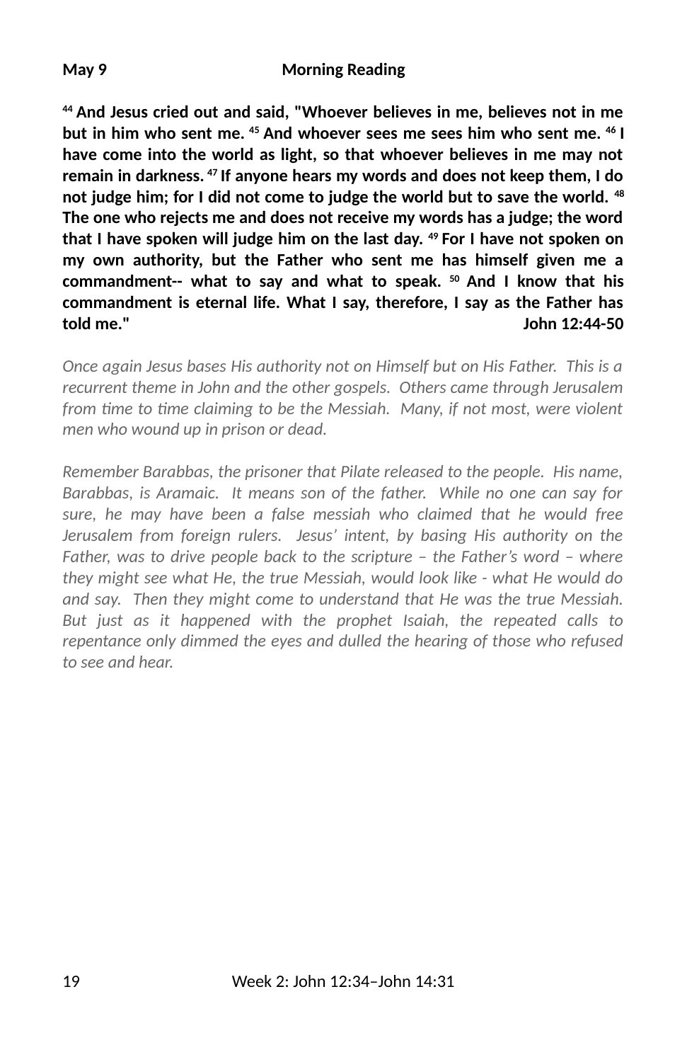**May 9 Morning Reading**

**[44] And Jesus cried out and said, "Whoever believes in me, believes not in me but in him who sent me. [45] And whoever sees me sees him who sent me. [46] I have come into the world as light, so that whoever believes in me may not remain in darkness. [47] If anyone hears my words and does not keep them, I do not judge him; for I did not come to judge the world but to save the world. [48] The one who rejects me and does not receive my words has a judge; the word that I have spoken will judge him on the last day. [49] For I have not spoken on my own authority, but the Father who sent me has himself given me a commandment-- what to say and what to speak. [50] And I know that his commandment is eternal life. What I say, therefore, I say as the Father has told me." John 12:44-50**

*Once again Jesus bases His authority not on Himself but on His Father. This is a recurrent theme in John and the other gospels. Others came through Jerusalem from time to time claiming to be the Messiah. Many, if not most, were violent men who wound up in prison or dead.*

*Remember Barabbas, the prisoner that Pilate released to the people. His name, Barabbas, is Aramaic. It means son of the father. While no one can say for sure, he may have been a false messiah who claimed that he would free Jerusalem from foreign rulers. Jesus' intent, by basing His authority on the Father, was to drive people back to the scripture – the Father's word – where they might see what He, the true Messiah, would look like - what He would do and say. Then they might come to understand that He was the true Messiah. But just as it happened with the prophet Isaiah, the repeated calls to repentance only dimmed the eyes and dulled the hearing of those who refused to see and hear.*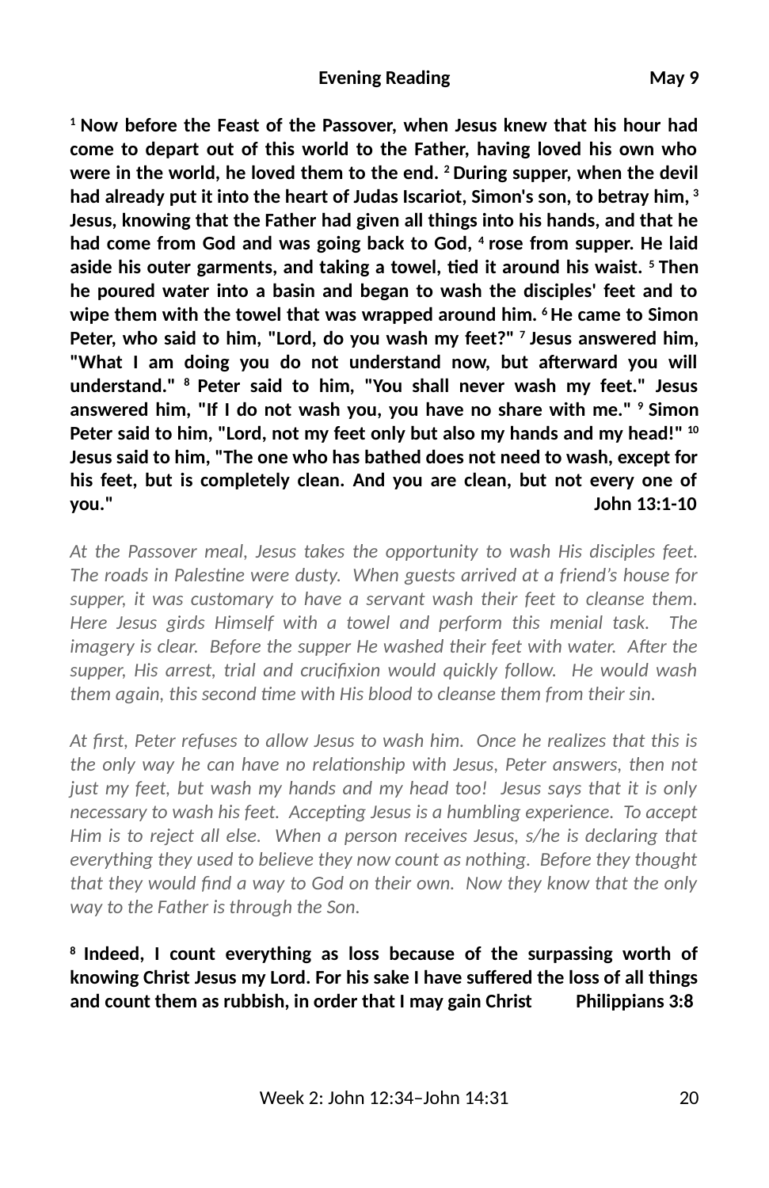**Evening Reading May 9**

**[1] Now before the Feast of the Passover, when Jesus knew that his hour had come to depart out of this world to the Father, having loved his own who were in the world, he loved them to the end. [2] During supper, when the devil had already put it into the heart of Judas Iscariot, Simon's son, to betray him, [3] Jesus, knowing that the Father had given all things into his hands, and that he had come from God and was going back to God, [4] rose from supper. He laid aside his outer garments, and taking a towel, tied it around his waist. [5] Then he poured water into a basin and began to wash the disciples' feet and to wipe them with the towel that was wrapped around him. [6] He came to Simon Peter, who said to him, "Lord, do you wash my feet?" [7] Jesus answered him, "What I am doing you do not understand now, but afterward you will understand." [8] Peter said to him, "You shall never wash my feet." Jesus answered him, "If I do not wash you, you have no share with me." [9] Simon Peter said to him, "Lord, not my feet only but also my hands and my head!" [10] Jesus said to him, "The one who has bathed does not need to wash, except for his feet, but is completely clean. And you are clean, but not every one of you." John 13:1-10**

*At the Passover meal, Jesus takes the opportunity to wash His disciples feet. The roads in Palestine were dusty. When guests arrived at a friend's house for supper, it was customary to have a servant wash their feet to cleanse them. Here Jesus girds Himself with a towel and perform this menial task. The imagery is clear. Before the supper He washed their feet with water. After the supper, His arrest, trial and crucifixion would quickly follow. He would wash them again, this second time with His blood to cleanse them from their sin.*

*At first, Peter refuses to allow Jesus to wash him. Once he realizes that this is the only way he can have no relationship with Jesus, Peter answers, then not just my feet, but wash my hands and my head too! Jesus says that it is only necessary to wash his feet. Accepting Jesus is a humbling experience. To accept Him is to reject all else. When a person receives Jesus, s/he is declaring that everything they used to believe they now count as nothing. Before they thought that they would find a way to God on their own. Now they know that the only way to the Father is through the Son.*

**[8] Indeed, I count everything as loss because of the surpassing worth of knowing Christ Jesus my Lord. For his sake I have suffered the loss of all things and count them as rubbish, in order that I may gain Christ Philippians 3:8**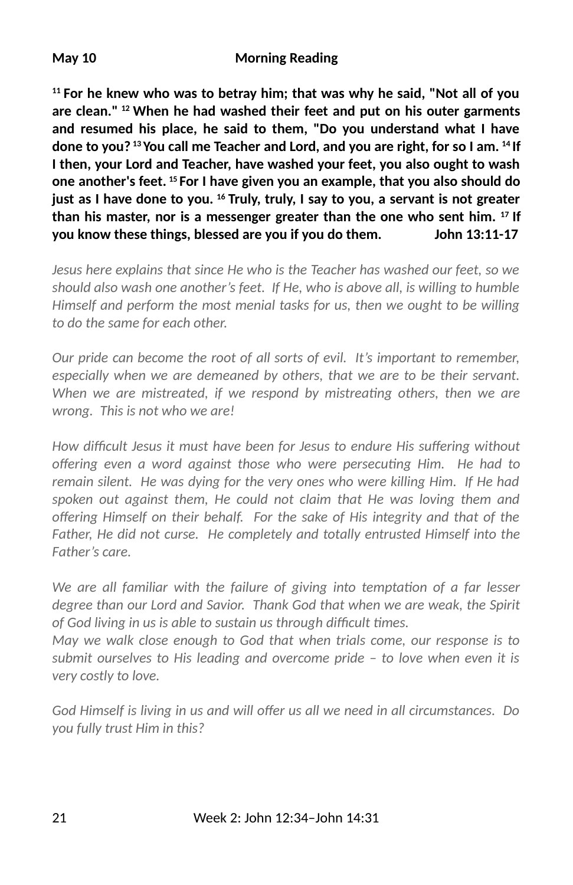**May 10 Morning Reading**

**[11] For he knew who was to betray him; that was why he said, "Not all of you are clean." [12] When he had washed their feet and put on his outer garments and resumed his place, he said to them, "Do you understand what I have done to you? [13] You call me Teacher and Lord, and you are right, for so I am. [14] If I then, your Lord and Teacher, have washed your feet, you also ought to wash one another's feet. [15] For I have given you an example, that you also should do just as I have done to you. [16] Truly, truly, I say to you, a servant is not greater than his master, nor is a messenger greater than the one who sent him. [17] If you know these things, blessed are you if you do them. John 13:11-17**

*Jesus here explains that since He who is the Teacher has washed our feet, so we should also wash one another's feet. If He, who is above all, is willing to humble Himself and perform the most menial tasks for us, then we ought to be willing to do the same for each other.*

*Our pride can become the root of all sorts of evil. It's important to remember, especially when we are demeaned by others, that we are to be their servant. When we are mistreated, if we respond by mistreating others, then we are wrong. This is not who we are!*

*How difficult Jesus it must have been for Jesus to endure His suffering without offering even a word against those who were persecuting Him. He had to remain silent. He was dying for the very ones who were killing Him. If He had spoken out against them, He could not claim that He was loving them and offering Himself on their behalf. For the sake of His integrity and that of the Father, He did not curse. He completely and totally entrusted Himself into the Father's care.*

*We are all familiar with the failure of giving into temptation of a far lesser degree than our Lord and Savior. Thank God that when we are weak, the Spirit of God living in us is able to sustain us through difficult times.*
*May we walk close enough to God that when trials come, our response is to submit ourselves to His leading and overcome pride – to love when even it is very costly to love.*

*God Himself is living in us and will offer us all we need in all circumstances. Do you fully trust Him in this?*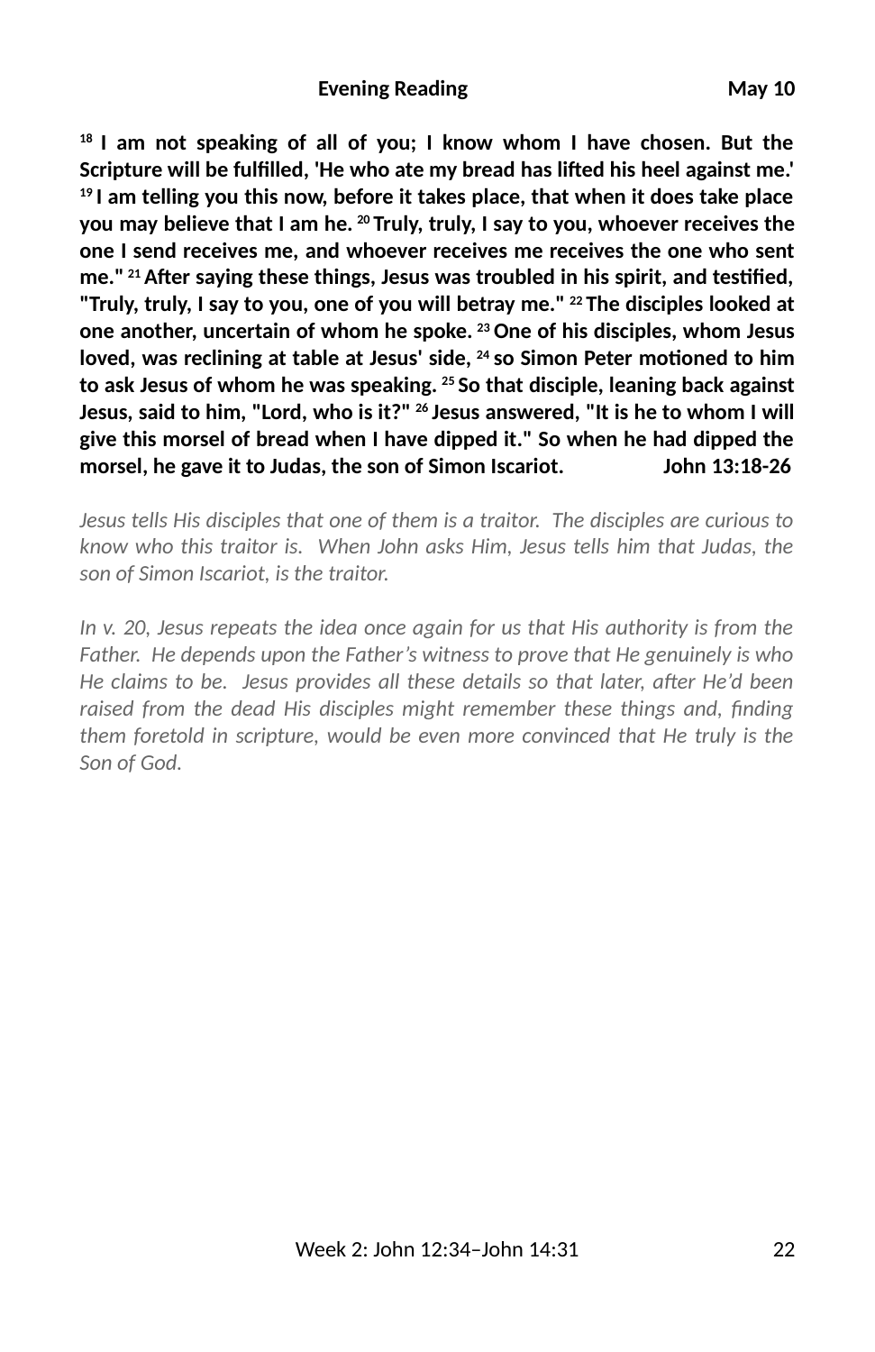**Evening Reading May 10**

**[18] I am not speaking of all of you; I know whom I have chosen. But the Scripture will be fulfilled, 'He who ate my bread has lifted his heel against me.' [19] I am telling you this now, before it takes place, that when it does take place you may believe that I am he. [20] Truly, truly, I say to you, whoever receives the one I send receives me, and whoever receives me receives the one who sent me." [21] After saying these things, Jesus was troubled in his spirit, and testified, "Truly, truly, I say to you, one of you will betray me." [22] The disciples looked at one another, uncertain of whom he spoke. [23] One of his disciples, whom Jesus loved, was reclining at table at Jesus' side, [24] so Simon Peter motioned to him to ask Jesus of whom he was speaking. [25] So that disciple, leaning back against Jesus, said to him, "Lord, who is it?" [26] Jesus answered, "It is he to whom I will give this morsel of bread when I have dipped it." So when he had dipped the morsel, he gave it to Judas, the son of Simon Iscariot. John 13:18-26**

*Jesus tells His disciples that one of them is a traitor. The disciples are curious to know who this traitor is. When John asks Him, Jesus tells him that Judas, the son of Simon Iscariot, is the traitor.*

*In v. 20, Jesus repeats the idea once again for us that His authority is from the Father. He depends upon the Father's witness to prove that He genuinely is who He claims to be. Jesus provides all these details so that later, after He'd been raised from the dead His disciples might remember these things and, finding them foretold in scripture, would be even more convinced that He truly is the Son of God.*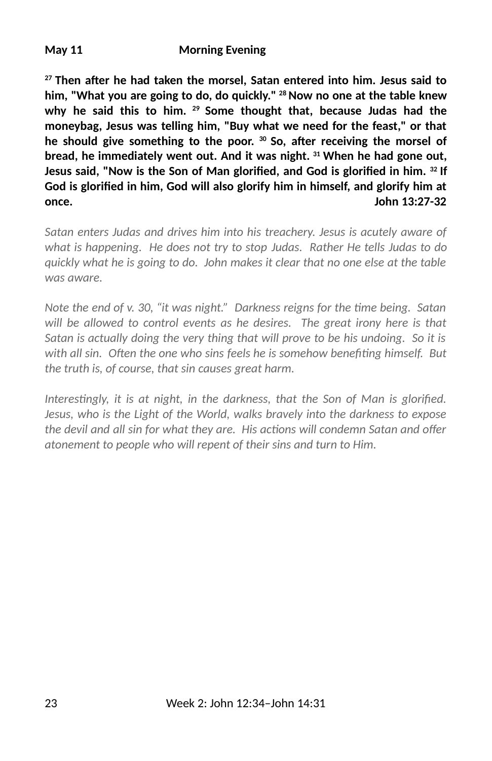**May 11 Morning Evening**

**[27] Then after he had taken the morsel, Satan entered into him. Jesus said to him, "What you are going to do, do quickly." [28] Now no one at the table knew why he said this to him. [29] Some thought that, because Judas had the moneybag, Jesus was telling him, "Buy what we need for the feast," or that he should give something to the poor. [30] So, after receiving the morsel of bread, he immediately went out. And it was night. [31] When he had gone out, Jesus said, "Now is the Son of Man glorified, and God is glorified in him. [32] If God is glorified in him, God will also glorify him in himself, and glorify him at once. John 13:27-32**

*Satan enters Judas and drives him into his treachery. Jesus is acutely aware of what is happening. He does not try to stop Judas. Rather He tells Judas to do quickly what he is going to do. John makes it clear that no one else at the table was aware.*

*Note the end of v. 30, "it was night." Darkness reigns for the time being. Satan will be allowed to control events as he desires. The great irony here is that Satan is actually doing the very thing that will prove to be his undoing. So it is with all sin. Often the one who sins feels he is somehow benefiting himself. But the truth is, of course, that sin causes great harm.*

*Interestingly, it is at night, in the darkness, that the Son of Man is glorified. Jesus, who is the Light of the World, walks bravely into the darkness to expose the devil and all sin for what they are. His actions will condemn Satan and offer atonement to people who will repent of their sins and turn to Him.*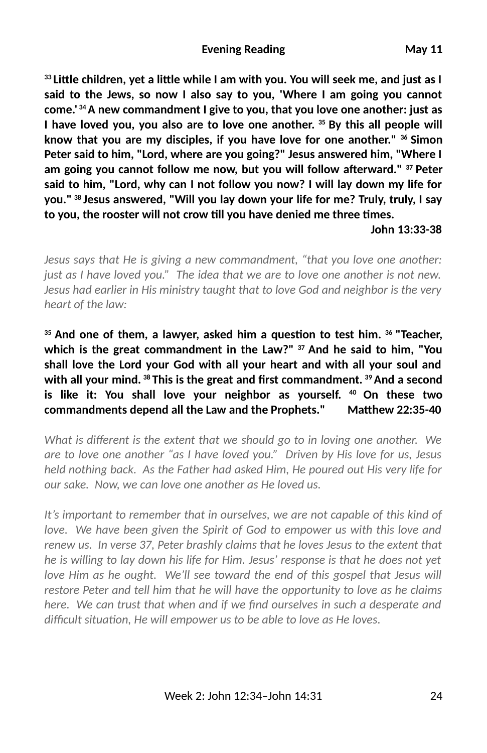**Evening Reading** **May 11**

**[33] Little children, yet a little while I am with you. You will seek me, and just as I said to the Jews, so now I also say to you, 'Where I am going you cannot come.' [34] A new commandment I give to you, that you love one another: just as I have loved you, you also are to love one another. [35] By this all people will know that you are my disciples, if you have love for one another." [36] Simon Peter said to him, "Lord, where are you going?" Jesus answered him, "Where I am going you cannot follow me now, but you will follow afterward." [37] Peter said to him, "Lord, why can I not follow you now? I will lay down my life for you." [38] Jesus answered, "Will you lay down your life for me? Truly, truly, I say to you, the rooster will not crow till you have denied me three times.**

**John 13:33-38**

*Jesus says that He is giving a new commandment, "that you love one another: just as I have loved you." The idea that we are to love one another is not new. Jesus had earlier in His ministry taught that to love God and neighbor is the very heart of the law:*

**[35] And one of them, a lawyer, asked him a question to test him. [36] "Teacher, which is the great commandment in the Law?" [37] And he said to him, "You shall love the Lord your God with all your heart and with all your soul and with all your mind. [38] This is the great and first commandment. [39] And a second is like it: You shall love your neighbor as yourself. [40] On these two commandments depend all the Law and the Prophets."** **Matthew 22:35-40**

*What is different is the extent that we should go to in loving one another. We are to love one another "as I have loved you." Driven by His love for us, Jesus held nothing back. As the Father had asked Him, He poured out His very life for our sake. Now, we can love one another as He loved us.*

*It's important to remember that in ourselves, we are not capable of this kind of love. We have been given the Spirit of God to empower us with this love and renew us. In verse 37, Peter brashly claims that he loves Jesus to the extent that he is willing to lay down his life for Him. Jesus' response is that he does not yet love Him as he ought. We'll see toward the end of this gospel that Jesus will restore Peter and tell him that he will have the opportunity to love as he claims here. We can trust that when and if we find ourselves in such a desperate and difficult situation, He will empower us to be able to love as He loves.*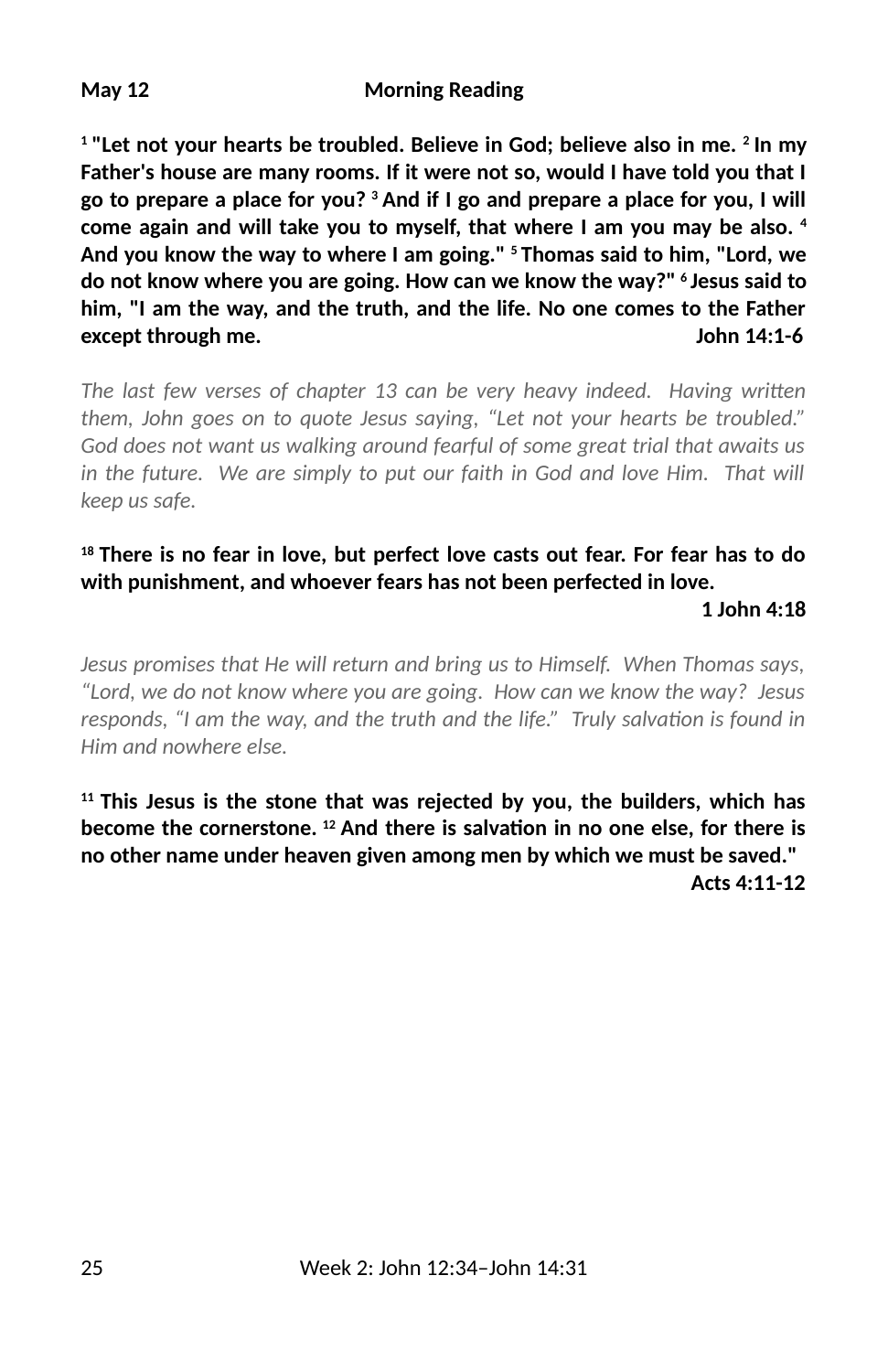**May 12 Morning Reading**

**[1] "Let not your hearts be troubled. Believe in God; believe also in me. [2] In my Father's house are many rooms. If it were not so, would I have told you that I go to prepare a place for you? [3] And if I go and prepare a place for you, I will come again and will take you to myself, that where I am you may be also. [4] And you know the way to where I am going." [5] Thomas said to him, "Lord, we do not know where you are going. How can we know the way?" [6] Jesus said to him, "I am the way, and the truth, and the life. No one comes to the Father except through me. John 14:1-6**

*The last few verses of chapter 13 can be very heavy indeed. Having written them, John goes on to quote Jesus saying, "Let not your hearts be troubled." God does not want us walking around fearful of some great trial that awaits us in the future. We are simply to put our faith in God and love Him. That will keep us safe.*

**[18] There is no fear in love, but perfect love casts out fear. For fear has to do with punishment, and whoever fears has not been perfected in love.**

**1 John 4:18**

*Jesus promises that He will return and bring us to Himself. When Thomas says, "Lord, we do not know where you are going. How can we know the way? Jesus responds, "I am the way, and the truth and the life." Truly salvation is found in Him and nowhere else.*

**[11] This Jesus is the stone that was rejected by you, the builders, which has become the cornerstone. [12] And there is salvation in no one else, for there is no other name under heaven given among men by which we must be saved."**

**Acts 4:11-12**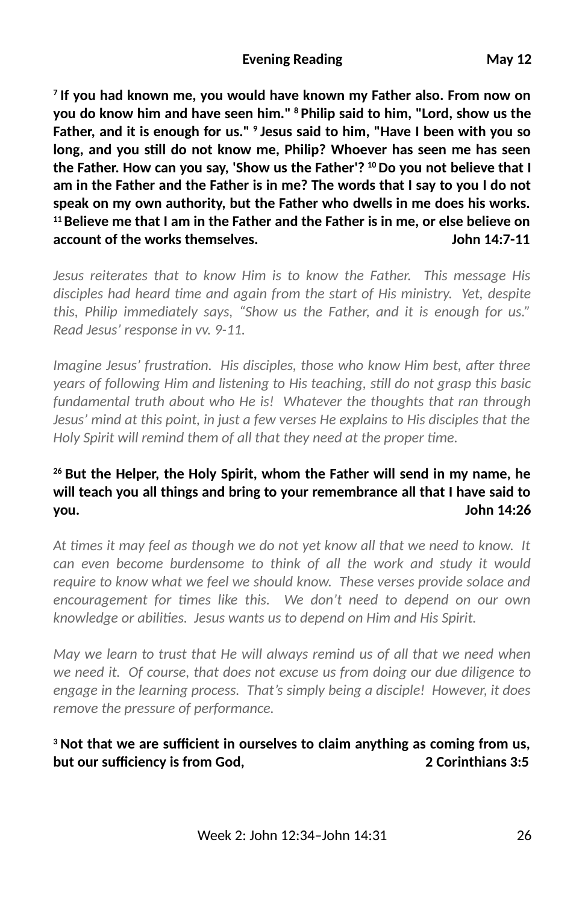**Evening Reading May 12**

**[7] If you had known me, you would have known my Father also. From now on you do know him and have seen him." [8] Philip said to him, "Lord, show us the Father, and it is enough for us." [9] Jesus said to him, "Have I been with you so long, and you still do not know me, Philip? Whoever has seen me has seen the Father. How can you say, 'Show us the Father'? [10] Do you not believe that I am in the Father and the Father is in me? The words that I say to you I do not speak on my own authority, but the Father who dwells in me does his works. [11] Believe me that I am in the Father and the Father is in me, or else believe on account of the works themselves. John 14:7-11**

*Jesus reiterates that to know Him is to know the Father. This message His disciples had heard time and again from the start of His ministry. Yet, despite this, Philip immediately says, "Show us the Father, and it is enough for us." Read Jesus' response in vv. 9-11.*

*Imagine Jesus' frustration. His disciples, those who know Him best, after three years of following Him and listening to His teaching, still do not grasp this basic fundamental truth about who He is! Whatever the thoughts that ran through Jesus' mind at this point, in just a few verses He explains to His disciples that the Holy Spirit will remind them of all that they need at the proper time.*

**[26] But the Helper, the Holy Spirit, whom the Father will send in my name, he will teach you all things and bring to your remembrance all that I have said to you. John 14:26**

*At times it may feel as though we do not yet know all that we need to know. It can even become burdensome to think of all the work and study it would require to know what we feel we should know. These verses provide solace and encouragement for times like this. We don't need to depend on our own knowledge or abilities. Jesus wants us to depend on Him and His Spirit.*

*May we learn to trust that He will always remind us of all that we need when we need it. Of course, that does not excuse us from doing our due diligence to engage in the learning process. That's simply being a disciple! However, it does remove the pressure of performance.*

**[3] Not that we are sufficient in ourselves to claim anything as coming from us, but our sufficiency is from God, 2 Corinthians 3:5**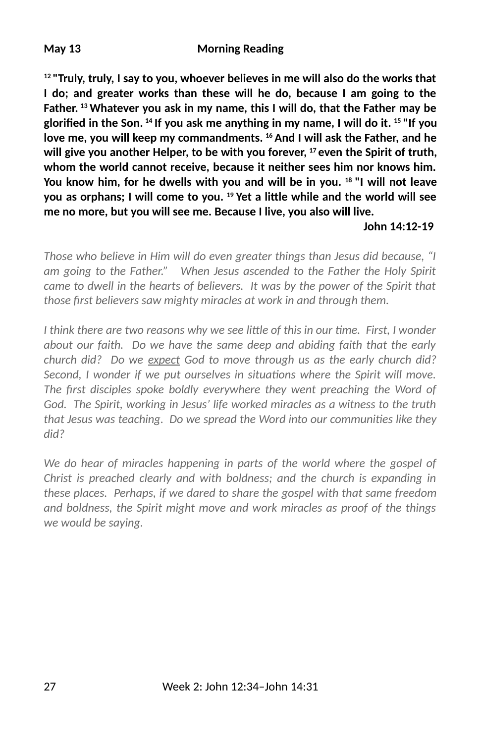**May 13** **Morning Reading**

**[12] "Truly, truly, I say to you, whoever believes in me will also do the works that I do; and greater works than these will he do, because I am going to the Father. [13] Whatever you ask in my name, this I will do, that the Father may be glorified in the Son. [14] If you ask me anything in my name, I will do it. [15] "If you love me, you will keep my commandments. [16] And I will ask the Father, and he will give you another Helper, to be with you forever, [17] even the Spirit of truth, whom the world cannot receive, because it neither sees him nor knows him. You know him, for he dwells with you and will be in you. [18] "I will not leave you as orphans; I will come to you. [19] Yet a little while and the world will see me no more, but you will see me. Because I live, you also will live.**

**John 14:12-19**

*Those who believe in Him will do even greater things than Jesus did because, "I am going to the Father." When Jesus ascended to the Father the Holy Spirit came to dwell in the hearts of believers. It was by the power of the Spirit that those first believers saw mighty miracles at work in and through them.*

*I think there are two reasons why we see little of this in our time. First, I wonder about our faith. Do we have the same deep and abiding faith that the early church did? Do we <u>expect</u> God to move through us as the early church did? Second, I wonder if we put ourselves in situations where the Spirit will move. The first disciples spoke boldly everywhere they went preaching the Word of God. The Spirit, working in Jesus' life worked miracles as a witness to the truth that Jesus was teaching. Do we spread the Word into our communities like they did?*

*We do hear of miracles happening in parts of the world where the gospel of Christ is preached clearly and with boldness; and the church is expanding in these places. Perhaps, if we dared to share the gospel with that same freedom and boldness, the Spirit might move and work miracles as proof of the things we would be saying.*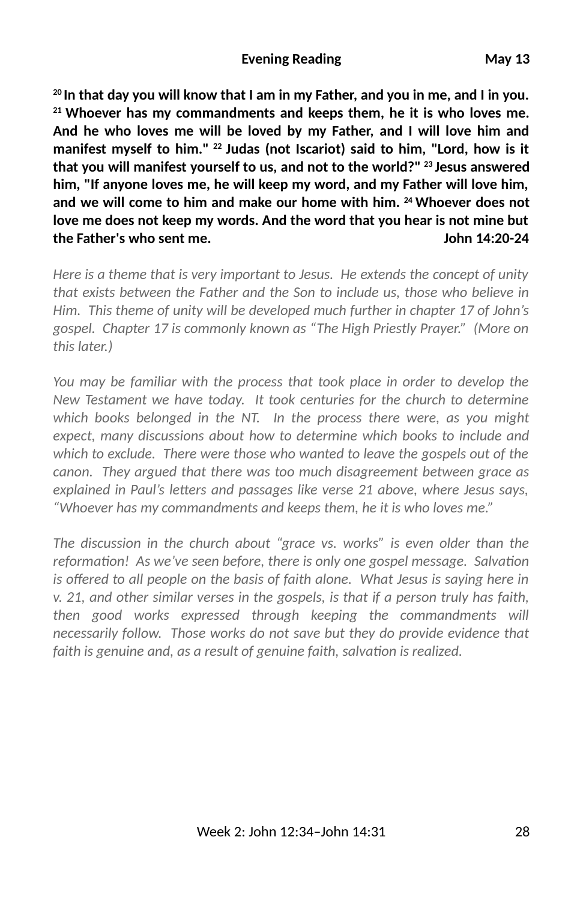**Evening Reading May 13**

**[20] In that day you will know that I am in my Father, and you in me, and I in you. [21] Whoever has my commandments and keeps them, he it is who loves me. And he who loves me will be loved by my Father, and I will love him and manifest myself to him." [22] Judas (not Iscariot) said to him, "Lord, how is it that you will manifest yourself to us, and not to the world?" [23] Jesus answered him, "If anyone loves me, he will keep my word, and my Father will love him, and we will come to him and make our home with him. [24] Whoever does not love me does not keep my words. And the word that you hear is not mine but the Father's who sent me. John 14:20-24**

*Here is a theme that is very important to Jesus. He extends the concept of unity that exists between the Father and the Son to include us, those who believe in Him. This theme of unity will be developed much further in chapter 17 of John's gospel. Chapter 17 is commonly known as "The High Priestly Prayer." (More on this later.)*

*You may be familiar with the process that took place in order to develop the New Testament we have today. It took centuries for the church to determine which books belonged in the NT. In the process there were, as you might expect, many discussions about how to determine which books to include and which to exclude. There were those who wanted to leave the gospels out of the canon. They argued that there was too much disagreement between grace as explained in Paul's letters and passages like verse 21 above, where Jesus says, "Whoever has my commandments and keeps them, he it is who loves me."*

*The discussion in the church about "grace vs. works" is even older than the reformation! As we've seen before, there is only one gospel message. Salvation is offered to all people on the basis of faith alone. What Jesus is saying here in v. 21, and other similar verses in the gospels, is that if a person truly has faith, then good works expressed through keeping the commandments will necessarily follow. Those works do not save but they do provide evidence that faith is genuine and, as a result of genuine faith, salvation is realized.*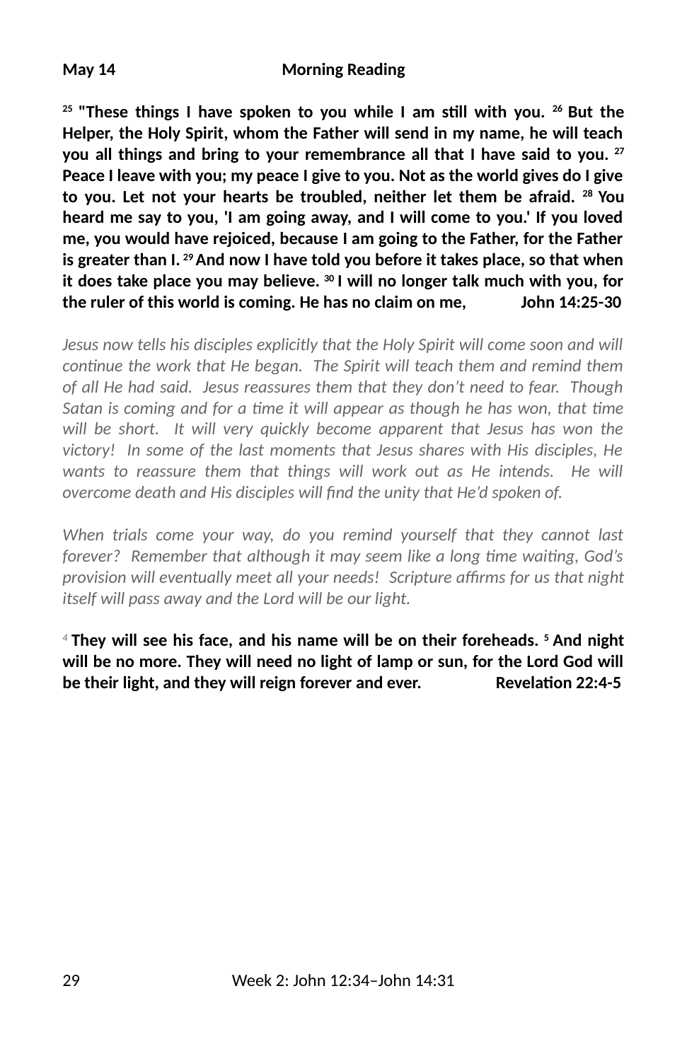**May 14** **Morning Reading**

**[25] "These things I have spoken to you while I am still with you. [26] But the Helper, the Holy Spirit, whom the Father will send in my name, he will teach you all things and bring to your remembrance all that I have said to you. [27] Peace I leave with you; my peace I give to you. Not as the world gives do I give to you. Let not your hearts be troubled, neither let them be afraid. [28] You heard me say to you, 'I am going away, and I will come to you.' If you loved me, you would have rejoiced, because I am going to the Father, for the Father is greater than I. [29] And now I have told you before it takes place, so that when it does take place you may believe. [30] I will no longer talk much with you, for the ruler of this world is coming. He has no claim on me,** **John 14:25-30**

*Jesus now tells his disciples explicitly that the Holy Spirit will come soon and will continue the work that He began. The Spirit will teach them and remind them of all He had said. Jesus reassures them that they don't need to fear. Though Satan is coming and for a time it will appear as though he has won, that time will be short. It will very quickly become apparent that Jesus has won the victory! In some of the last moments that Jesus shares with His disciples, He wants to reassure them that things will work out as He intends. He will overcome death and His disciples will find the unity that He'd spoken of.*

*When trials come your way, do you remind yourself that they cannot last forever? Remember that although it may seem like a long time waiting, God's provision will eventually meet all your needs! Scripture affirms for us that night itself will pass away and the Lord will be our light.*

[4] **They will see his face, and his name will be on their foreheads. [5] And night will be no more. They will need no light of lamp or sun, for the Lord God will be their light, and they will reign forever and ever.** **Revelation 22:4-5**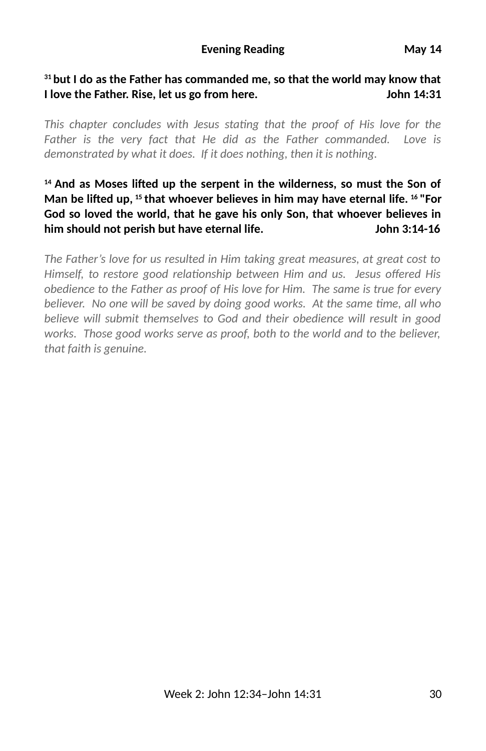**Evening Reading May 14**

**[31] but I do as the Father has commanded me, so that the world may know that I love the Father. Rise, let us go from here. John 14:31**

*This chapter concludes with Jesus stating that the proof of His love for the Father is the very fact that He did as the Father commanded. Love is demonstrated by what it does. If it does nothing, then it is nothing.*

**[14] And as Moses lifted up the serpent in the wilderness, so must the Son of Man be lifted up, [15] that whoever believes in him may have eternal life. [16] "For God so loved the world, that he gave his only Son, that whoever believes in him should not perish but have eternal life. John 3:14-16**

*The Father's love for us resulted in Him taking great measures, at great cost to Himself, to restore good relationship between Him and us. Jesus offered His obedience to the Father as proof of His love for Him. The same is true for every believer. No one will be saved by doing good works. At the same time, all who believe will submit themselves to God and their obedience will result in good works. Those good works serve as proof, both to the world and to the believer, that faith is genuine.*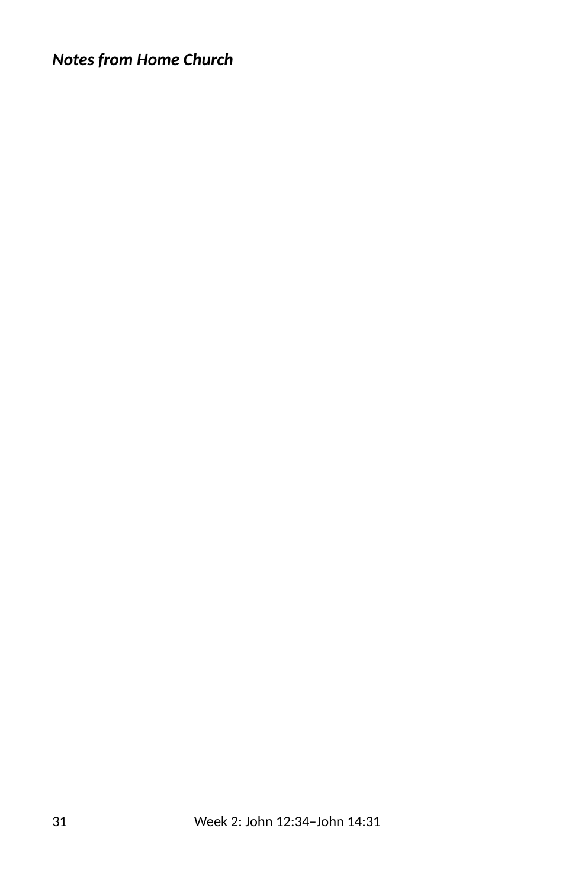***Notes from Home Church***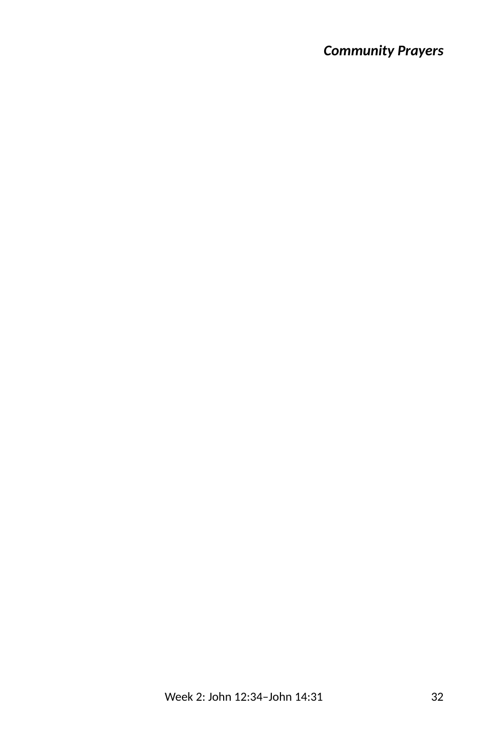***Community Prayers***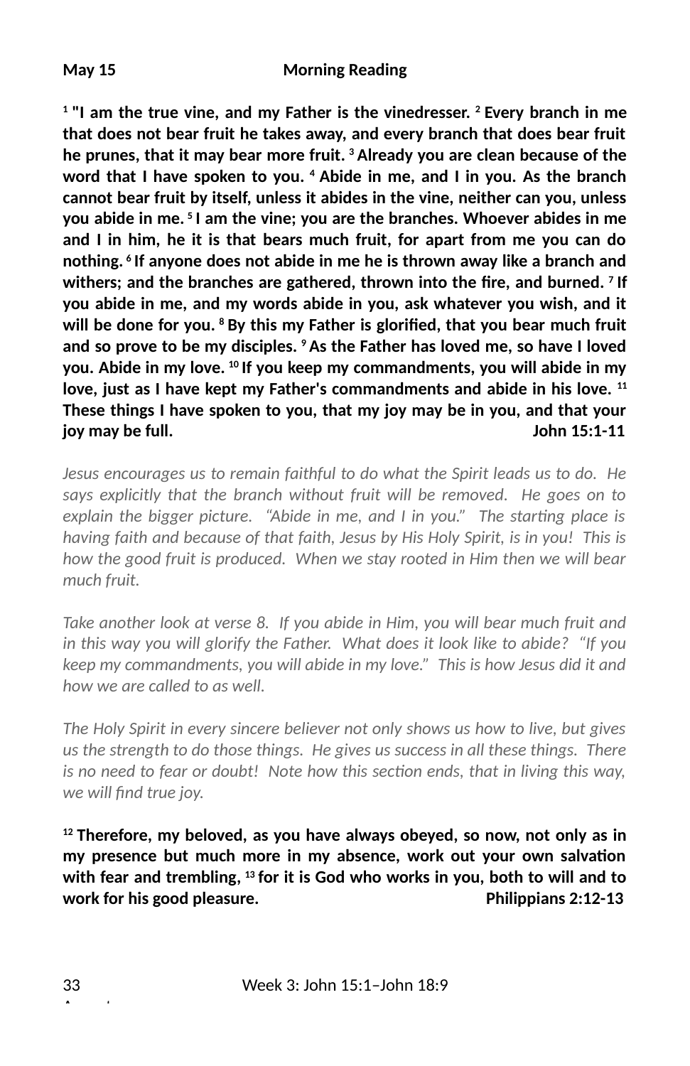**May 15 Morning Reading**

**[1] "I am the true vine, and my Father is the vinedresser. [2] Every branch in me that does not bear fruit he takes away, and every branch that does bear fruit he prunes, that it may bear more fruit. [3] Already you are clean because of the word that I have spoken to you. [4] Abide in me, and I in you. As the branch cannot bear fruit by itself, unless it abides in the vine, neither can you, unless you abide in me. [5] I am the vine; you are the branches. Whoever abides in me and I in him, he it is that bears much fruit, for apart from me you can do nothing. [6] If anyone does not abide in me he is thrown away like a branch and withers; and the branches are gathered, thrown into the fire, and burned. [7] If you abide in me, and my words abide in you, ask whatever you wish, and it will be done for you. [8] By this my Father is glorified, that you bear much fruit and so prove to be my disciples. [9] As the Father has loved me, so have I loved you. Abide in my love. [10] If you keep my commandments, you will abide in my love, just as I have kept my Father's commandments and abide in his love. [11] These things I have spoken to you, that my joy may be in you, and that your joy may be full. John 15:1-11**

*Jesus encourages us to remain faithful to do what the Spirit leads us to do. He says explicitly that the branch without fruit will be removed. He goes on to explain the bigger picture. "Abide in me, and I in you." The starting place is having faith and because of that faith, Jesus by His Holy Spirit, is in you! This is how the good fruit is produced. When we stay rooted in Him then we will bear much fruit.*

*Take another look at verse 8. If you abide in Him, you will bear much fruit and in this way you will glorify the Father. What does it look like to abide? "If you keep my commandments, you will abide in my love." This is how Jesus did it and how we are called to as well.*

*The Holy Spirit in every sincere believer not only shows us how to live, but gives us the strength to do those things. He gives us success in all these things. There is no need to fear or doubt! Note how this section ends, that in living this way, we will find true joy.*

**[12] Therefore, my beloved, as you have always obeyed, so now, not only as in my presence but much more in my absence, work out your own salvation with fear and trembling, [13] for it is God who works in you, both to will and to work for his good pleasure. Philippians 2:12-13**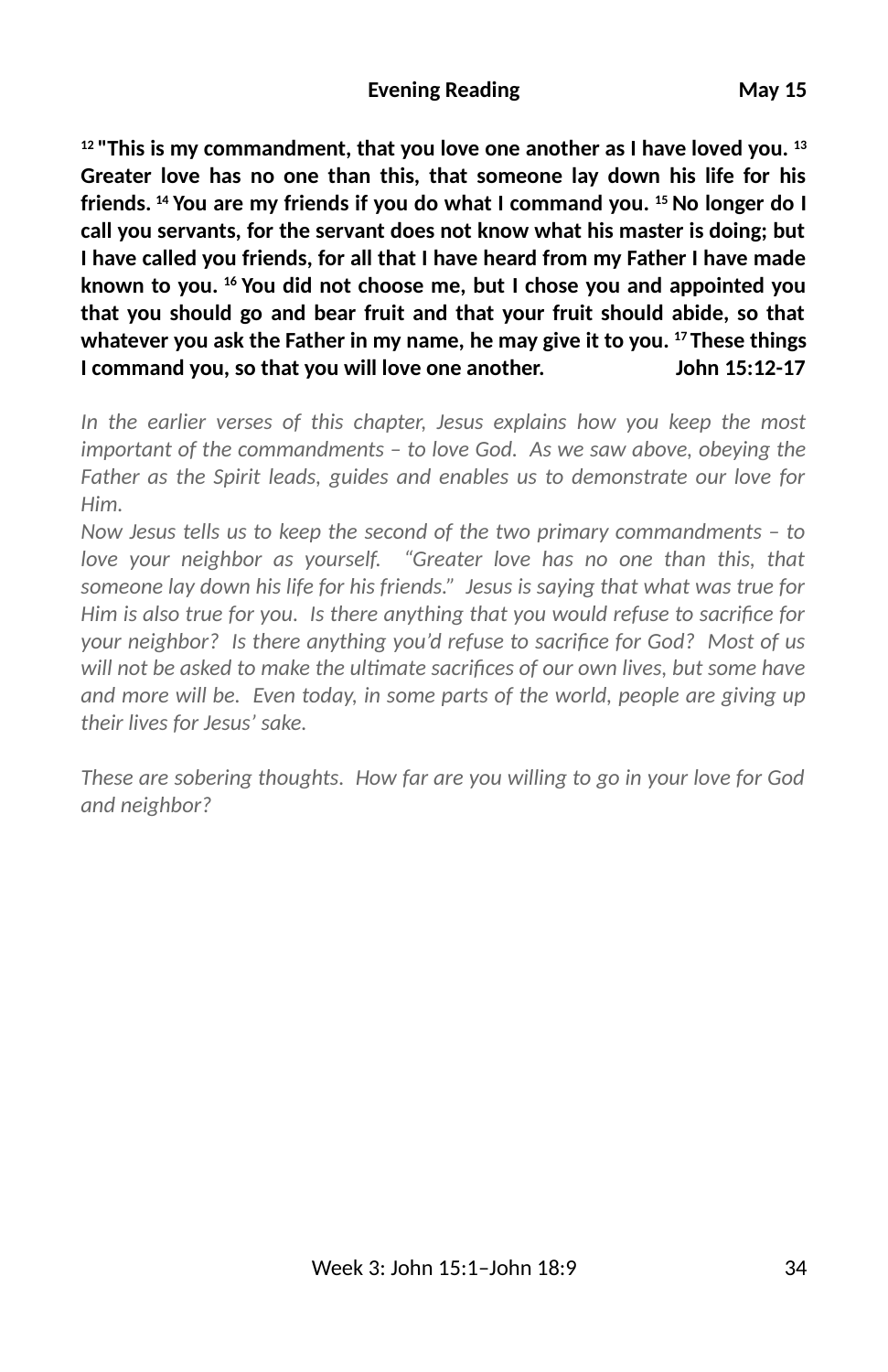**Evening Reading May 15**

**[12] "This is my commandment, that you love one another as I have loved you. [13] Greater love has no one than this, that someone lay down his life for his friends. [14] You are my friends if you do what I command you. [15] No longer do I call you servants, for the servant does not know what his master is doing; but I have called you friends, for all that I have heard from my Father I have made known to you. [16] You did not choose me, but I chose you and appointed you that you should go and bear fruit and that your fruit should abide, so that whatever you ask the Father in my name, he may give it to you. [17] These things I command you, so that you will love one another. John 15:12-17**

*In the earlier verses of this chapter, Jesus explains how you keep the most important of the commandments – to love God. As we saw above, obeying the Father as the Spirit leads, guides and enables us to demonstrate our love for Him.*

*Now Jesus tells us to keep the second of the two primary commandments – to love your neighbor as yourself. "Greater love has no one than this, that someone lay down his life for his friends." Jesus is saying that what was true for Him is also true for you. Is there anything that you would refuse to sacrifice for your neighbor? Is there anything you'd refuse to sacrifice for God? Most of us will not be asked to make the ultimate sacrifices of our own lives, but some have and more will be. Even today, in some parts of the world, people are giving up their lives for Jesus' sake.*

*These are sobering thoughts. How far are you willing to go in your love for God and neighbor?*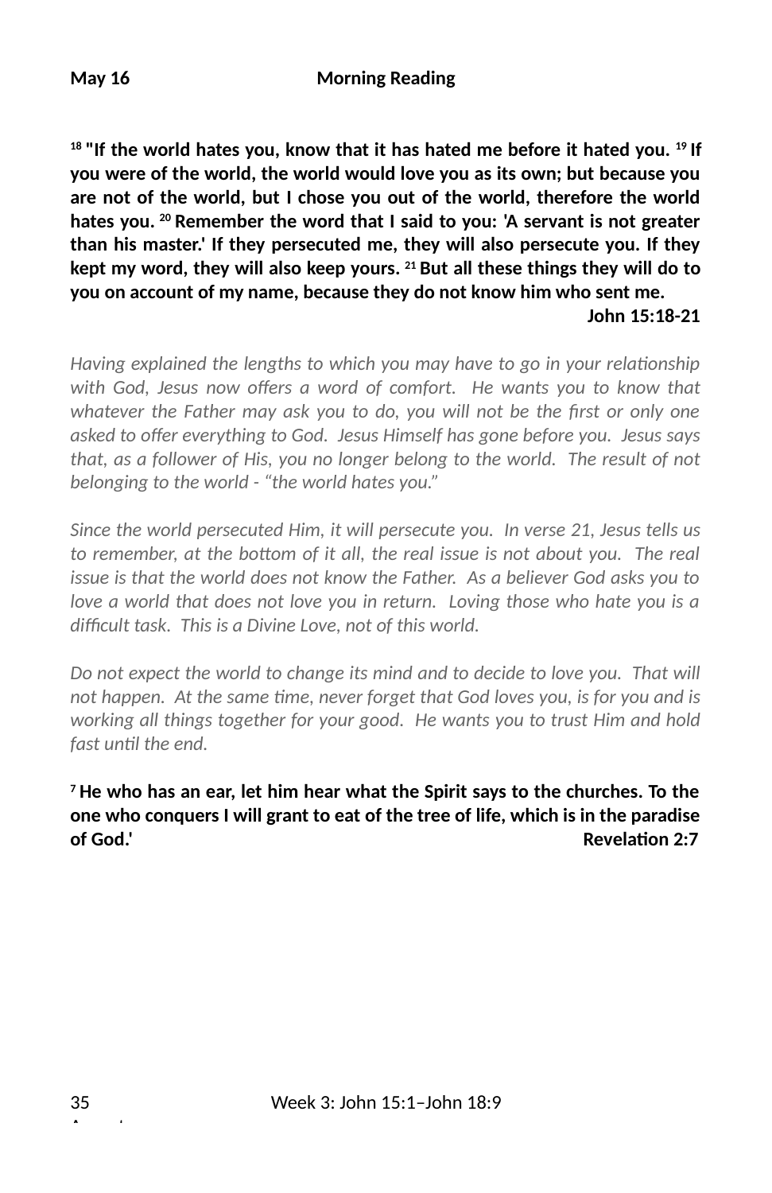**May 16 Morning Reading**

**[18] "If the world hates you, know that it has hated me before it hated you. [19] If you were of the world, the world would love you as its own; but because you are not of the world, but I chose you out of the world, therefore the world hates you. [20] Remember the word that I said to you: 'A servant is not greater than his master.' If they persecuted me, they will also persecute you. If they kept my word, they will also keep yours. [21] But all these things they will do to you on account of my name, because they do not know him who sent me.**

**John 15:18-21**

*Having explained the lengths to which you may have to go in your relationship with God, Jesus now offers a word of comfort. He wants you to know that whatever the Father may ask you to do, you will not be the first or only one asked to offer everything to God. Jesus Himself has gone before you. Jesus says that, as a follower of His, you no longer belong to the world. The result of not belonging to the world - "the world hates you."*

*Since the world persecuted Him, it will persecute you. In verse 21, Jesus tells us to remember, at the bottom of it all, the real issue is not about you. The real issue is that the world does not know the Father. As a believer God asks you to love a world that does not love you in return. Loving those who hate you is a difficult task. This is a Divine Love, not of this world.*

*Do not expect the world to change its mind and to decide to love you. That will not happen. At the same time, never forget that God loves you, is for you and is working all things together for your good. He wants you to trust Him and hold fast until the end.*

**[7] He who has an ear, let him hear what the Spirit says to the churches. To the one who conquers I will grant to eat of the tree of life, which is in the paradise of God.' Revelation 2:7**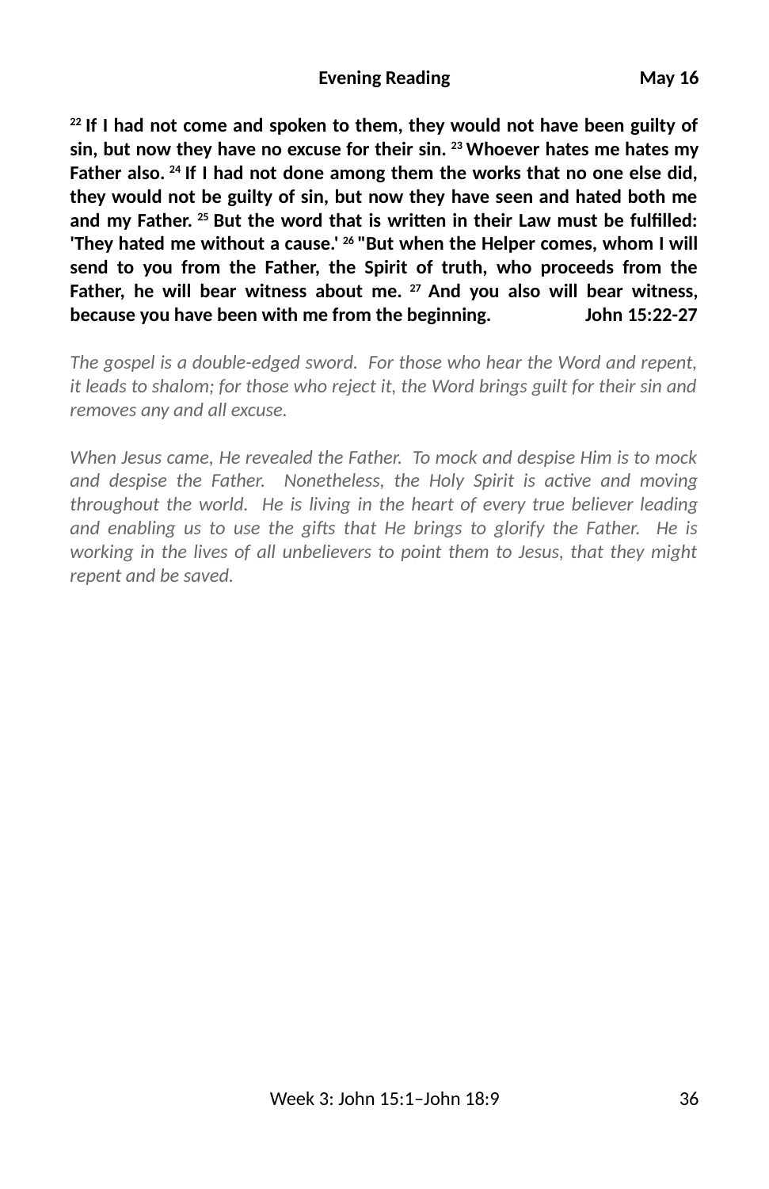**Evening Reading May 16**

**[22] If I had not come and spoken to them, they would not have been guilty of sin, but now they have no excuse for their sin. [23] Whoever hates me hates my Father also. [24] If I had not done among them the works that no one else did, they would not be guilty of sin, but now they have seen and hated both me and my Father. [25] But the word that is written in their Law must be fulfilled: 'They hated me without a cause.' [26] "But when the Helper comes, whom I will send to you from the Father, the Spirit of truth, who proceeds from the Father, he will bear witness about me. [27] And you also will bear witness, because you have been with me from the beginning. John 15:22-27**

*The gospel is a double-edged sword. For those who hear the Word and repent, it leads to shalom; for those who reject it, the Word brings guilt for their sin and removes any and all excuse.*

*When Jesus came, He revealed the Father. To mock and despise Him is to mock and despise the Father. Nonetheless, the Holy Spirit is active and moving throughout the world. He is living in the heart of every true believer leading and enabling us to use the gifts that He brings to glorify the Father. He is working in the lives of all unbelievers to point them to Jesus, that they might repent and be saved.*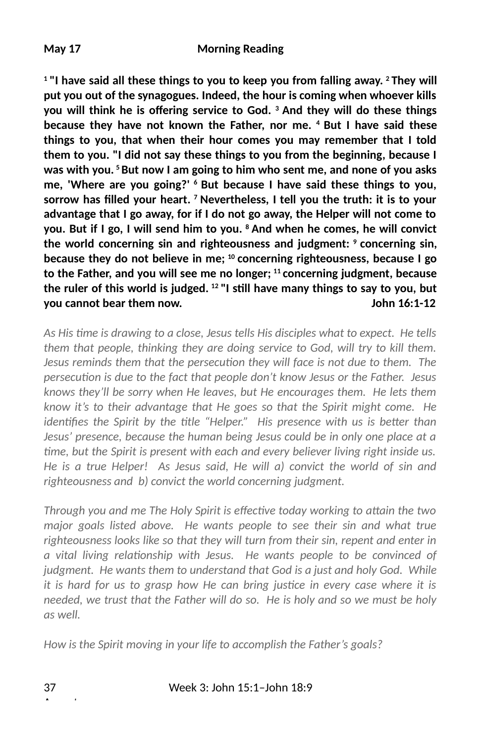**May 17 Morning Reading**

**[1] "I have said all these things to you to keep you from falling away. [2] They will put you out of the synagogues. Indeed, the hour is coming when whoever kills you will think he is offering service to God. [3] And they will do these things because they have not known the Father, nor me. [4] But I have said these things to you, that when their hour comes you may remember that I told them to you. "I did not say these things to you from the beginning, because I was with you. [5] But now I am going to him who sent me, and none of you asks me, 'Where are you going?' [6] But because I have said these things to you, sorrow has filled your heart. [7] Nevertheless, I tell you the truth: it is to your advantage that I go away, for if I do not go away, the Helper will not come to you. But if I go, I will send him to you. [8] And when he comes, he will convict the world concerning sin and righteousness and judgment: [9] concerning sin, because they do not believe in me; [10] concerning righteousness, because I go to the Father, and you will see me no longer; [11] concerning judgment, because the ruler of this world is judged. [12] "I still have many things to say to you, but you cannot bear them now. John 16:1-12**

*As His time is drawing to a close, Jesus tells His disciples what to expect. He tells them that people, thinking they are doing service to God, will try to kill them. Jesus reminds them that the persecution they will face is not due to them. The persecution is due to the fact that people don't know Jesus or the Father. Jesus knows they'll be sorry when He leaves, but He encourages them. He lets them know it's to their advantage that He goes so that the Spirit might come. He identifies the Spirit by the title "Helper." His presence with us is better than Jesus' presence, because the human being Jesus could be in only one place at a time, but the Spirit is present with each and every believer living right inside us. He is a true Helper! As Jesus said, He will a) convict the world of sin and righteousness and b) convict the world concerning judgment.*

*Through you and me The Holy Spirit is effective today working to attain the two major goals listed above. He wants people to see their sin and what true righteousness looks like so that they will turn from their sin, repent and enter in a vital living relationship with Jesus. He wants people to be convinced of judgment. He wants them to understand that God is a just and holy God. While it is hard for us to grasp how He can bring justice in every case where it is needed, we trust that the Father will do so. He is holy and so we must be holy as well.*

*How is the Spirit moving in your life to accomplish the Father's goals?*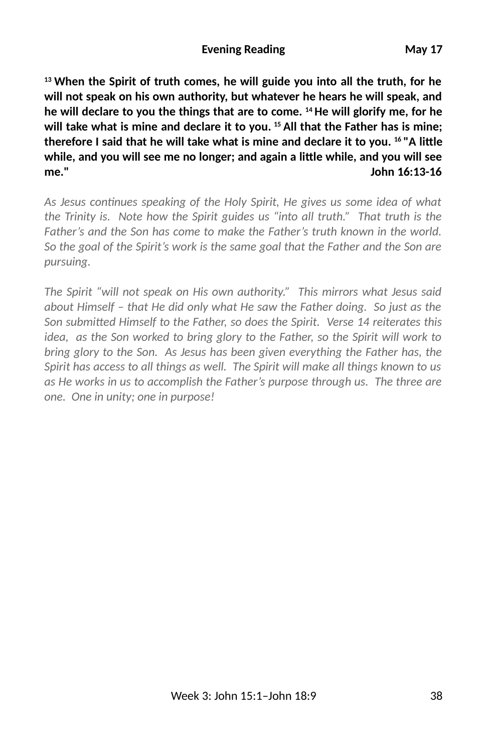**Evening Reading May 17**

**[13] When the Spirit of truth comes, he will guide you into all the truth, for he will not speak on his own authority, but whatever he hears he will speak, and he will declare to you the things that are to come. [14] He will glorify me, for he will take what is mine and declare it to you. [15] All that the Father has is mine; therefore I said that he will take what is mine and declare it to you. [16] "A little while, and you will see me no longer; and again a little while, and you will see me." John 16:13-16**

*As Jesus continues speaking of the Holy Spirit, He gives us some idea of what the Trinity is. Note how the Spirit guides us "into all truth." That truth is the Father's and the Son has come to make the Father's truth known in the world. So the goal of the Spirit's work is the same goal that the Father and the Son are pursuing.*

*The Spirit "will not speak on His own authority." This mirrors what Jesus said about Himself – that He did only what He saw the Father doing. So just as the Son submitted Himself to the Father, so does the Spirit. Verse 14 reiterates this idea, as the Son worked to bring glory to the Father, so the Spirit will work to bring glory to the Son. As Jesus has been given everything the Father has, the Spirit has access to all things as well. The Spirit will make all things known to us as He works in us to accomplish the Father's purpose through us. The three are one. One in unity; one in purpose!*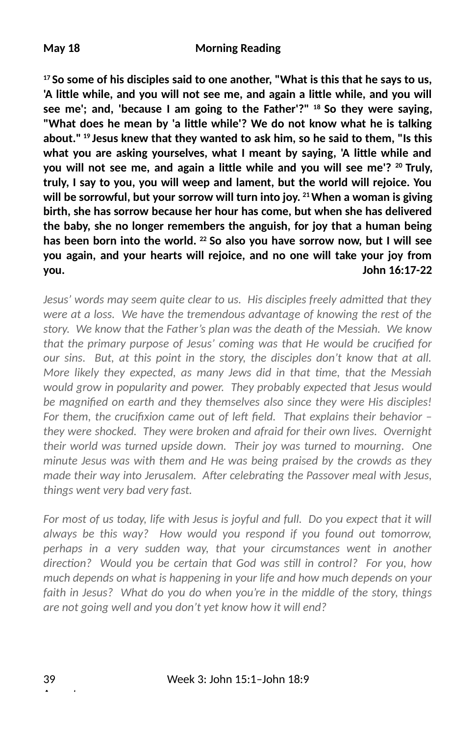**May 18 Morning Reading**

**[17] So some of his disciples said to one another, "What is this that he says to us, 'A little while, and you will not see me, and again a little while, and you will see me'; and, 'because I am going to the Father'?" [18] So they were saying, "What does he mean by 'a little while'? We do not know what he is talking about." [19] Jesus knew that they wanted to ask him, so he said to them, "Is this what you are asking yourselves, what I meant by saying, 'A little while and you will not see me, and again a little while and you will see me'? [20] Truly, truly, I say to you, you will weep and lament, but the world will rejoice. You will be sorrowful, but your sorrow will turn into joy. [21] When a woman is giving birth, she has sorrow because her hour has come, but when she has delivered the baby, she no longer remembers the anguish, for joy that a human being has been born into the world. [22] So also you have sorrow now, but I will see you again, and your hearts will rejoice, and no one will take your joy from you. John 16:17-22**

*Jesus' words may seem quite clear to us. His disciples freely admitted that they were at a loss. We have the tremendous advantage of knowing the rest of the story. We know that the Father's plan was the death of the Messiah. We know that the primary purpose of Jesus' coming was that He would be crucified for our sins. But, at this point in the story, the disciples don't know that at all. More likely they expected, as many Jews did in that time, that the Messiah would grow in popularity and power. They probably expected that Jesus would be magnified on earth and they themselves also since they were His disciples! For them, the crucifixion came out of left field. That explains their behavior – they were shocked. They were broken and afraid for their own lives. Overnight their world was turned upside down. Their joy was turned to mourning. One minute Jesus was with them and He was being praised by the crowds as they made their way into Jerusalem. After celebrating the Passover meal with Jesus, things went very bad very fast.*

*For most of us today, life with Jesus is joyful and full. Do you expect that it will always be this way? How would you respond if you found out tomorrow, perhaps in a very sudden way, that your circumstances went in another direction? Would you be certain that God was still in control? For you, how much depends on what is happening in your life and how much depends on your faith in Jesus? What do you do when you're in the middle of the story, things are not going well and you don't yet know how it will end?*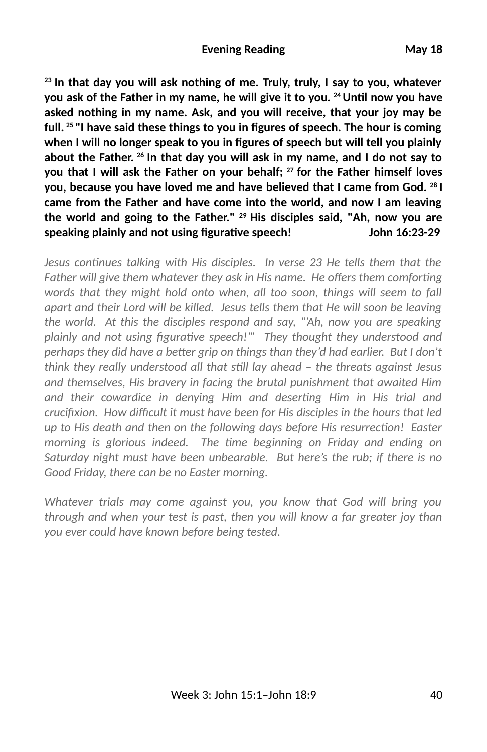**Evening Reading May 18**

**[23] In that day you will ask nothing of me. Truly, truly, I say to you, whatever you ask of the Father in my name, he will give it to you. [24] Until now you have asked nothing in my name. Ask, and you will receive, that your joy may be full. [25] "I have said these things to you in figures of speech. The hour is coming when I will no longer speak to you in figures of speech but will tell you plainly about the Father. [26] In that day you will ask in my name, and I do not say to you that I will ask the Father on your behalf; [27] for the Father himself loves you, because you have loved me and have believed that I came from God. [28] I came from the Father and have come into the world, and now I am leaving the world and going to the Father." [29] His disciples said, "Ah, now you are speaking plainly and not using figurative speech! John 16:23-29**

*Jesus continues talking with His disciples. In verse 23 He tells them that the Father will give them whatever they ask in His name. He offers them comforting words that they might hold onto when, all too soon, things will seem to fall apart and their Lord will be killed. Jesus tells them that He will soon be leaving the world. At this the disciples respond and say, "'Ah, now you are speaking plainly and not using figurative speech!'" They thought they understood and perhaps they did have a better grip on things than they'd had earlier. But I don't think they really understood all that still lay ahead – the threats against Jesus and themselves, His bravery in facing the brutal punishment that awaited Him and their cowardice in denying Him and deserting Him in His trial and crucifixion. How difficult it must have been for His disciples in the hours that led up to His death and then on the following days before His resurrection! Easter morning is glorious indeed. The time beginning on Friday and ending on Saturday night must have been unbearable. But here's the rub; if there is no Good Friday, there can be no Easter morning.*

*Whatever trials may come against you, you know that God will bring you through and when your test is past, then you will know a far greater joy than you ever could have known before being tested.*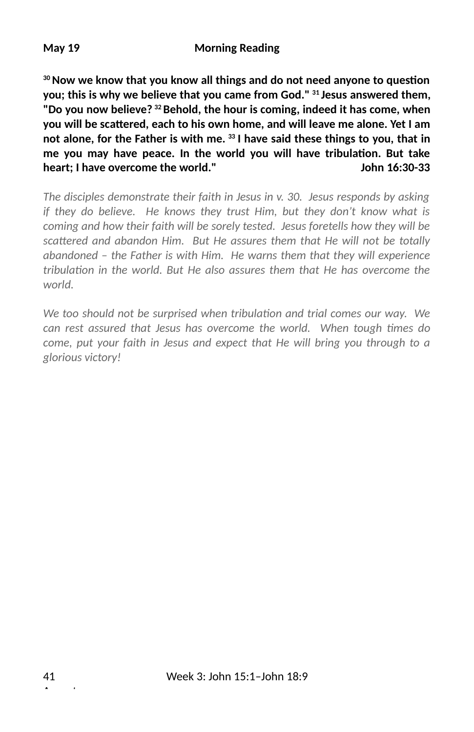**May 19 Morning Reading**

**[30] Now we know that you know all things and do not need anyone to question you; this is why we believe that you came from God." [31] Jesus answered them, "Do you now believe? [32] Behold, the hour is coming, indeed it has come, when you will be scattered, each to his own home, and will leave me alone. Yet I am not alone, for the Father is with me. [33] I have said these things to you, that in me you may have peace. In the world you will have tribulation. But take heart; I have overcome the world." John 16:30-33**

*The disciples demonstrate their faith in Jesus in v. 30. Jesus responds by asking if they do believe. He knows they trust Him, but they don't know what is coming and how their faith will be sorely tested. Jesus foretells how they will be scattered and abandon Him. But He assures them that He will not be totally abandoned – the Father is with Him. He warns them that they will experience tribulation in the world. But He also assures them that He has overcome the world.*

*We too should not be surprised when tribulation and trial comes our way. We can rest assured that Jesus has overcome the world. When tough times do come, put your faith in Jesus and expect that He will bring you through to a glorious victory!*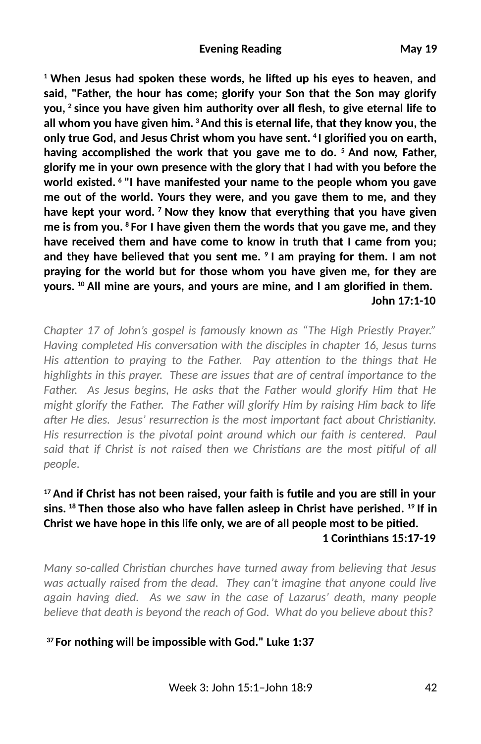**Evening Reading May 19**

**[1] When Jesus had spoken these words, he lifted up his eyes to heaven, and said, "Father, the hour has come; glorify your Son that the Son may glorify you, [2] since you have given him authority over all flesh, to give eternal life to all whom you have given him. [3] And this is eternal life, that they know you, the only true God, and Jesus Christ whom you have sent. [4] I glorified you on earth, having accomplished the work that you gave me to do. [5] And now, Father, glorify me in your own presence with the glory that I had with you before the world existed. [6] "I have manifested your name to the people whom you gave me out of the world. Yours they were, and you gave them to me, and they have kept your word. [7] Now they know that everything that you have given me is from you. [8] For I have given them the words that you gave me, and they have received them and have come to know in truth that I came from you; and they have believed that you sent me. [9] I am praying for them. I am not praying for the world but for those whom you have given me, for they are yours. [10] All mine are yours, and yours are mine, and I am glorified in them.**
**John 17:1-10**

*Chapter 17 of John's gospel is famously known as "The High Priestly Prayer." Having completed His conversation with the disciples in chapter 16, Jesus turns His attention to praying to the Father. Pay attention to the things that He highlights in this prayer. These are issues that are of central importance to the Father. As Jesus begins, He asks that the Father would glorify Him that He might glorify the Father. The Father will glorify Him by raising Him back to life after He dies. Jesus' resurrection is the most important fact about Christianity. His resurrection is the pivotal point around which our faith is centered. Paul said that if Christ is not raised then we Christians are the most pitiful of all people.*

**[17] And if Christ has not been raised, your faith is futile and you are still in your sins. [18] Then those also who have fallen asleep in Christ have perished. [19] If in Christ we have hope in this life only, we are of all people most to be pitied.**
**1 Corinthians 15:17-19**

*Many so-called Christian churches have turned away from believing that Jesus was actually raised from the dead. They can't imagine that anyone could live again having died. As we saw in the case of Lazarus' death, many people believe that death is beyond the reach of God. What do you believe about this?*

**[37] For nothing will be impossible with God." Luke 1:37**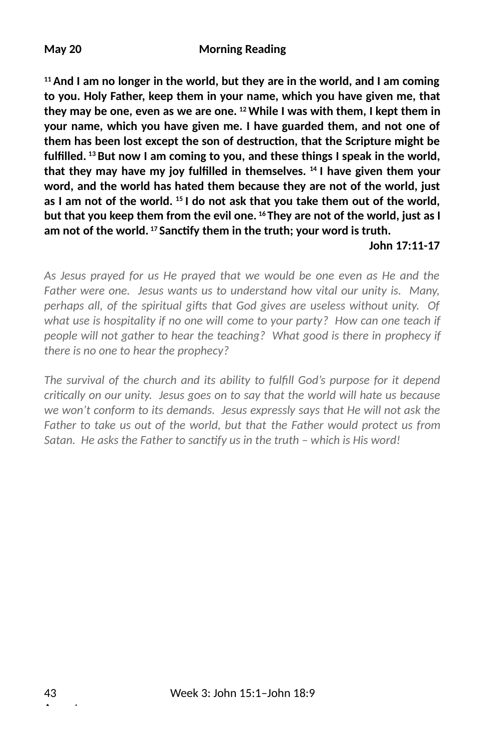**May 20** **Morning Reading**

**[11] And I am no longer in the world, but they are in the world, and I am coming to you. Holy Father, keep them in your name, which you have given me, that they may be one, even as we are one. [12] While I was with them, I kept them in your name, which you have given me. I have guarded them, and not one of them has been lost except the son of destruction, that the Scripture might be fulfilled. [13] But now I am coming to you, and these things I speak in the world, that they may have my joy fulfilled in themselves. [14] I have given them your word, and the world has hated them because they are not of the world, just as I am not of the world. [15] I do not ask that you take them out of the world, but that you keep them from the evil one. [16] They are not of the world, just as I am not of the world. [17] Sanctify them in the truth; your word is truth.**

**John 17:11-17**

*As Jesus prayed for us He prayed that we would be one even as He and the Father were one. Jesus wants us to understand how vital our unity is. Many, perhaps all, of the spiritual gifts that God gives are useless without unity. Of what use is hospitality if no one will come to your party? How can one teach if people will not gather to hear the teaching? What good is there in prophecy if there is no one to hear the prophecy?*

*The survival of the church and its ability to fulfill God's purpose for it depend critically on our unity. Jesus goes on to say that the world will hate us because we won't conform to its demands. Jesus expressly says that He will not ask the Father to take us out of the world, but that the Father would protect us from Satan. He asks the Father to sanctify us in the truth – which is His word!*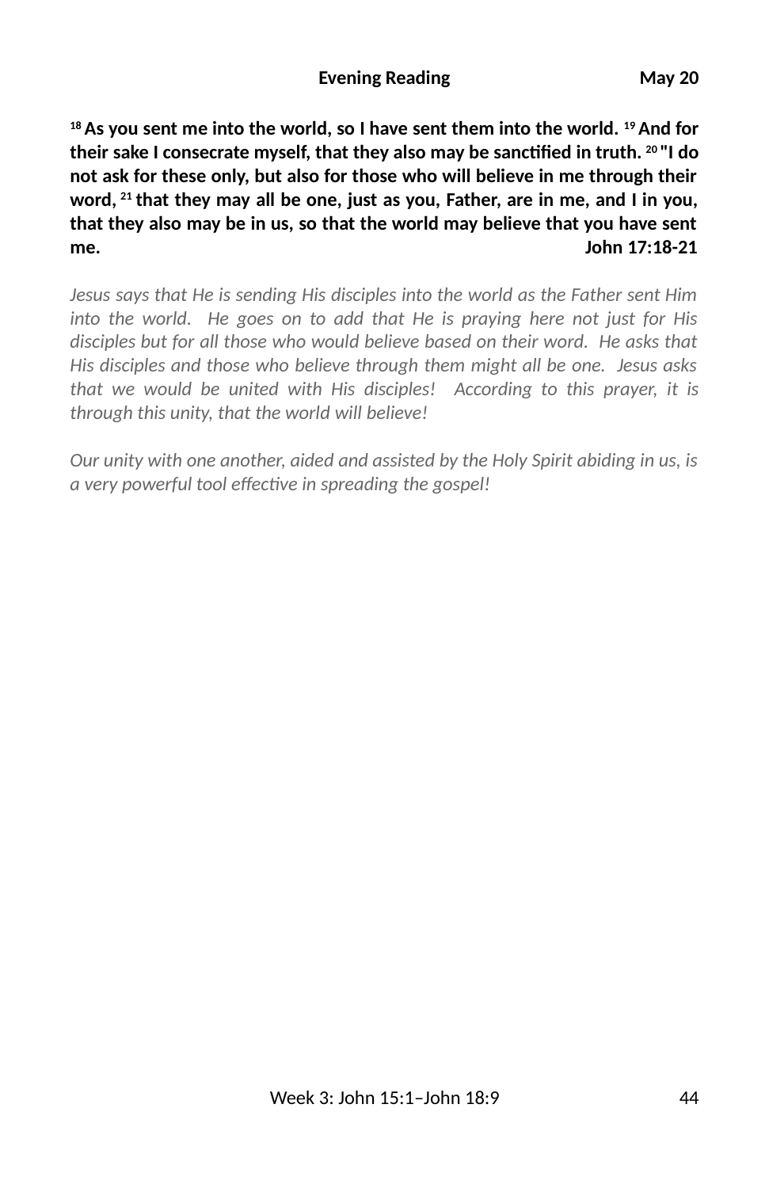**Evening Reading** **May 20**

**[18] As you sent me into the world, so I have sent them into the world. [19] And for their sake I consecrate myself, that they also may be sanctified in truth. [20] "I do not ask for these only, but also for those who will believe in me through their word, [21] that they may all be one, just as you, Father, are in me, and I in you, that they also may be in us, so that the world may believe that you have sent me.** **John 17:18-21**

*Jesus says that He is sending His disciples into the world as the Father sent Him into the world. He goes on to add that He is praying here not just for His disciples but for all those who would believe based on their word. He asks that His disciples and those who believe through them might all be one. Jesus asks that we would be united with His disciples! According to this prayer, it is through this unity, that the world will believe!*

*Our unity with one another, aided and assisted by the Holy Spirit abiding in us, is a very powerful tool effective in spreading the gospel!*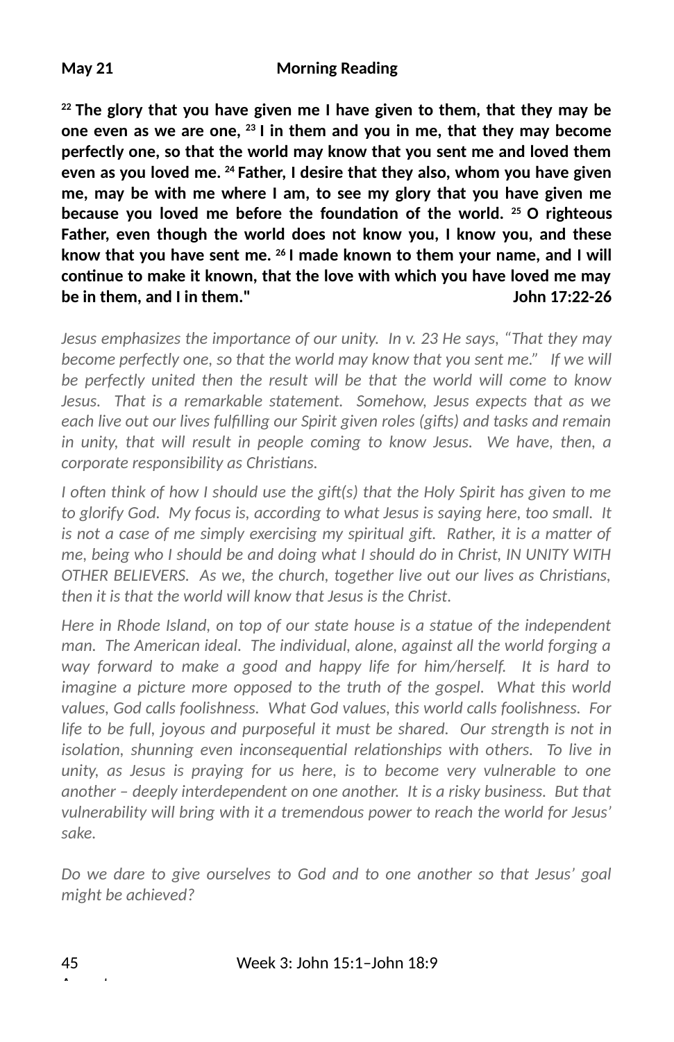**May 21 Morning Reading**

**[22] The glory that you have given me I have given to them, that they may be one even as we are one, [23] I in them and you in me, that they may become perfectly one, so that the world may know that you sent me and loved them even as you loved me. [24] Father, I desire that they also, whom you have given me, may be with me where I am, to see my glory that you have given me because you loved me before the foundation of the world. [25] O righteous Father, even though the world does not know you, I know you, and these know that you have sent me. [26] I made known to them your name, and I will continue to make it known, that the love with which you have loved me may be in them, and I in them." John 17:22-26**

*Jesus emphasizes the importance of our unity. In v. 23 He says, "That they may become perfectly one, so that the world may know that you sent me." If we will be perfectly united then the result will be that the world will come to know Jesus. That is a remarkable statement. Somehow, Jesus expects that as we each live out our lives fulfilling our Spirit given roles (gifts) and tasks and remain in unity, that will result in people coming to know Jesus. We have, then, a corporate responsibility as Christians.*

*I often think of how I should use the gift(s) that the Holy Spirit has given to me to glorify God. My focus is, according to what Jesus is saying here, too small. It is not a case of me simply exercising my spiritual gift. Rather, it is a matter of me, being who I should be and doing what I should do in Christ, IN UNITY WITH OTHER BELIEVERS. As we, the church, together live out our lives as Christians, then it is that the world will know that Jesus is the Christ.*

*Here in Rhode Island, on top of our state house is a statue of the independent man. The American ideal. The individual, alone, against all the world forging a way forward to make a good and happy life for him/herself. It is hard to imagine a picture more opposed to the truth of the gospel. What this world values, God calls foolishness. What God values, this world calls foolishness. For life to be full, joyous and purposeful it must be shared. Our strength is not in isolation, shunning even inconsequential relationships with others. To live in unity, as Jesus is praying for us here, is to become very vulnerable to one another – deeply interdependent on one another. It is a risky business. But that vulnerability will bring with it a tremendous power to reach the world for Jesus' sake.*

*Do we dare to give ourselves to God and to one another so that Jesus' goal might be achieved?*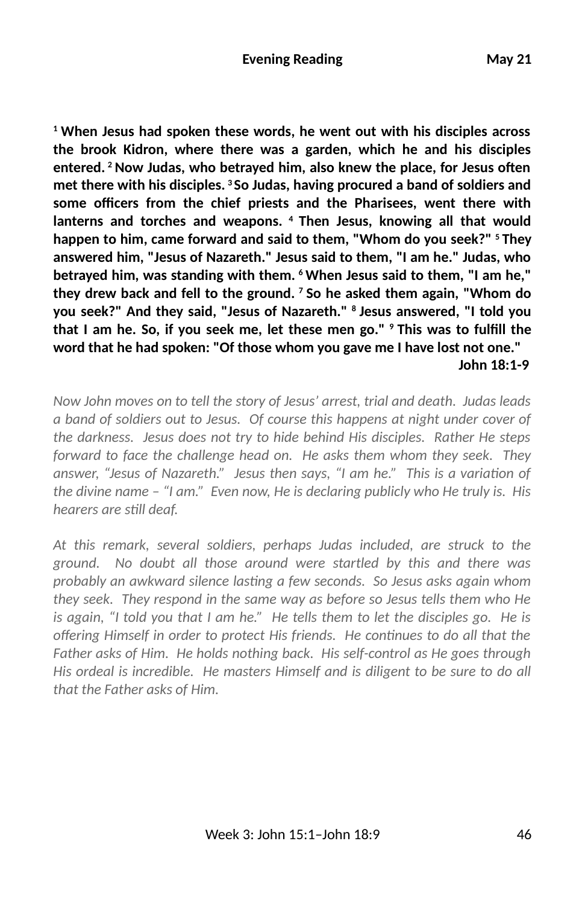**Evening Reading May 21**

**[1] When Jesus had spoken these words, he went out with his disciples across the brook Kidron, where there was a garden, which he and his disciples entered. [2] Now Judas, who betrayed him, also knew the place, for Jesus often met there with his disciples. [3] So Judas, having procured a band of soldiers and some officers from the chief priests and the Pharisees, went there with lanterns and torches and weapons. [4] Then Jesus, knowing all that would happen to him, came forward and said to them, "Whom do you seek?" [5] They answered him, "Jesus of Nazareth." Jesus said to them, "I am he." Judas, who betrayed him, was standing with them. [6] When Jesus said to them, "I am he," they drew back and fell to the ground. [7] So he asked them again, "Whom do you seek?" And they said, "Jesus of Nazareth." [8] Jesus answered, "I told you that I am he. So, if you seek me, let these men go." [9] This was to fulfill the word that he had spoken: "Of those whom you gave me I have lost not one."**

**John 18:1-9**

*Now John moves on to tell the story of Jesus' arrest, trial and death. Judas leads a band of soldiers out to Jesus. Of course this happens at night under cover of the darkness. Jesus does not try to hide behind His disciples. Rather He steps forward to face the challenge head on. He asks them whom they seek. They answer, "Jesus of Nazareth." Jesus then says, "I am he." This is a variation of the divine name – "I am." Even now, He is declaring publicly who He truly is. His hearers are still deaf.*

*At this remark, several soldiers, perhaps Judas included, are struck to the ground. No doubt all those around were startled by this and there was probably an awkward silence lasting a few seconds. So Jesus asks again whom they seek. They respond in the same way as before so Jesus tells them who He is again, "I told you that I am he." He tells them to let the disciples go. He is offering Himself in order to protect His friends. He continues to do all that the Father asks of Him. He holds nothing back. His self-control as He goes through His ordeal is incredible. He masters Himself and is diligent to be sure to do all that the Father asks of Him.*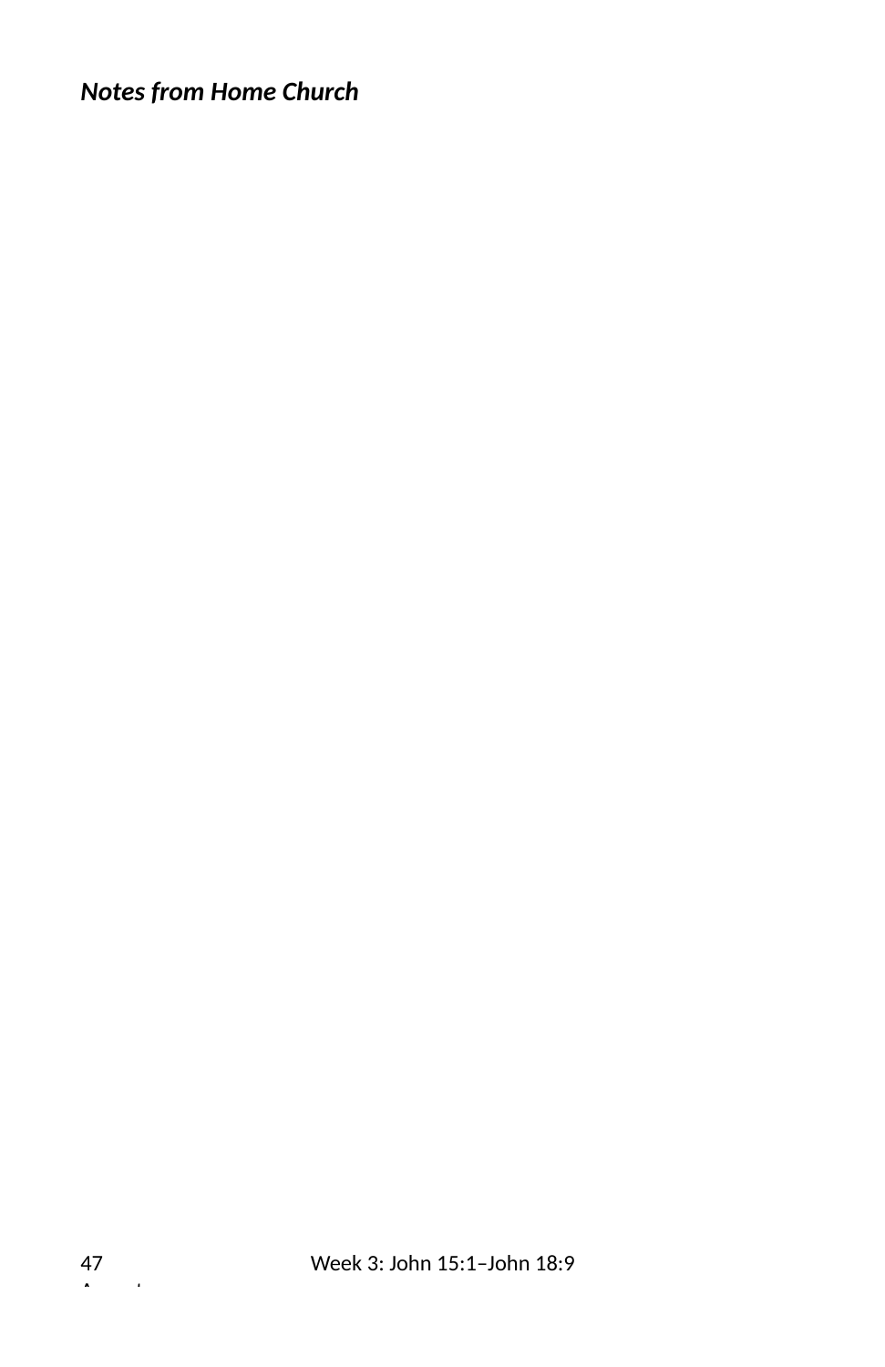***Notes from Home Church***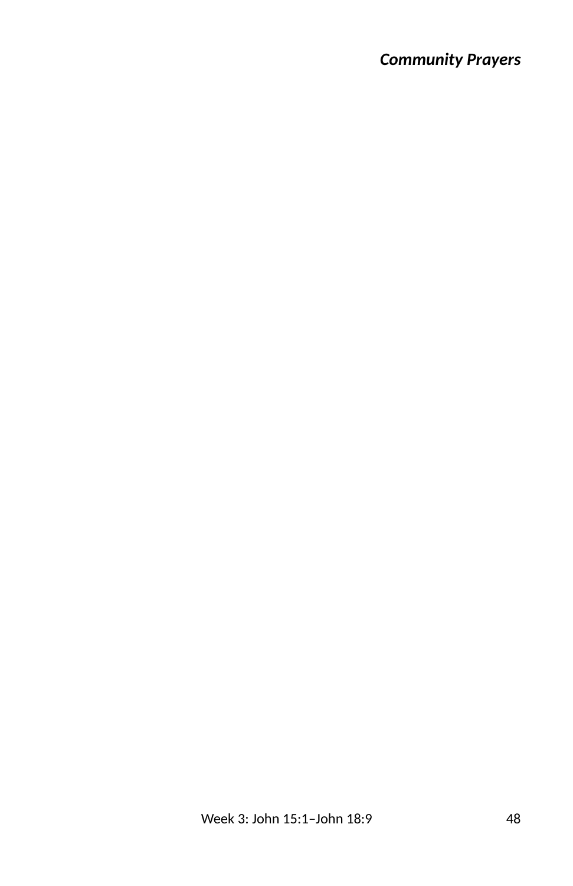***Community Prayers***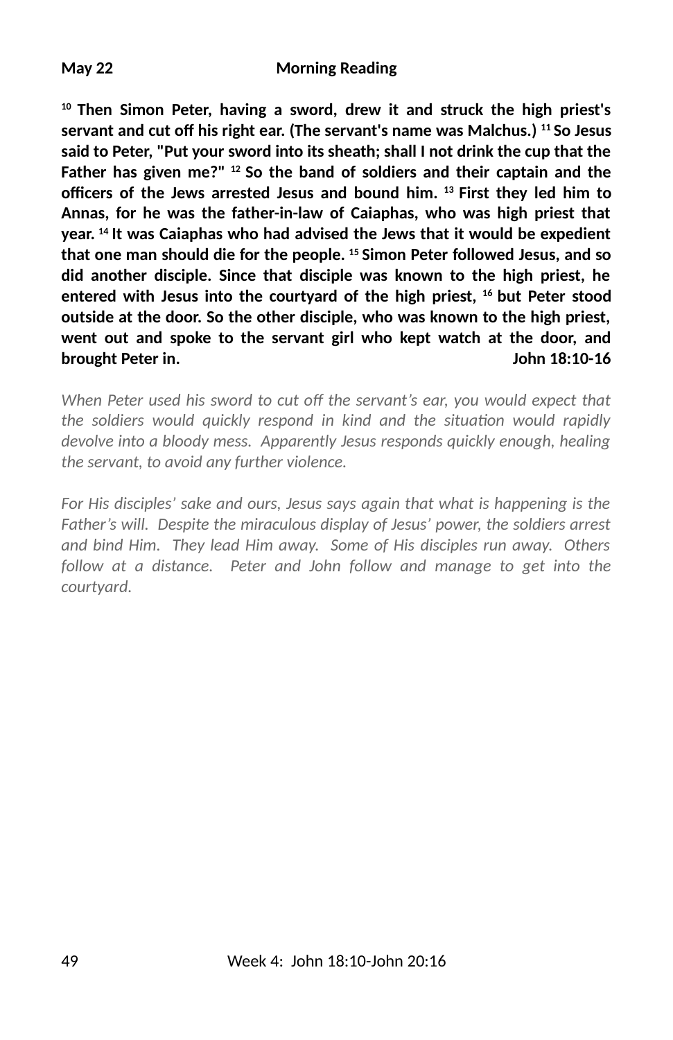**May 22 Morning Reading**

**[10] Then Simon Peter, having a sword, drew it and struck the high priest's servant and cut off his right ear. (The servant's name was Malchus.) [11] So Jesus said to Peter, "Put your sword into its sheath; shall I not drink the cup that the Father has given me?" [12] So the band of soldiers and their captain and the officers of the Jews arrested Jesus and bound him. [13] First they led him to Annas, for he was the father-in-law of Caiaphas, who was high priest that year. [14] It was Caiaphas who had advised the Jews that it would be expedient that one man should die for the people. [15] Simon Peter followed Jesus, and so did another disciple. Since that disciple was known to the high priest, he entered with Jesus into the courtyard of the high priest, [16] but Peter stood outside at the door. So the other disciple, who was known to the high priest, went out and spoke to the servant girl who kept watch at the door, and brought Peter in. John 18:10-16**

*When Peter used his sword to cut off the servant's ear, you would expect that the soldiers would quickly respond in kind and the situation would rapidly devolve into a bloody mess. Apparently Jesus responds quickly enough, healing the servant, to avoid any further violence.*

*For His disciples' sake and ours, Jesus says again that what is happening is the Father's will. Despite the miraculous display of Jesus' power, the soldiers arrest and bind Him. They lead Him away. Some of His disciples run away. Others follow at a distance. Peter and John follow and manage to get into the courtyard.*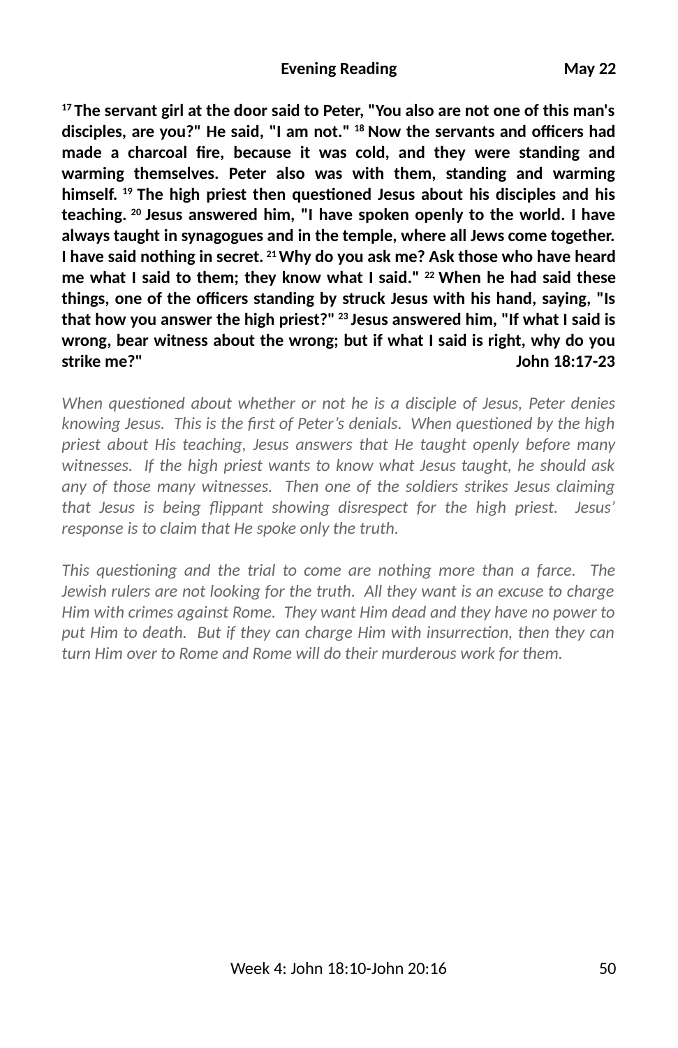**Evening Reading** **May 22**

**[17] The servant girl at the door said to Peter, "You also are not one of this man's disciples, are you?" He said, "I am not." [18] Now the servants and officers had made a charcoal fire, because it was cold, and they were standing and warming themselves. Peter also was with them, standing and warming himself. [19] The high priest then questioned Jesus about his disciples and his teaching. [20] Jesus answered him, "I have spoken openly to the world. I have always taught in synagogues and in the temple, where all Jews come together. I have said nothing in secret. [21] Why do you ask me? Ask those who have heard me what I said to them; they know what I said." [22] When he had said these things, one of the officers standing by struck Jesus with his hand, saying, "Is that how you answer the high priest?" [23] Jesus answered him, "If what I said is wrong, bear witness about the wrong; but if what I said is right, why do you strike me?"** **John 18:17-23**

*When questioned about whether or not he is a disciple of Jesus, Peter denies knowing Jesus. This is the first of Peter's denials. When questioned by the high priest about His teaching, Jesus answers that He taught openly before many witnesses. If the high priest wants to know what Jesus taught, he should ask any of those many witnesses. Then one of the soldiers strikes Jesus claiming that Jesus is being flippant showing disrespect for the high priest. Jesus' response is to claim that He spoke only the truth.*

*This questioning and the trial to come are nothing more than a farce. The Jewish rulers are not looking for the truth. All they want is an excuse to charge Him with crimes against Rome. They want Him dead and they have no power to put Him to death. But if they can charge Him with insurrection, then they can turn Him over to Rome and Rome will do their murderous work for them.*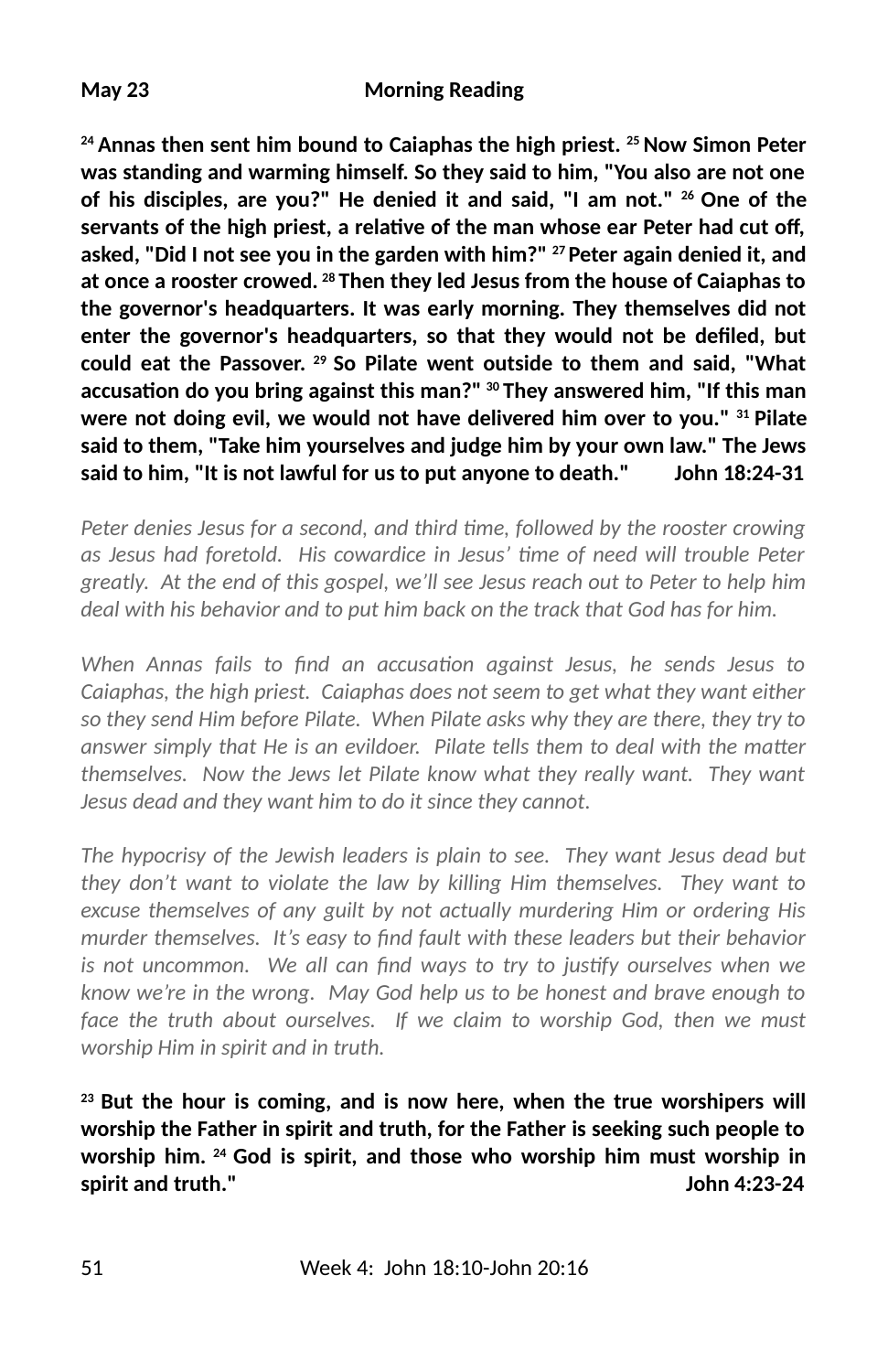**May 23 Morning Reading**

**[24] Annas then sent him bound to Caiaphas the high priest. [25] Now Simon Peter was standing and warming himself. So they said to him, "You also are not one of his disciples, are you?" He denied it and said, "I am not." [26] One of the servants of the high priest, a relative of the man whose ear Peter had cut off, asked, "Did I not see you in the garden with him?" [27] Peter again denied it, and at once a rooster crowed. [28] Then they led Jesus from the house of Caiaphas to the governor's headquarters. It was early morning. They themselves did not enter the governor's headquarters, so that they would not be defiled, but could eat the Passover. [29] So Pilate went outside to them and said, "What accusation do you bring against this man?" [30] They answered him, "If this man were not doing evil, we would not have delivered him over to you." [31] Pilate said to them, "Take him yourselves and judge him by your own law." The Jews said to him, "It is not lawful for us to put anyone to death." John 18:24-31**

*Peter denies Jesus for a second, and third time, followed by the rooster crowing as Jesus had foretold. His cowardice in Jesus' time of need will trouble Peter greatly. At the end of this gospel, we'll see Jesus reach out to Peter to help him deal with his behavior and to put him back on the track that God has for him.*

*When Annas fails to find an accusation against Jesus, he sends Jesus to Caiaphas, the high priest. Caiaphas does not seem to get what they want either so they send Him before Pilate. When Pilate asks why they are there, they try to answer simply that He is an evildoer. Pilate tells them to deal with the matter themselves. Now the Jews let Pilate know what they really want. They want Jesus dead and they want him to do it since they cannot.*

*The hypocrisy of the Jewish leaders is plain to see. They want Jesus dead but they don't want to violate the law by killing Him themselves. They want to excuse themselves of any guilt by not actually murdering Him or ordering His murder themselves. It's easy to find fault with these leaders but their behavior is not uncommon. We all can find ways to try to justify ourselves when we know we're in the wrong. May God help us to be honest and brave enough to face the truth about ourselves. If we claim to worship God, then we must worship Him in spirit and in truth.*

**[23] But the hour is coming, and is now here, when the true worshipers will worship the Father in spirit and truth, for the Father is seeking such people to worship him. [24] God is spirit, and those who worship him must worship in spirit and truth." John 4:23-24**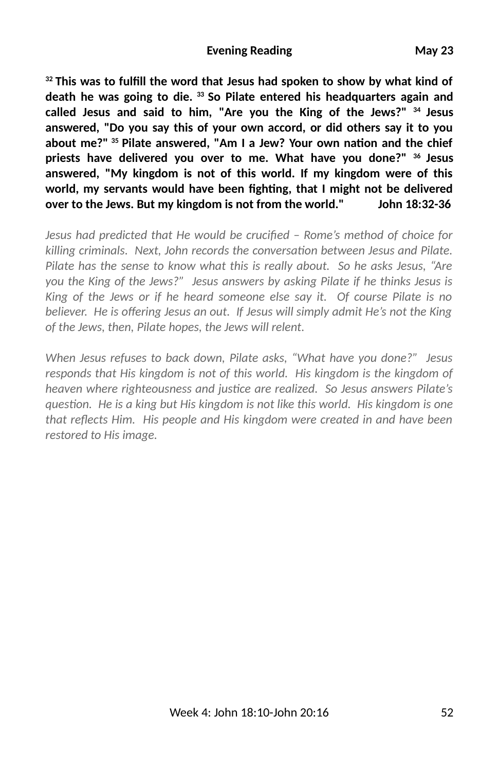**Evening Reading May 23**

**[32] This was to fulfill the word that Jesus had spoken to show by what kind of death he was going to die. [33] So Pilate entered his headquarters again and called Jesus and said to him, "Are you the King of the Jews?" [34] Jesus answered, "Do you say this of your own accord, or did others say it to you about me?" [35] Pilate answered, "Am I a Jew? Your own nation and the chief priests have delivered you over to me. What have you done?" [36] Jesus answered, "My kingdom is not of this world. If my kingdom were of this world, my servants would have been fighting, that I might not be delivered over to the Jews. But my kingdom is not from the world." John 18:32-36**

*Jesus had predicted that He would be crucified – Rome's method of choice for killing criminals. Next, John records the conversation between Jesus and Pilate. Pilate has the sense to know what this is really about. So he asks Jesus, "Are you the King of the Jews?" Jesus answers by asking Pilate if he thinks Jesus is King of the Jews or if he heard someone else say it. Of course Pilate is no believer. He is offering Jesus an out. If Jesus will simply admit He's not the King of the Jews, then, Pilate hopes, the Jews will relent.*

*When Jesus refuses to back down, Pilate asks, "What have you done?" Jesus responds that His kingdom is not of this world. His kingdom is the kingdom of heaven where righteousness and justice are realized. So Jesus answers Pilate's question. He is a king but His kingdom is not like this world. His kingdom is one that reflects Him. His people and His kingdom were created in and have been restored to His image.*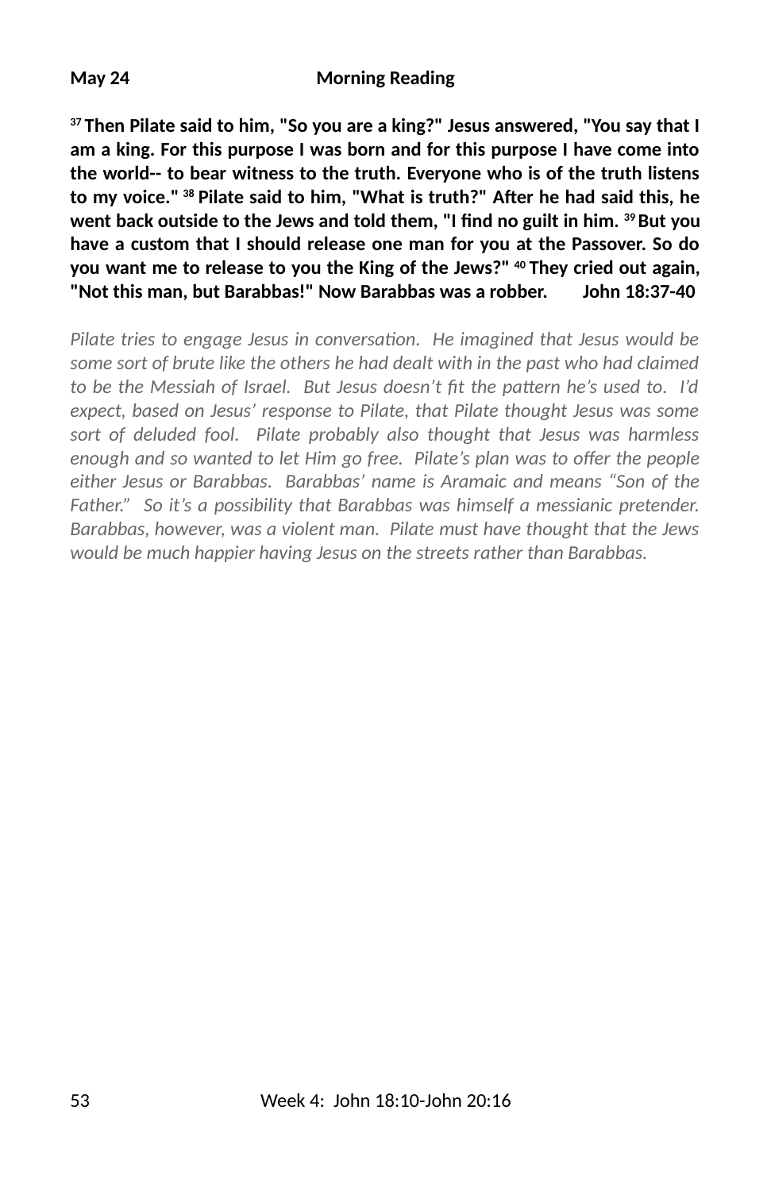**May 24 Morning Reading**

**[37] Then Pilate said to him, "So you are a king?" Jesus answered, "You say that I am a king. For this purpose I was born and for this purpose I have come into the world-- to bear witness to the truth. Everyone who is of the truth listens to my voice." [38] Pilate said to him, "What is truth?" After he had said this, he went back outside to the Jews and told them, "I find no guilt in him. [39] But you have a custom that I should release one man for you at the Passover. So do you want me to release to you the King of the Jews?" [40] They cried out again, "Not this man, but Barabbas!" Now Barabbas was a robber. John 18:37-40**

*Pilate tries to engage Jesus in conversation. He imagined that Jesus would be some sort of brute like the others he had dealt with in the past who had claimed to be the Messiah of Israel. But Jesus doesn't fit the pattern he's used to. I'd expect, based on Jesus' response to Pilate, that Pilate thought Jesus was some sort of deluded fool. Pilate probably also thought that Jesus was harmless enough and so wanted to let Him go free. Pilate's plan was to offer the people either Jesus or Barabbas. Barabbas' name is Aramaic and means "Son of the Father." So it's a possibility that Barabbas was himself a messianic pretender. Barabbas, however, was a violent man. Pilate must have thought that the Jews would be much happier having Jesus on the streets rather than Barabbas.*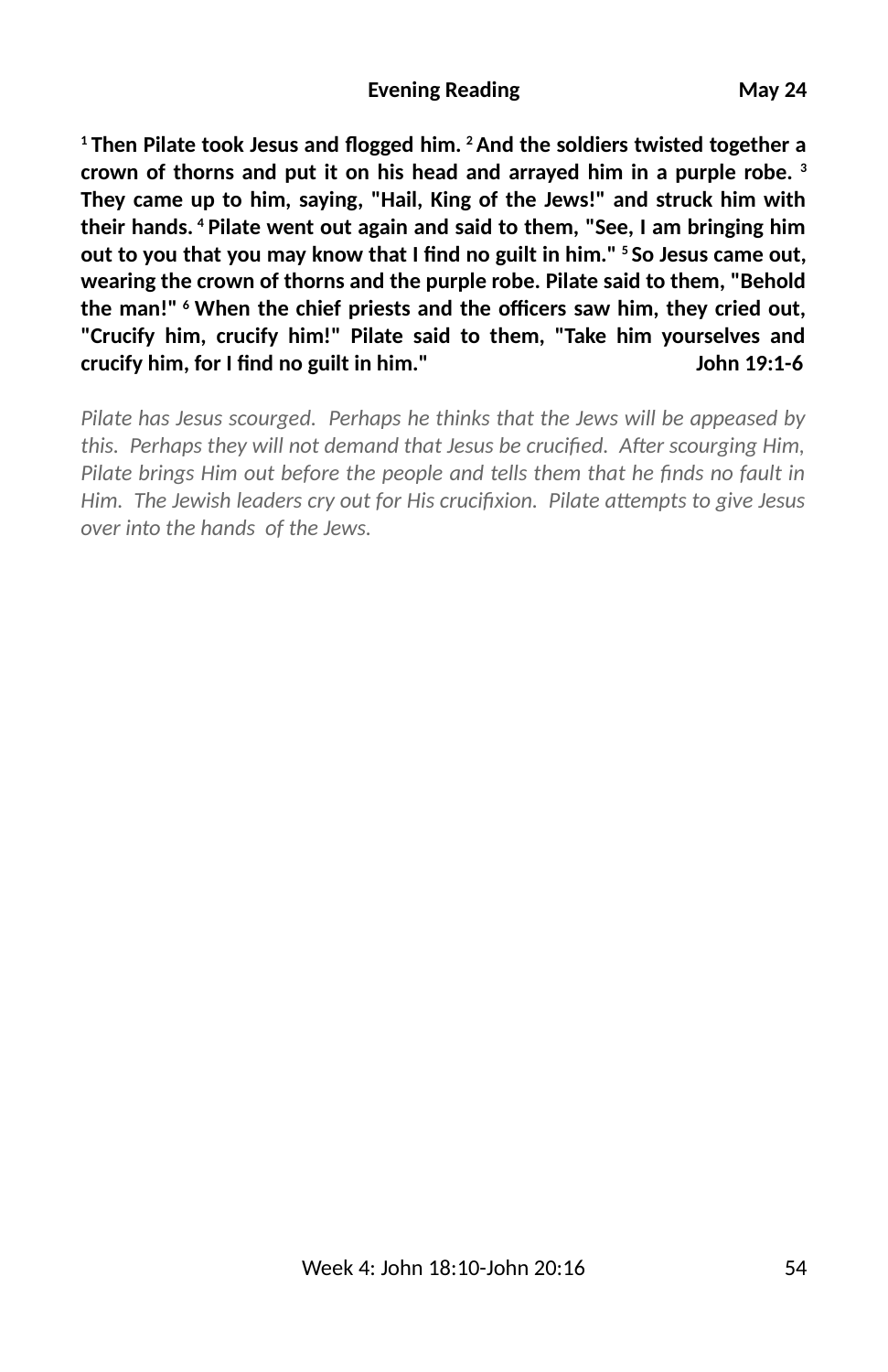**Evening Reading May 24**

**[1] Then Pilate took Jesus and flogged him. [2] And the soldiers twisted together a crown of thorns and put it on his head and arrayed him in a purple robe. [3] They came up to him, saying, "Hail, King of the Jews!" and struck him with their hands. [4] Pilate went out again and said to them, "See, I am bringing him out to you that you may know that I find no guilt in him." [5] So Jesus came out, wearing the crown of thorns and the purple robe. Pilate said to them, "Behold the man!" [6] When the chief priests and the officers saw him, they cried out, "Crucify him, crucify him!" Pilate said to them, "Take him yourselves and crucify him, for I find no guilt in him." John 19:1-6**

*Pilate has Jesus scourged. Perhaps he thinks that the Jews will be appeased by this. Perhaps they will not demand that Jesus be crucified. After scourging Him, Pilate brings Him out before the people and tells them that he finds no fault in Him. The Jewish leaders cry out for His crucifixion. Pilate attempts to give Jesus over into the hands of the Jews.*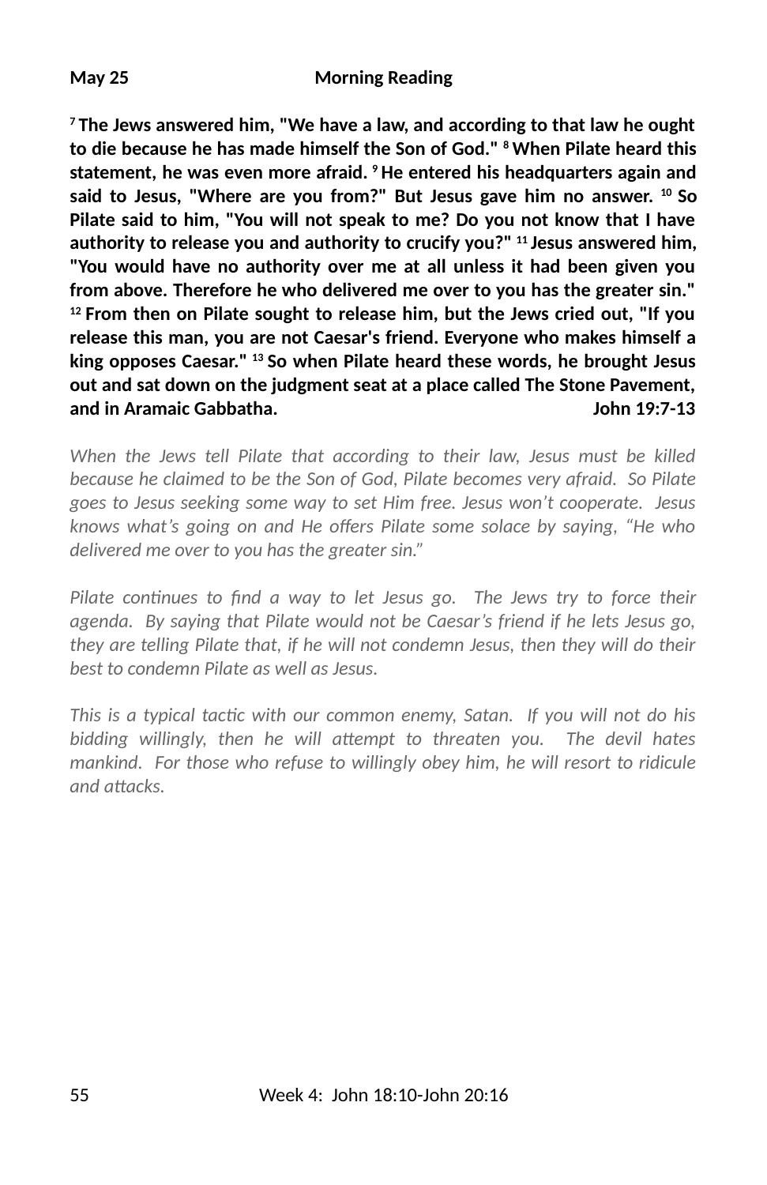**May 25 Morning Reading**

**[7] The Jews answered him, "We have a law, and according to that law he ought to die because he has made himself the Son of God." [8] When Pilate heard this statement, he was even more afraid. [9] He entered his headquarters again and said to Jesus, "Where are you from?" But Jesus gave him no answer. [10] So Pilate said to him, "You will not speak to me? Do you not know that I have authority to release you and authority to crucify you?" [11] Jesus answered him, "You would have no authority over me at all unless it had been given you from above. Therefore he who delivered me over to you has the greater sin." [12] From then on Pilate sought to release him, but the Jews cried out, "If you release this man, you are not Caesar's friend. Everyone who makes himself a king opposes Caesar." [13] So when Pilate heard these words, he brought Jesus out and sat down on the judgment seat at a place called The Stone Pavement, and in Aramaic Gabbatha. John 19:7-13**

*When the Jews tell Pilate that according to their law, Jesus must be killed because he claimed to be the Son of God, Pilate becomes very afraid. So Pilate goes to Jesus seeking some way to set Him free. Jesus won't cooperate. Jesus knows what's going on and He offers Pilate some solace by saying, "He who delivered me over to you has the greater sin."*

*Pilate continues to find a way to let Jesus go. The Jews try to force their agenda. By saying that Pilate would not be Caesar's friend if he lets Jesus go, they are telling Pilate that, if he will not condemn Jesus, then they will do their best to condemn Pilate as well as Jesus.*

*This is a typical tactic with our common enemy, Satan. If you will not do his bidding willingly, then he will attempt to threaten you. The devil hates mankind. For those who refuse to willingly obey him, he will resort to ridicule and attacks.*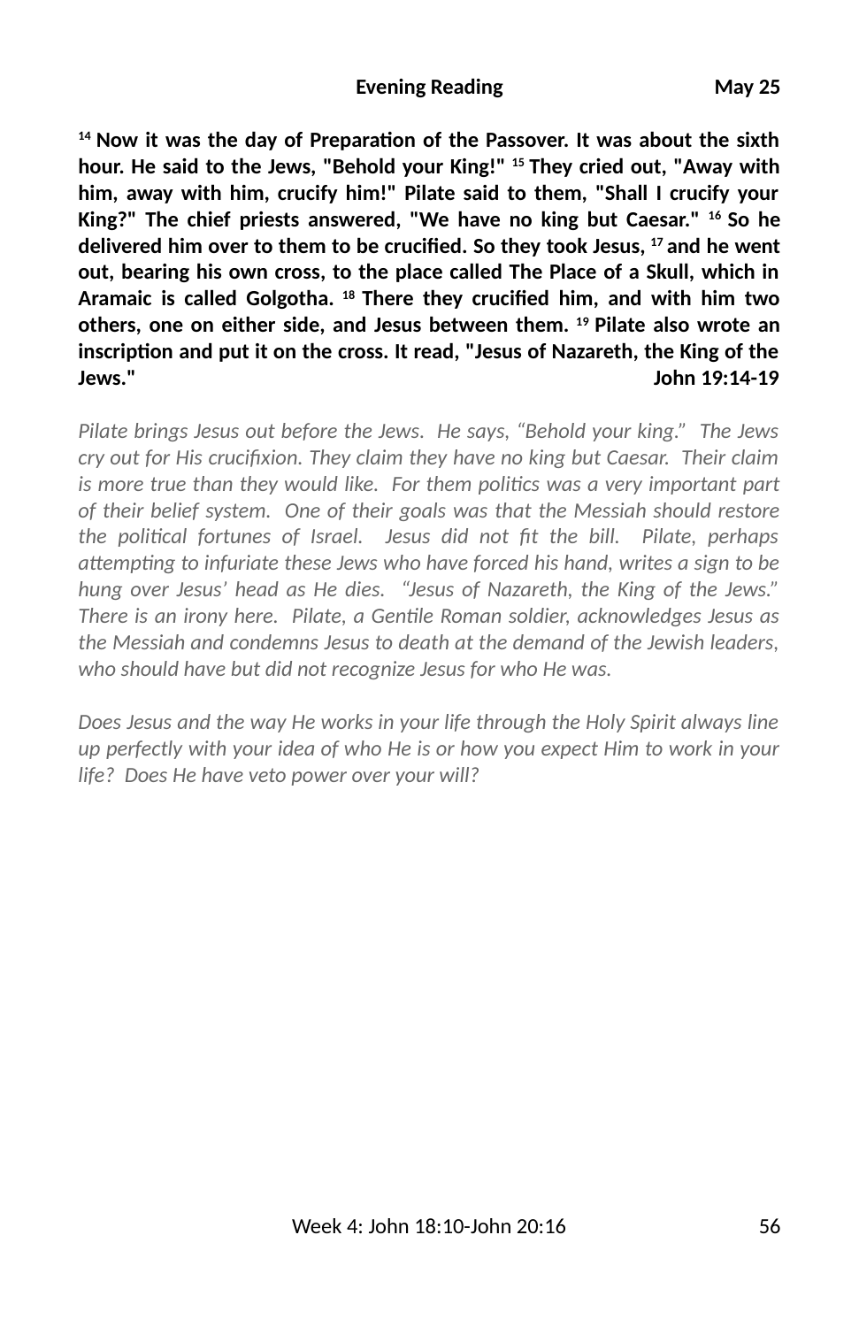**Evening Reading May 25**

**[14] Now it was the day of Preparation of the Passover. It was about the sixth hour. He said to the Jews, "Behold your King!" [15] They cried out, "Away with him, away with him, crucify him!" Pilate said to them, "Shall I crucify your King?" The chief priests answered, "We have no king but Caesar." [16] So he delivered him over to them to be crucified. So they took Jesus, [17] and he went out, bearing his own cross, to the place called The Place of a Skull, which in Aramaic is called Golgotha. [18] There they crucified him, and with him two others, one on either side, and Jesus between them. [19] Pilate also wrote an inscription and put it on the cross. It read, "Jesus of Nazareth, the King of the Jews." John 19:14-19**

*Pilate brings Jesus out before the Jews. He says, "Behold your king." The Jews cry out for His crucifixion. They claim they have no king but Caesar. Their claim is more true than they would like. For them politics was a very important part of their belief system. One of their goals was that the Messiah should restore the political fortunes of Israel. Jesus did not fit the bill. Pilate, perhaps attempting to infuriate these Jews who have forced his hand, writes a sign to be hung over Jesus' head as He dies. "Jesus of Nazareth, the King of the Jews." There is an irony here. Pilate, a Gentile Roman soldier, acknowledges Jesus as the Messiah and condemns Jesus to death at the demand of the Jewish leaders, who should have but did not recognize Jesus for who He was.*

*Does Jesus and the way He works in your life through the Holy Spirit always line up perfectly with your idea of who He is or how you expect Him to work in your life? Does He have veto power over your will?*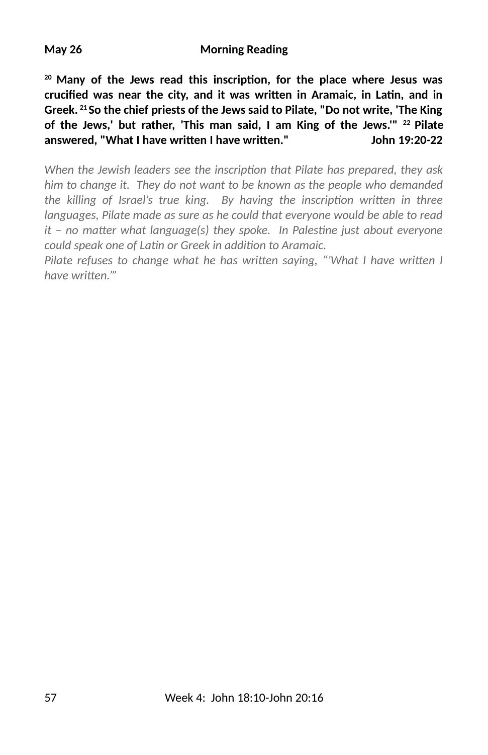**May 26 Morning Reading**

**[20] Many of the Jews read this inscription, for the place where Jesus was crucified was near the city, and it was written in Aramaic, in Latin, and in Greek. [21] So the chief priests of the Jews said to Pilate, "Do not write, 'The King of the Jews,' but rather, 'This man said, I am King of the Jews.'" [22] Pilate answered, "What I have written I have written." John 19:20-22**

*When the Jewish leaders see the inscription that Pilate has prepared, they ask him to change it. They do not want to be known as the people who demanded the killing of Israel's true king. By having the inscription written in three languages, Pilate made as sure as he could that everyone would be able to read it – no matter what language(s) they spoke. In Palestine just about everyone could speak one of Latin or Greek in addition to Aramaic.*

*Pilate refuses to change what he has written saying, "'What I have written I have written.'"*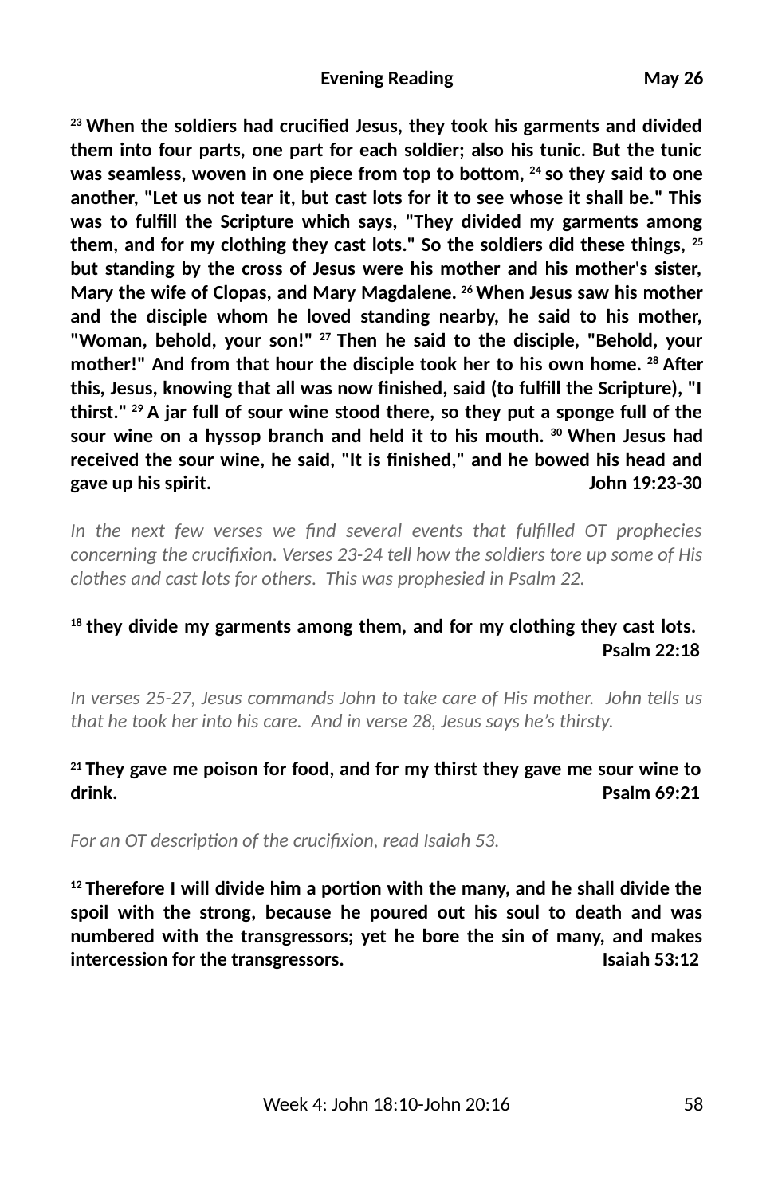**Evening Reading May 26**

**[23] When the soldiers had crucified Jesus, they took his garments and divided them into four parts, one part for each soldier; also his tunic. But the tunic was seamless, woven in one piece from top to bottom, [24] so they said to one another, "Let us not tear it, but cast lots for it to see whose it shall be." This was to fulfill the Scripture which says, "They divided my garments among them, and for my clothing they cast lots." So the soldiers did these things, [25] but standing by the cross of Jesus were his mother and his mother's sister, Mary the wife of Clopas, and Mary Magdalene. [26] When Jesus saw his mother and the disciple whom he loved standing nearby, he said to his mother, "Woman, behold, your son!" [27] Then he said to the disciple, "Behold, your mother!" And from that hour the disciple took her to his own home. [28] After this, Jesus, knowing that all was now finished, said (to fulfill the Scripture), "I thirst." [29] A jar full of sour wine stood there, so they put a sponge full of the sour wine on a hyssop branch and held it to his mouth. [30] When Jesus had received the sour wine, he said, "It is finished," and he bowed his head and gave up his spirit. John 19:23-30**

*In the next few verses we find several events that fulfilled OT prophecies concerning the crucifixion. Verses 23-24 tell how the soldiers tore up some of His clothes and cast lots for others. This was prophesied in Psalm 22.*

**[18] they divide my garments among them, and for my clothing they cast lots. Psalm 22:18**

*In verses 25-27, Jesus commands John to take care of His mother. John tells us that he took her into his care. And in verse 28, Jesus says he's thirsty.*

**[21] They gave me poison for food, and for my thirst they gave me sour wine to drink. Psalm 69:21**

*For an OT description of the crucifixion, read Isaiah 53.*

**[12] Therefore I will divide him a portion with the many, and he shall divide the spoil with the strong, because he poured out his soul to death and was numbered with the transgressors; yet he bore the sin of many, and makes intercession for the transgressors. Isaiah 53:12**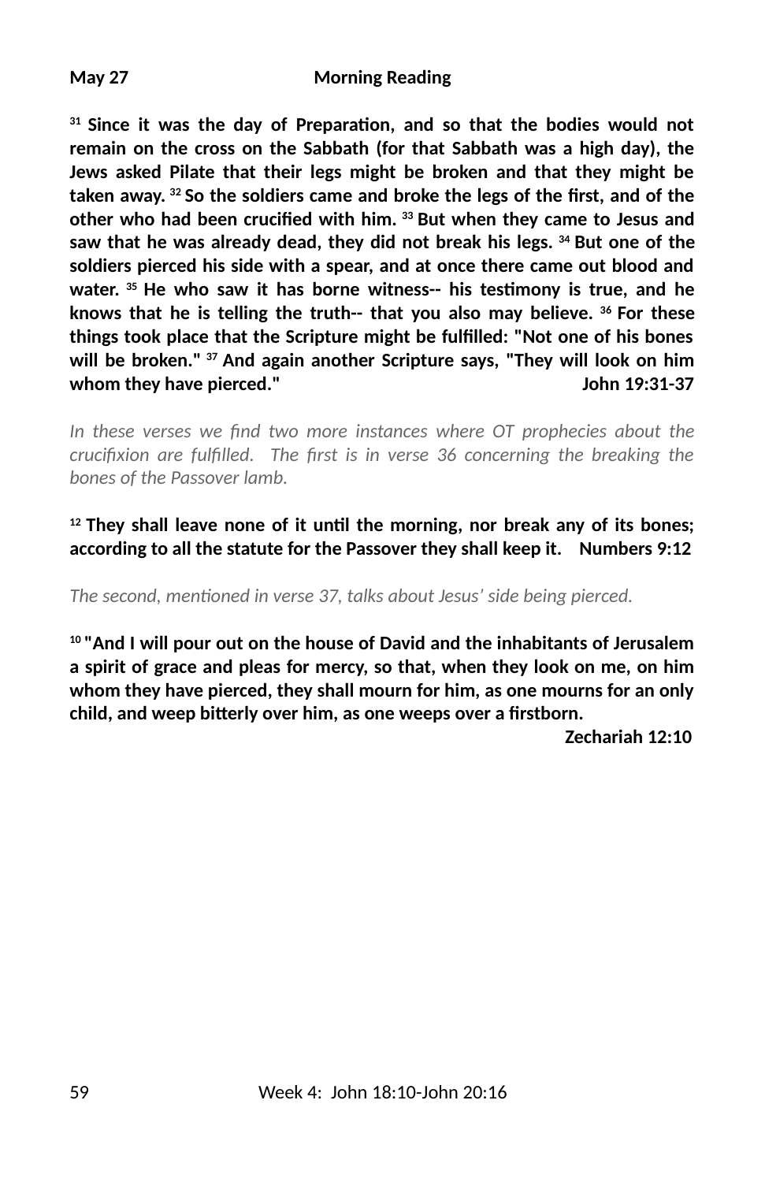**May 27 Morning Reading**

**[31] Since it was the day of Preparation, and so that the bodies would not remain on the cross on the Sabbath (for that Sabbath was a high day), the Jews asked Pilate that their legs might be broken and that they might be taken away. [32] So the soldiers came and broke the legs of the first, and of the other who had been crucified with him. [33] But when they came to Jesus and saw that he was already dead, they did not break his legs. [34] But one of the soldiers pierced his side with a spear, and at once there came out blood and water. [35] He who saw it has borne witness-- his testimony is true, and he knows that he is telling the truth-- that you also may believe. [36] For these things took place that the Scripture might be fulfilled: "Not one of his bones will be broken." [37] And again another Scripture says, "They will look on him whom they have pierced." John 19:31-37**

*In these verses we find two more instances where OT prophecies about the crucifixion are fulfilled. The first is in verse 36 concerning the breaking the bones of the Passover lamb.*

**[12] They shall leave none of it until the morning, nor break any of its bones; according to all the statute for the Passover they shall keep it. Numbers 9:12**

*The second, mentioned in verse 37, talks about Jesus' side being pierced.*

**[10] "And I will pour out on the house of David and the inhabitants of Jerusalem a spirit of grace and pleas for mercy, so that, when they look on me, on him whom they have pierced, they shall mourn for him, as one mourns for an only child, and weep bitterly over him, as one weeps over a firstborn.**

**Zechariah 12:10**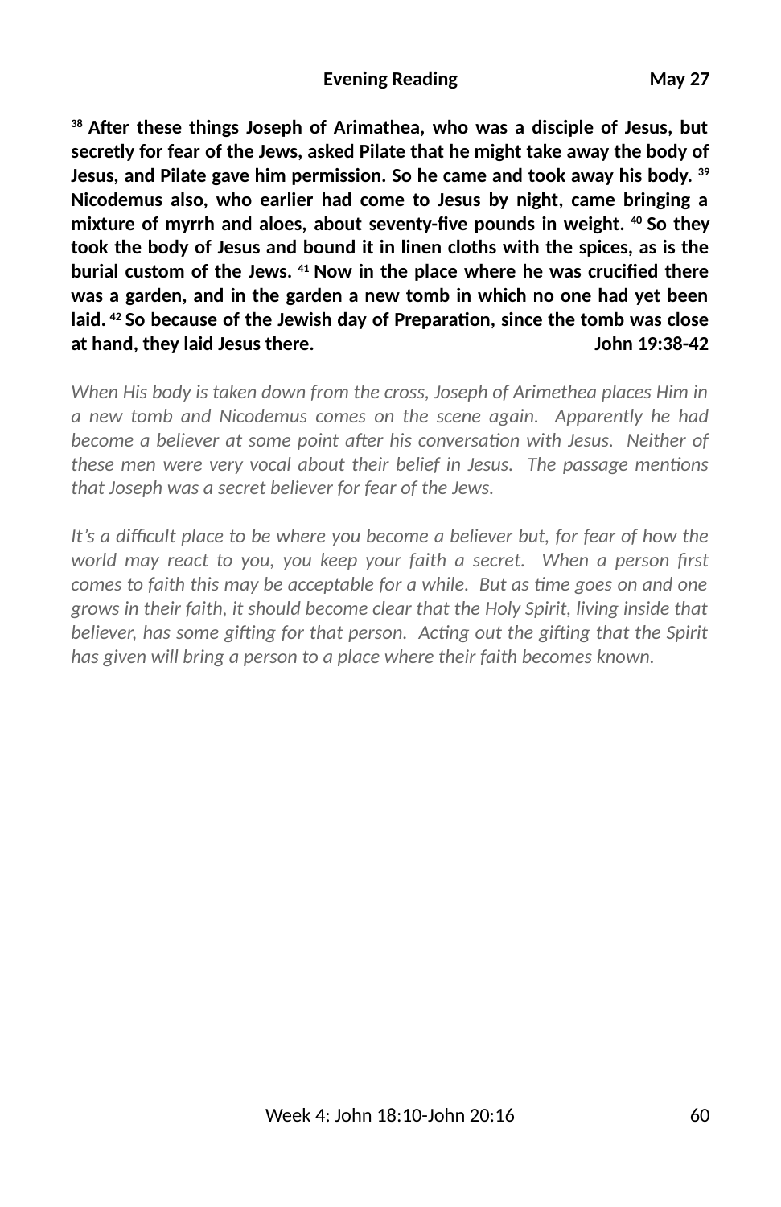**Evening Reading May 27**

**[38] After these things Joseph of Arimathea, who was a disciple of Jesus, but secretly for fear of the Jews, asked Pilate that he might take away the body of Jesus, and Pilate gave him permission. So he came and took away his body. [39] Nicodemus also, who earlier had come to Jesus by night, came bringing a mixture of myrrh and aloes, about seventy-five pounds in weight. [40] So they took the body of Jesus and bound it in linen cloths with the spices, as is the burial custom of the Jews. [41] Now in the place where he was crucified there was a garden, and in the garden a new tomb in which no one had yet been laid. [42] So because of the Jewish day of Preparation, since the tomb was close at hand, they laid Jesus there. John 19:38-42**

*When His body is taken down from the cross, Joseph of Arimethea places Him in a new tomb and Nicodemus comes on the scene again. Apparently he had become a believer at some point after his conversation with Jesus. Neither of these men were very vocal about their belief in Jesus. The passage mentions that Joseph was a secret believer for fear of the Jews.*

*It's a difficult place to be where you become a believer but, for fear of how the world may react to you, you keep your faith a secret. When a person first comes to faith this may be acceptable for a while. But as time goes on and one grows in their faith, it should become clear that the Holy Spirit, living inside that believer, has some gifting for that person. Acting out the gifting that the Spirit has given will bring a person to a place where their faith becomes known.*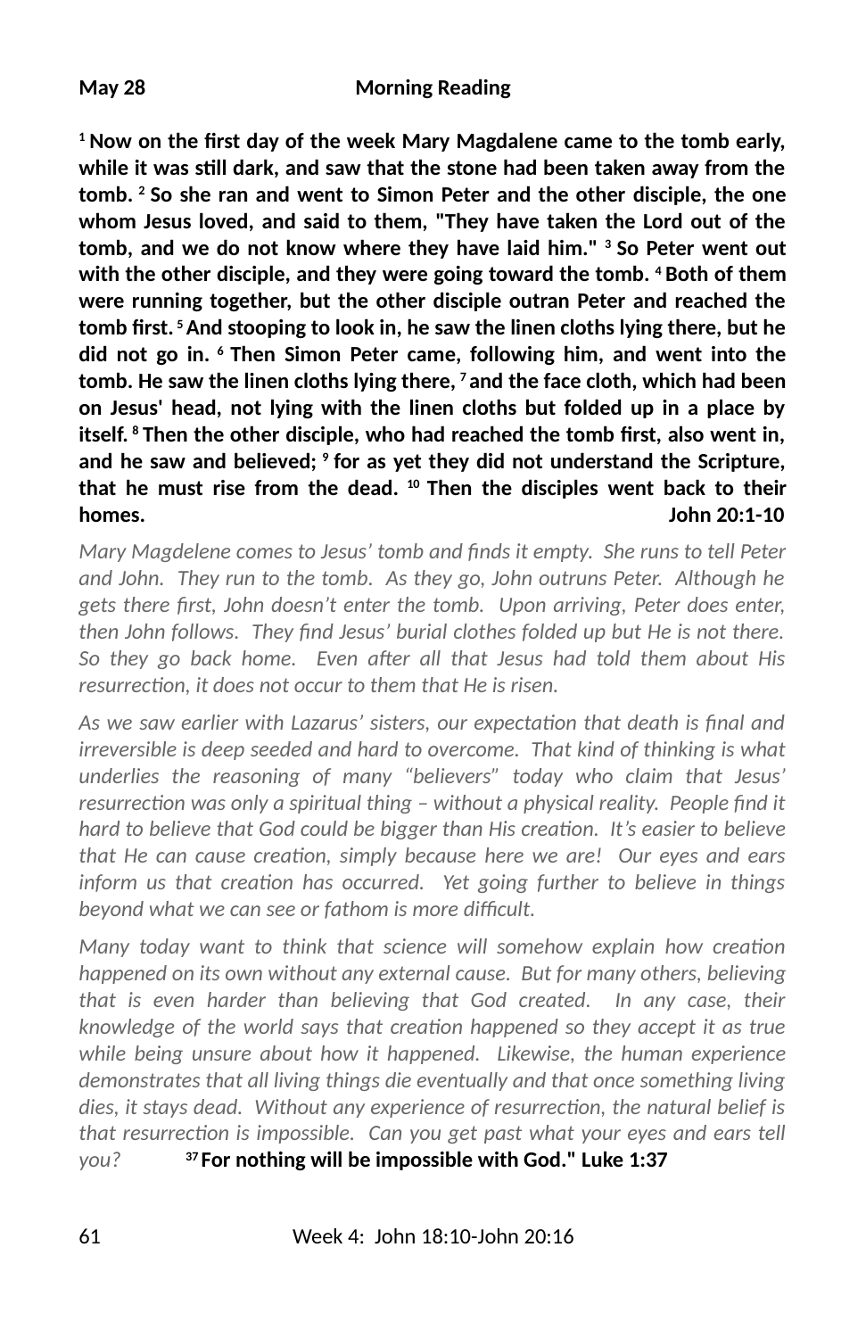**May 28** **Morning Reading**

**[1] Now on the first day of the week Mary Magdalene came to the tomb early, while it was still dark, and saw that the stone had been taken away from the tomb. [2] So she ran and went to Simon Peter and the other disciple, the one whom Jesus loved, and said to them, "They have taken the Lord out of the tomb, and we do not know where they have laid him." [3] So Peter went out with the other disciple, and they were going toward the tomb. [4] Both of them were running together, but the other disciple outran Peter and reached the tomb first. [5] And stooping to look in, he saw the linen cloths lying there, but he did not go in. [6] Then Simon Peter came, following him, and went into the tomb. He saw the linen cloths lying there, [7] and the face cloth, which had been on Jesus' head, not lying with the linen cloths but folded up in a place by itself. [8] Then the other disciple, who had reached the tomb first, also went in, and he saw and believed; [9] for as yet they did not understand the Scripture, that he must rise from the dead. [10] Then the disciples went back to their homes.** **John 20:1-10**

*Mary Magdelene comes to Jesus' tomb and finds it empty. She runs to tell Peter and John. They run to the tomb. As they go, John outruns Peter. Although he gets there first, John doesn't enter the tomb. Upon arriving, Peter does enter, then John follows. They find Jesus' burial clothes folded up but He is not there. So they go back home. Even after all that Jesus had told them about His resurrection, it does not occur to them that He is risen.*

*As we saw earlier with Lazarus' sisters, our expectation that death is final and irreversible is deep seeded and hard to overcome. That kind of thinking is what underlies the reasoning of many "believers" today who claim that Jesus' resurrection was only a spiritual thing – without a physical reality. People find it hard to believe that God could be bigger than His creation. It's easier to believe that He can cause creation, simply because here we are! Our eyes and ears inform us that creation has occurred. Yet going further to believe in things beyond what we can see or fathom is more difficult.*

*Many today want to think that science will somehow explain how creation happened on its own without any external cause. But for many others, believing that is even harder than believing that God created. In any case, their knowledge of the world says that creation happened so they accept it as true while being unsure about how it happened. Likewise, the human experience demonstrates that all living things die eventually and that once something living dies, it stays dead. Without any experience of resurrection, the natural belief is that resurrection is impossible. Can you get past what your eyes and ears tell you?* **[37] For nothing will be impossible with God." Luke 1:37**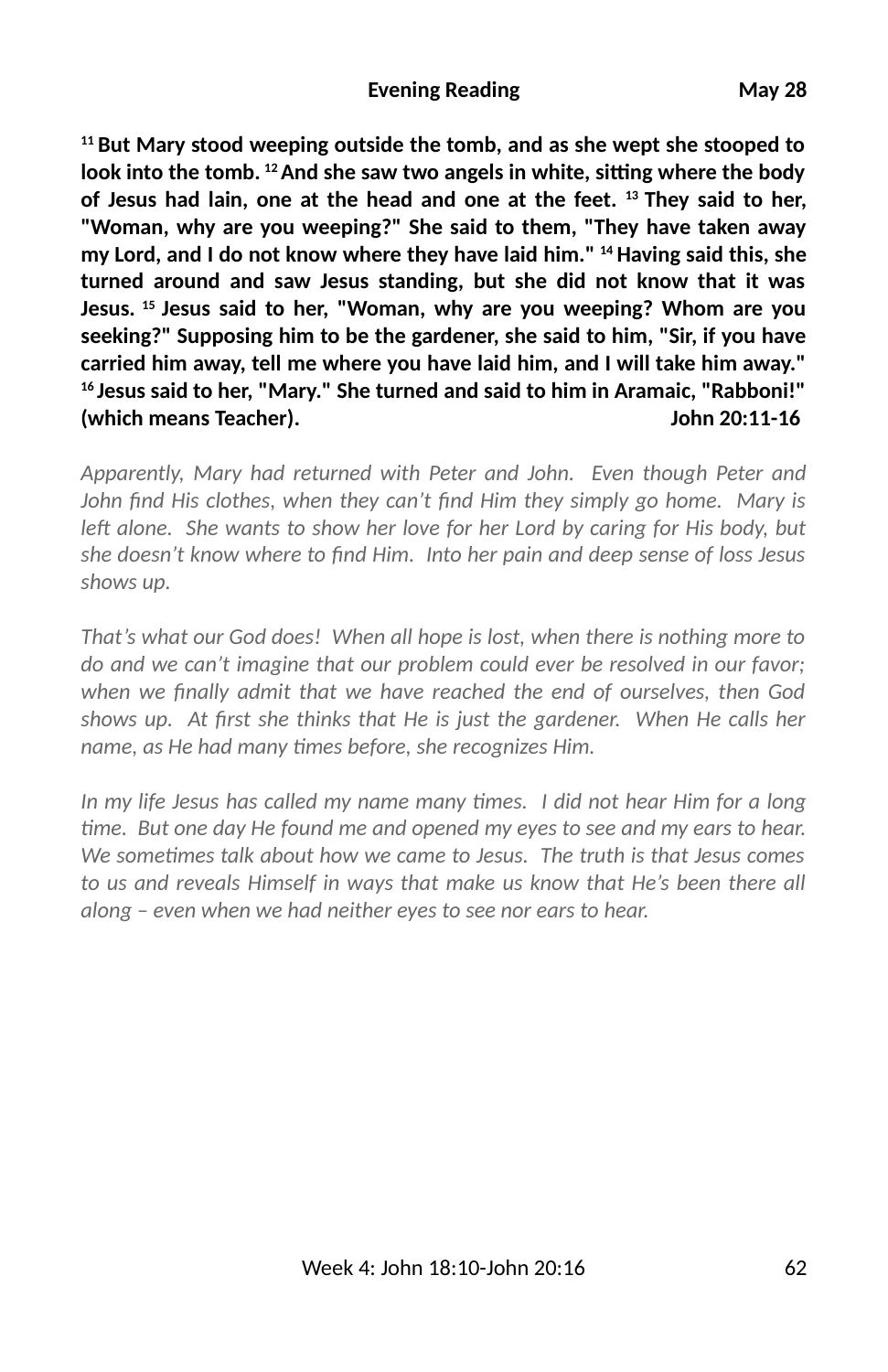**Evening Reading May 28**

**[11] But Mary stood weeping outside the tomb, and as she wept she stooped to look into the tomb. [12] And she saw two angels in white, sitting where the body of Jesus had lain, one at the head and one at the feet. [13] They said to her, "Woman, why are you weeping?" She said to them, "They have taken away my Lord, and I do not know where they have laid him." [14] Having said this, she turned around and saw Jesus standing, but she did not know that it was Jesus. [15] Jesus said to her, "Woman, why are you weeping? Whom are you seeking?" Supposing him to be the gardener, she said to him, "Sir, if you have carried him away, tell me where you have laid him, and I will take him away." [16] Jesus said to her, "Mary." She turned and said to him in Aramaic, "Rabboni!" (which means Teacher). John 20:11-16**

*Apparently, Mary had returned with Peter and John. Even though Peter and John find His clothes, when they can't find Him they simply go home. Mary is left alone. She wants to show her love for her Lord by caring for His body, but she doesn't know where to find Him. Into her pain and deep sense of loss Jesus shows up.*

*That's what our God does! When all hope is lost, when there is nothing more to do and we can't imagine that our problem could ever be resolved in our favor; when we finally admit that we have reached the end of ourselves, then God shows up. At first she thinks that He is just the gardener. When He calls her name, as He had many times before, she recognizes Him.*

*In my life Jesus has called my name many times. I did not hear Him for a long time. But one day He found me and opened my eyes to see and my ears to hear. We sometimes talk about how we came to Jesus. The truth is that Jesus comes to us and reveals Himself in ways that make us know that He's been there all along – even when we had neither eyes to see nor ears to hear.*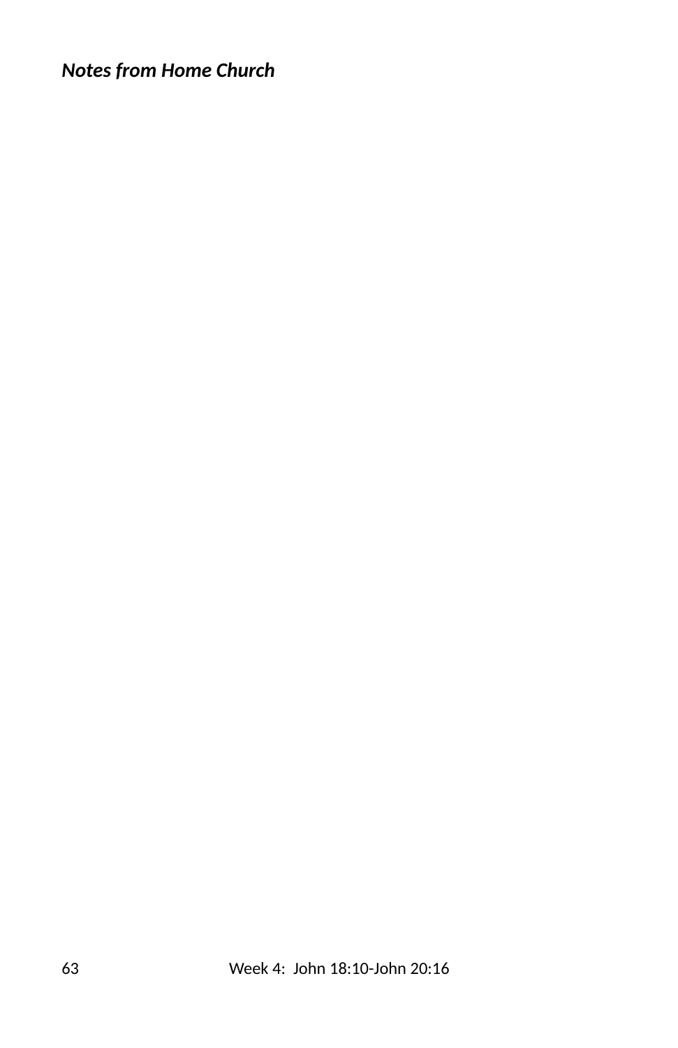***Notes from Home Church***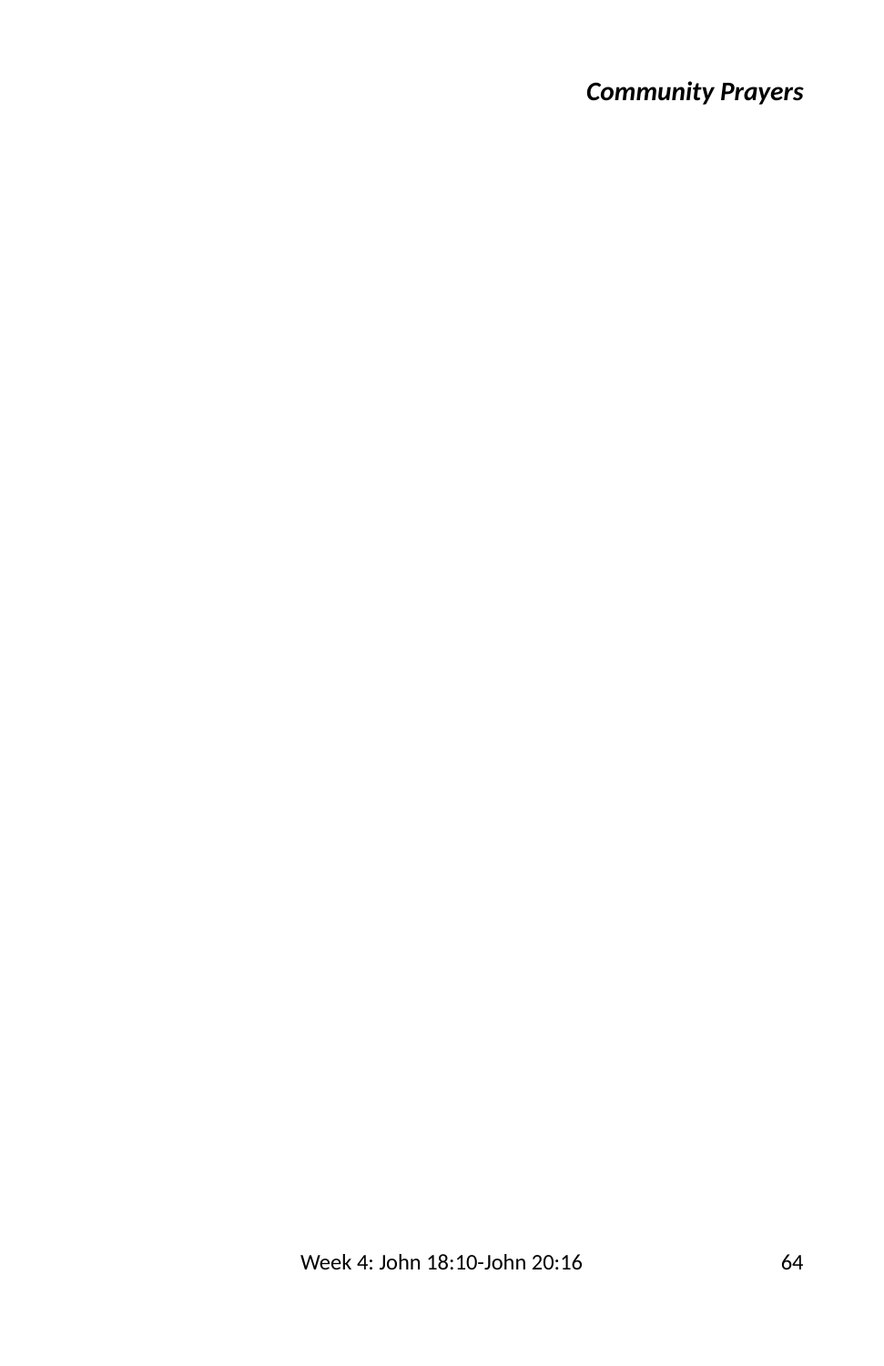***Community Prayers***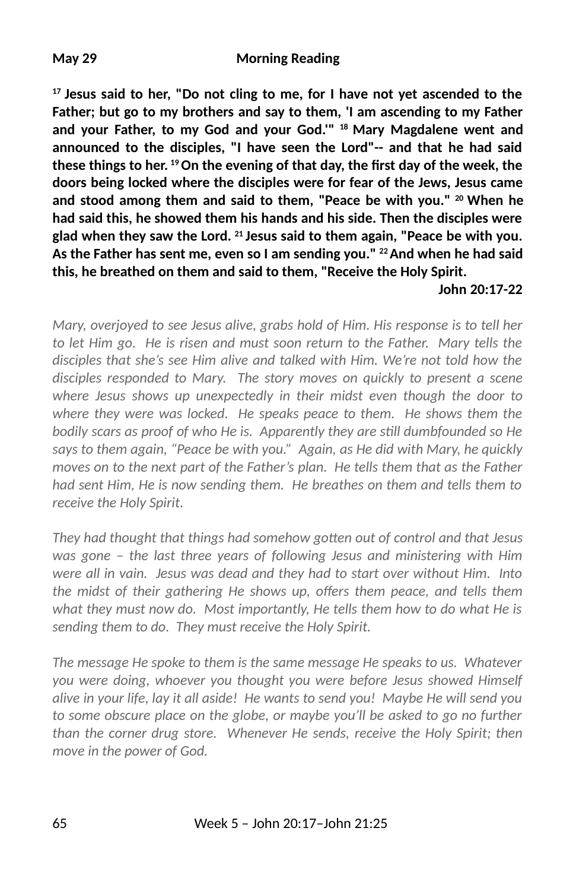**May 29 Morning Reading**

**[17] Jesus said to her, "Do not cling to me, for I have not yet ascended to the Father; but go to my brothers and say to them, 'I am ascending to my Father and your Father, to my God and your God.'" [18] Mary Magdalene went and announced to the disciples, "I have seen the Lord"-- and that he had said these things to her. [19] On the evening of that day, the first day of the week, the doors being locked where the disciples were for fear of the Jews, Jesus came and stood among them and said to them, "Peace be with you." [20] When he had said this, he showed them his hands and his side. Then the disciples were glad when they saw the Lord. [21] Jesus said to them again, "Peace be with you. As the Father has sent me, even so I am sending you." [22] And when he had said this, he breathed on them and said to them, "Receive the Holy Spirit.**

**John 20:17-22**

*Mary, overjoyed to see Jesus alive, grabs hold of Him. His response is to tell her to let Him go. He is risen and must soon return to the Father. Mary tells the disciples that she's see Him alive and talked with Him. We're not told how the disciples responded to Mary. The story moves on quickly to present a scene where Jesus shows up unexpectedly in their midst even though the door to where they were was locked. He speaks peace to them. He shows them the bodily scars as proof of who He is. Apparently they are still dumbfounded so He says to them again, "Peace be with you." Again, as He did with Mary, he quickly moves on to the next part of the Father's plan. He tells them that as the Father had sent Him, He is now sending them. He breathes on them and tells them to receive the Holy Spirit.*

*They had thought that things had somehow gotten out of control and that Jesus was gone – the last three years of following Jesus and ministering with Him were all in vain. Jesus was dead and they had to start over without Him. Into the midst of their gathering He shows up, offers them peace, and tells them what they must now do. Most importantly, He tells them how to do what He is sending them to do. They must receive the Holy Spirit.*

*The message He spoke to them is the same message He speaks to us. Whatever you were doing, whoever you thought you were before Jesus showed Himself alive in your life, lay it all aside! He wants to send you! Maybe He will send you to some obscure place on the globe, or maybe you'll be asked to go no further than the corner drug store. Whenever He sends, receive the Holy Spirit; then move in the power of God.*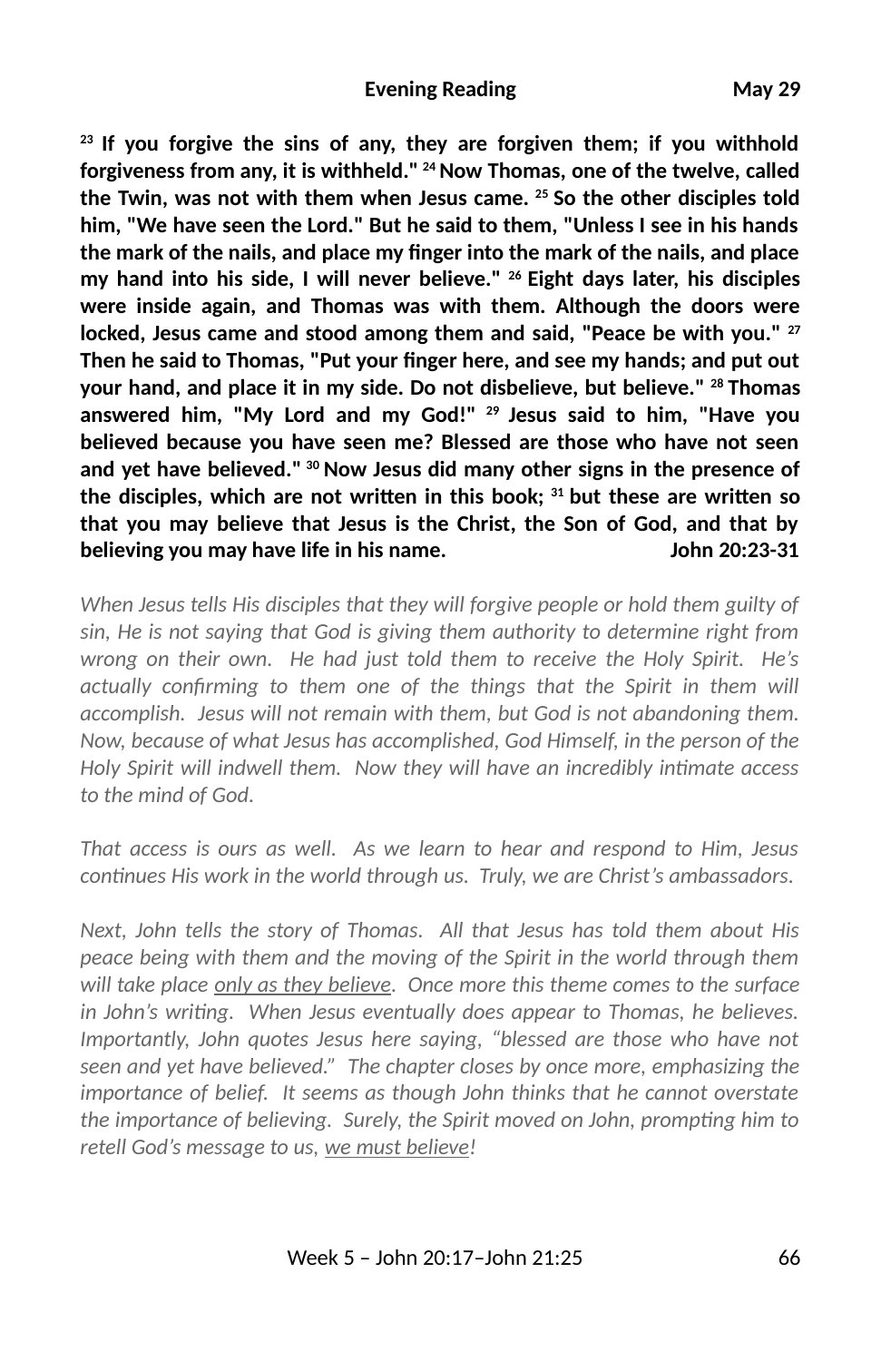**Evening Reading** **May 29**

**[23] If you forgive the sins of any, they are forgiven them; if you withhold forgiveness from any, it is withheld." [24] Now Thomas, one of the twelve, called the Twin, was not with them when Jesus came. [25] So the other disciples told him, "We have seen the Lord." But he said to them, "Unless I see in his hands the mark of the nails, and place my finger into the mark of the nails, and place my hand into his side, I will never believe." [26] Eight days later, his disciples were inside again, and Thomas was with them. Although the doors were locked, Jesus came and stood among them and said, "Peace be with you." [27] Then he said to Thomas, "Put your finger here, and see my hands; and put out your hand, and place it in my side. Do not disbelieve, but believe." [28] Thomas answered him, "My Lord and my God!" [29] Jesus said to him, "Have you believed because you have seen me? Blessed are those who have not seen and yet have believed." [30] Now Jesus did many other signs in the presence of the disciples, which are not written in this book; [31] but these are written so that you may believe that Jesus is the Christ, the Son of God, and that by believing you may have life in his name.** **John 20:23-31**

*When Jesus tells His disciples that they will forgive people or hold them guilty of sin, He is not saying that God is giving them authority to determine right from wrong on their own. He had just told them to receive the Holy Spirit. He's actually confirming to them one of the things that the Spirit in them will accomplish. Jesus will not remain with them, but God is not abandoning them. Now, because of what Jesus has accomplished, God Himself, in the person of the Holy Spirit will indwell them. Now they will have an incredibly intimate access to the mind of God.*

*That access is ours as well. As we learn to hear and respond to Him, Jesus continues His work in the world through us. Truly, we are Christ's ambassadors.*

*Next, John tells the story of Thomas. All that Jesus has told them about His peace being with them and the moving of the Spirit in the world through them will take place <u>only as they believe</u>. Once more this theme comes to the surface in John's writing. When Jesus eventually does appear to Thomas, he believes. Importantly, John quotes Jesus here saying, "blessed are those who have not seen and yet have believed." The chapter closes by once more, emphasizing the importance of belief. It seems as though John thinks that he cannot overstate the importance of believing. Surely, the Spirit moved on John, prompting him to retell God's message to us, <u>we must believe</u>!*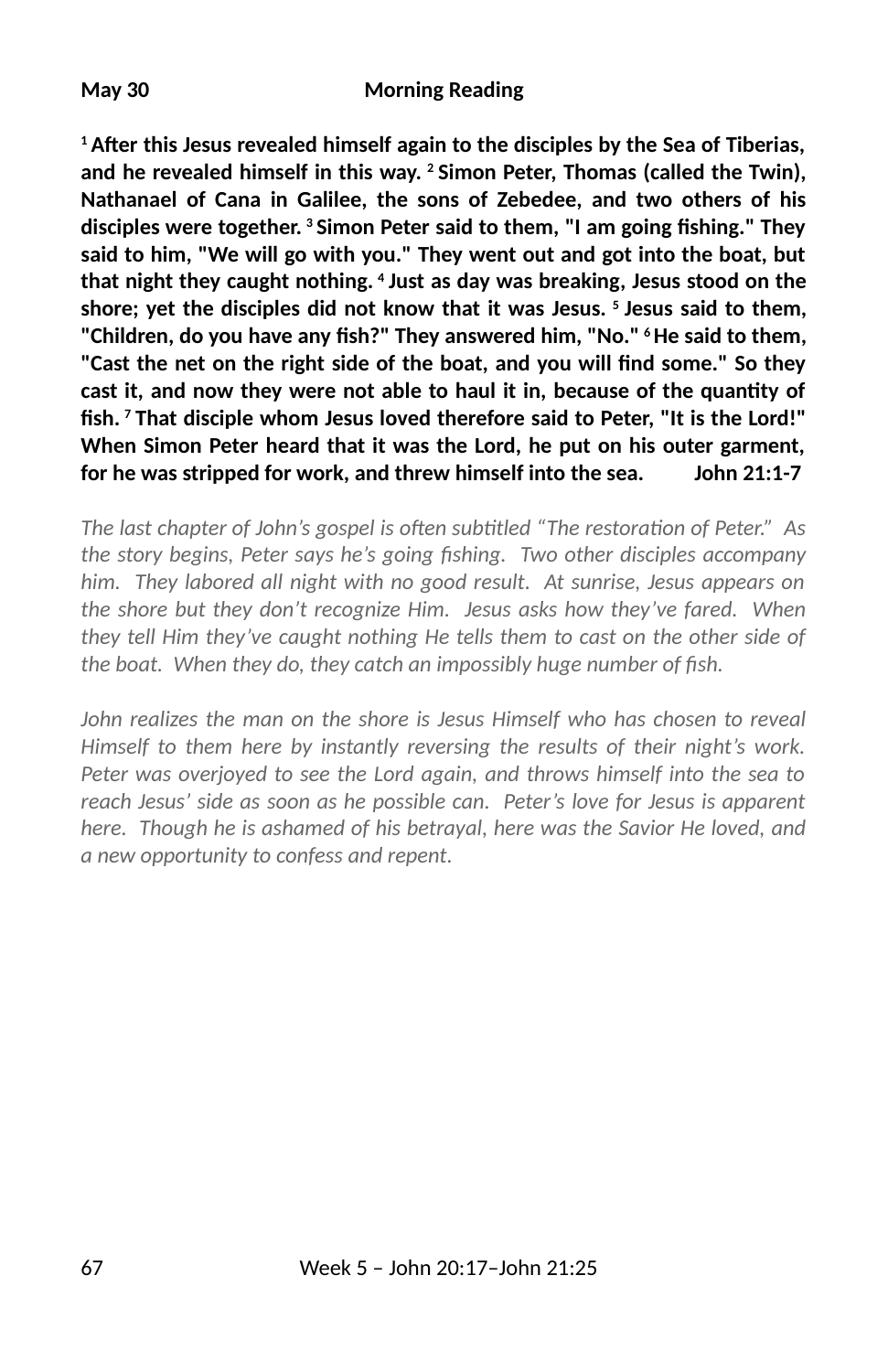**May 30** **Morning Reading**

**[1] After this Jesus revealed himself again to the disciples by the Sea of Tiberias, and he revealed himself in this way. [2] Simon Peter, Thomas (called the Twin), Nathanael of Cana in Galilee, the sons of Zebedee, and two others of his disciples were together. [3] Simon Peter said to them, "I am going fishing." They said to him, "We will go with you." They went out and got into the boat, but that night they caught nothing. [4] Just as day was breaking, Jesus stood on the shore; yet the disciples did not know that it was Jesus. [5] Jesus said to them, "Children, do you have any fish?" They answered him, "No." [6] He said to them, "Cast the net on the right side of the boat, and you will find some." So they cast it, and now they were not able to haul it in, because of the quantity of fish. [7] That disciple whom Jesus loved therefore said to Peter, "It is the Lord!" When Simon Peter heard that it was the Lord, he put on his outer garment, for he was stripped for work, and threw himself into the sea. John 21:1-7**

*The last chapter of John's gospel is often subtitled "The restoration of Peter." As the story begins, Peter says he's going fishing. Two other disciples accompany him. They labored all night with no good result. At sunrise, Jesus appears on the shore but they don't recognize Him. Jesus asks how they've fared. When they tell Him they've caught nothing He tells them to cast on the other side of the boat. When they do, they catch an impossibly huge number of fish.*

*John realizes the man on the shore is Jesus Himself who has chosen to reveal Himself to them here by instantly reversing the results of their night's work. Peter was overjoyed to see the Lord again, and throws himself into the sea to reach Jesus' side as soon as he possible can. Peter's love for Jesus is apparent here. Though he is ashamed of his betrayal, here was the Savior He loved, and a new opportunity to confess and repent.*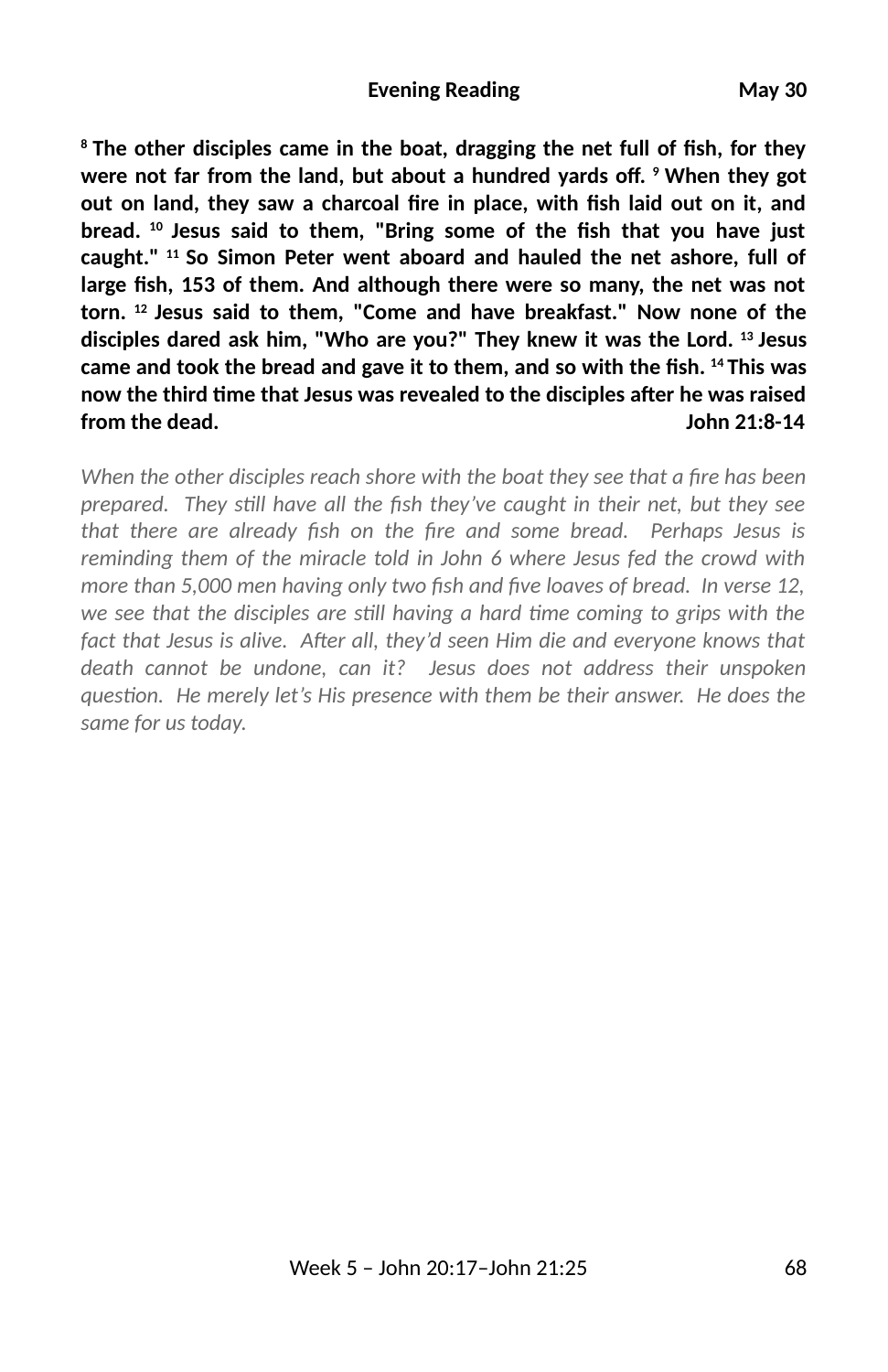**Evening Reading May 30**

**[8] The other disciples came in the boat, dragging the net full of fish, for they were not far from the land, but about a hundred yards off. [9] When they got out on land, they saw a charcoal fire in place, with fish laid out on it, and bread. [10] Jesus said to them, "Bring some of the fish that you have just caught." [11] So Simon Peter went aboard and hauled the net ashore, full of large fish, 153 of them. And although there were so many, the net was not torn. [12] Jesus said to them, "Come and have breakfast." Now none of the disciples dared ask him, "Who are you?" They knew it was the Lord. [13] Jesus came and took the bread and gave it to them, and so with the fish. [14] This was now the third time that Jesus was revealed to the disciples after he was raised from the dead. John 21:8-14**

*When the other disciples reach shore with the boat they see that a fire has been prepared. They still have all the fish they've caught in their net, but they see that there are already fish on the fire and some bread. Perhaps Jesus is reminding them of the miracle told in John 6 where Jesus fed the crowd with more than 5,000 men having only two fish and five loaves of bread. In verse 12, we see that the disciples are still having a hard time coming to grips with the fact that Jesus is alive. After all, they'd seen Him die and everyone knows that death cannot be undone, can it? Jesus does not address their unspoken question. He merely let's His presence with them be their answer. He does the same for us today.*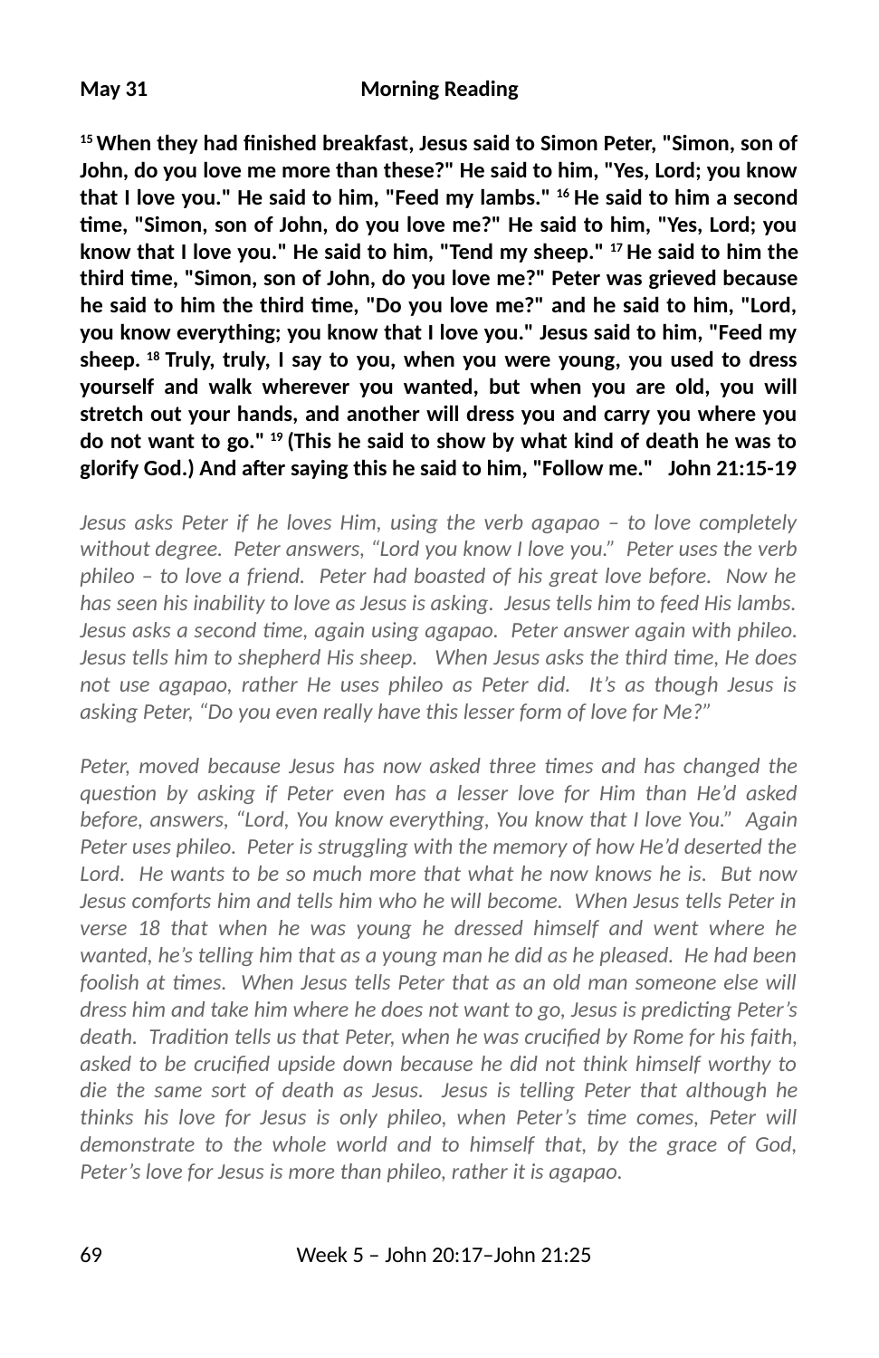**May 31** **Morning Reading**

**[15] When they had finished breakfast, Jesus said to Simon Peter, "Simon, son of John, do you love me more than these?" He said to him, "Yes, Lord; you know that I love you." He said to him, "Feed my lambs." [16] He said to him a second time, "Simon, son of John, do you love me?" He said to him, "Yes, Lord; you know that I love you." He said to him, "Tend my sheep." [17] He said to him the third time, "Simon, son of John, do you love me?" Peter was grieved because he said to him the third time, "Do you love me?" and he said to him, "Lord, you know everything; you know that I love you." Jesus said to him, "Feed my sheep. [18] Truly, truly, I say to you, when you were young, you used to dress yourself and walk wherever you wanted, but when you are old, you will stretch out your hands, and another will dress you and carry you where you do not want to go." [19] (This he said to show by what kind of death he was to glorify God.) And after saying this he said to him, "Follow me." John 21:15-19**

*Jesus asks Peter if he loves Him, using the verb agapao – to love completely without degree. Peter answers, "Lord you know I love you." Peter uses the verb phileo – to love a friend. Peter had boasted of his great love before. Now he has seen his inability to love as Jesus is asking. Jesus tells him to feed His lambs. Jesus asks a second time, again using agapao. Peter answer again with phileo. Jesus tells him to shepherd His sheep. When Jesus asks the third time, He does not use agapao, rather He uses phileo as Peter did. It's as though Jesus is asking Peter, "Do you even really have this lesser form of love for Me?"*

*Peter, moved because Jesus has now asked three times and has changed the question by asking if Peter even has a lesser love for Him than He'd asked before, answers, "Lord, You know everything, You know that I love You." Again Peter uses phileo. Peter is struggling with the memory of how He'd deserted the Lord. He wants to be so much more that what he now knows he is. But now Jesus comforts him and tells him who he will become. When Jesus tells Peter in verse 18 that when he was young he dressed himself and went where he wanted, he's telling him that as a young man he did as he pleased. He had been foolish at times. When Jesus tells Peter that as an old man someone else will dress him and take him where he does not want to go, Jesus is predicting Peter's death. Tradition tells us that Peter, when he was crucified by Rome for his faith, asked to be crucified upside down because he did not think himself worthy to die the same sort of death as Jesus. Jesus is telling Peter that although he thinks his love for Jesus is only phileo, when Peter's time comes, Peter will demonstrate to the whole world and to himself that, by the grace of God, Peter's love for Jesus is more than phileo, rather it is agapao.*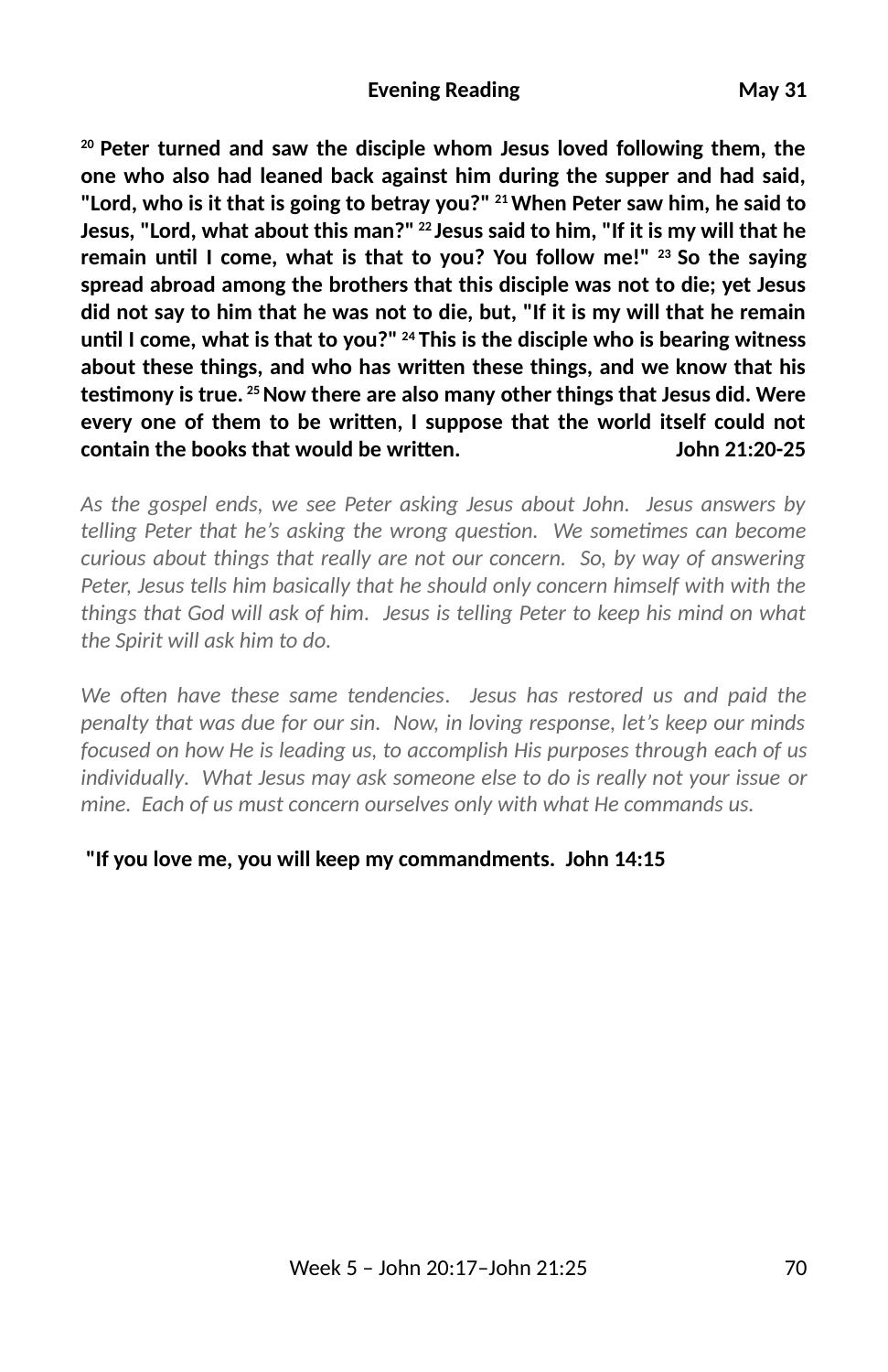**Evening Reading May 31**

**[20] Peter turned and saw the disciple whom Jesus loved following them, the one who also had leaned back against him during the supper and had said, "Lord, who is it that is going to betray you?" [21] When Peter saw him, he said to Jesus, "Lord, what about this man?" [22] Jesus said to him, "If it is my will that he remain until I come, what is that to you? You follow me!" [23] So the saying spread abroad among the brothers that this disciple was not to die; yet Jesus did not say to him that he was not to die, but, "If it is my will that he remain until I come, what is that to you?" [24] This is the disciple who is bearing witness about these things, and who has written these things, and we know that his testimony is true. [25] Now there are also many other things that Jesus did. Were every one of them to be written, I suppose that the world itself could not contain the books that would be written. John 21:20-25**

*As the gospel ends, we see Peter asking Jesus about John. Jesus answers by telling Peter that he's asking the wrong question. We sometimes can become curious about things that really are not our concern. So, by way of answering Peter, Jesus tells him basically that he should only concern himself with with the things that God will ask of him. Jesus is telling Peter to keep his mind on what the Spirit will ask him to do.*

*We often have these same tendencies. Jesus has restored us and paid the penalty that was due for our sin. Now, in loving response, let's keep our minds focused on how He is leading us, to accomplish His purposes through each of us individually. What Jesus may ask someone else to do is really not your issue or mine. Each of us must concern ourselves only with what He commands us.*

**"If you love me, you will keep my commandments. John 14:15**